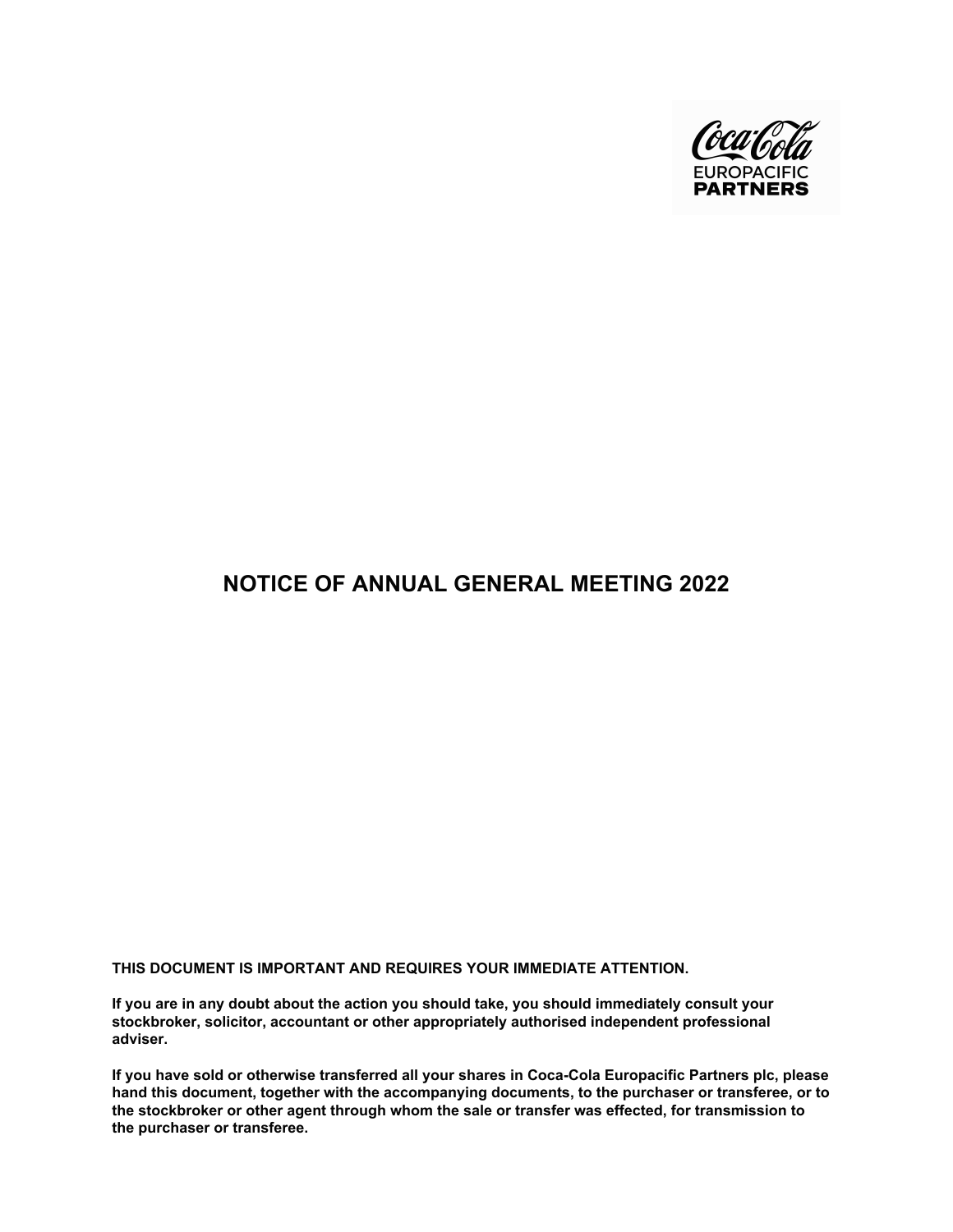Coca-Cola
EUROPACIFIC
PARTNERS

# NOTICE OF ANNUAL GENERAL MEETING 2022

**THIS DOCUMENT IS IMPORTANT AND REQUIRES YOUR IMMEDIATE ATTENTION.**

**If you are in any doubt about the action you should take, you should immediately consult your stockbroker, solicitor, accountant or other appropriately authorised independent professional adviser.**

**If you have sold or otherwise transferred all your shares in Coca-Cola Europacific Partners plc, please hand this document, together with the accompanying documents, to the purchaser or transferee, or to the stockbroker or other agent through whom the sale or transfer was effected, for transmission to the purchaser or transferee.**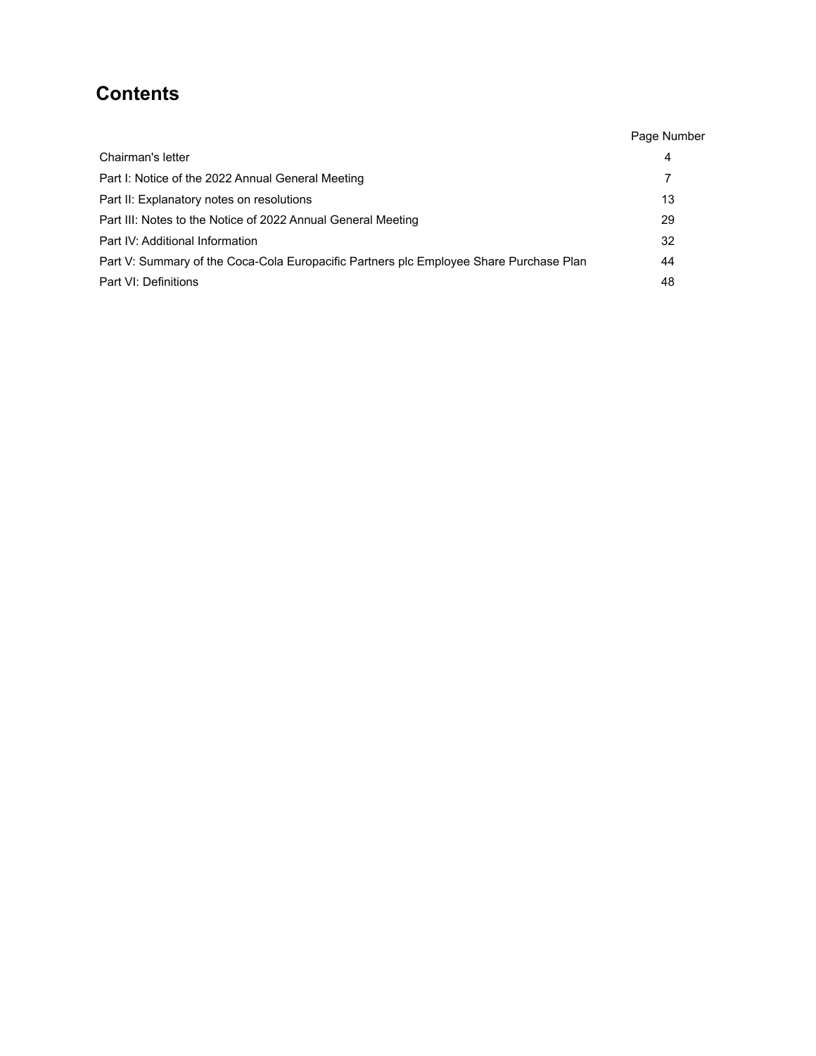# Contents

| | Page Number |
|---|---|
| Chairman's letter | 4 |
| Part I: Notice of the 2022 Annual General Meeting | 7 |
| Part II: Explanatory notes on resolutions | 13 |
| Part III: Notes to the Notice of 2022 Annual General Meeting | 29 |
| Part IV: Additional Information | 32 |
| Part V: Summary of the Coca-Cola Europacific Partners plc Employee Share Purchase Plan | 44 |
| Part VI: Definitions | 48 |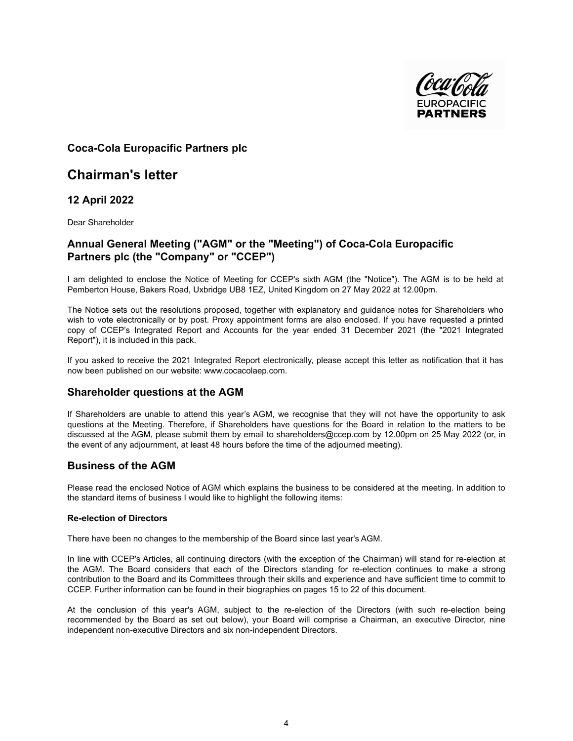## Coca-Cola Europacific Partners plc

# Chairman's letter

## 12 April 2022

Dear Shareholder

## Annual General Meeting ("AGM" or the "Meeting") of Coca-Cola Europacific Partners plc (the "Company" or "CCEP")

I am delighted to enclose the Notice of Meeting for CCEP's sixth AGM (the "Notice"). The AGM is to be held at Pemberton House, Bakers Road, Uxbridge UB8 1EZ, United Kingdom on 27 May 2022 at 12.00pm.

The Notice sets out the resolutions proposed, together with explanatory and guidance notes for Shareholders who wish to vote electronically or by post. Proxy appointment forms are also enclosed. If you have requested a printed copy of CCEP's Integrated Report and Accounts for the year ended 31 December 2021 (the "2021 Integrated Report"), it is included in this pack.

If you asked to receive the 2021 Integrated Report electronically, please accept this letter as notification that it has now been published on our website: www.cocacolaep.com.

## Shareholder questions at the AGM

If Shareholders are unable to attend this year's AGM, we recognise that they will not have the opportunity to ask questions at the Meeting. Therefore, if Shareholders have questions for the Board in relation to the matters to be discussed at the AGM, please submit them by email to shareholders@ccep.com by 12.00pm on 25 May 2022 (or, in the event of any adjournment, at least 48 hours before the time of the adjourned meeting).

## Business of the AGM

Please read the enclosed Notice of AGM which explains the business to be considered at the meeting. In addition to the standard items of business I would like to highlight the following items:

**Re-election of Directors**

There have been no changes to the membership of the Board since last year's AGM.

In line with CCEP's Articles, all continuing directors (with the exception of the Chairman) will stand for re-election at the AGM. The Board considers that each of the Directors standing for re-election continues to make a strong contribution to the Board and its Committees through their skills and experience and have sufficient time to commit to CCEP. Further information can be found in their biographies on pages 15 to 22 of this document.

At the conclusion of this year's AGM, subject to the re-election of the Directors (with such re-election being recommended by the Board as set out below), your Board will comprise a Chairman, an executive Director, nine independent non-executive Directors and six non-independent Directors.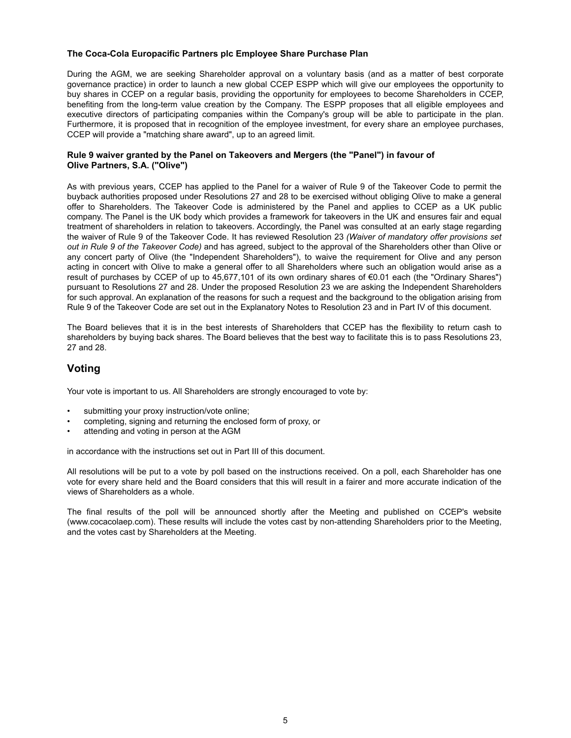**The Coca-Cola Europacific Partners plc Employee Share Purchase Plan**

During the AGM, we are seeking Shareholder approval on a voluntary basis (and as a matter of best corporate governance practice) in order to launch a new global CCEP ESPP which will give our employees the opportunity to buy shares in CCEP on a regular basis, providing the opportunity for employees to become Shareholders in CCEP, benefiting from the long-term value creation by the Company. The ESPP proposes that all eligible employees and executive directors of participating companies within the Company's group will be able to participate in the plan. Furthermore, it is proposed that in recognition of the employee investment, for every share an employee purchases, CCEP will provide a "matching share award", up to an agreed limit.

**Rule 9 waiver granted by the Panel on Takeovers and Mergers (the "Panel") in favour of Olive Partners, S.A. ("Olive")**

As with previous years, CCEP has applied to the Panel for a waiver of Rule 9 of the Takeover Code to permit the buyback authorities proposed under Resolutions 27 and 28 to be exercised without obliging Olive to make a general offer to Shareholders. The Takeover Code is administered by the Panel and applies to CCEP as a UK public company. The Panel is the UK body which provides a framework for takeovers in the UK and ensures fair and equal treatment of shareholders in relation to takeovers. Accordingly, the Panel was consulted at an early stage regarding the waiver of Rule 9 of the Takeover Code. It has reviewed Resolution 23 *(Waiver of mandatory offer provisions set out in Rule 9 of the Takeover Code)* and has agreed, subject to the approval of the Shareholders other than Olive or any concert party of Olive (the "Independent Shareholders"), to waive the requirement for Olive and any person acting in concert with Olive to make a general offer to all Shareholders where such an obligation would arise as a result of purchases by CCEP of up to 45,677,101 of its own ordinary shares of €0.01 each (the "Ordinary Shares") pursuant to Resolutions 27 and 28. Under the proposed Resolution 23 we are asking the Independent Shareholders for such approval. An explanation of the reasons for such a request and the background to the obligation arising from Rule 9 of the Takeover Code are set out in the Explanatory Notes to Resolution 23 and in Part IV of this document.

The Board believes that it is in the best interests of Shareholders that CCEP has the flexibility to return cash to shareholders by buying back shares. The Board believes that the best way to facilitate this is to pass Resolutions 23, 27 and 28.

## Voting

Your vote is important to us. All Shareholders are strongly encouraged to vote by:

- submitting your proxy instruction/vote online;
- completing, signing and returning the enclosed form of proxy, or
- attending and voting in person at the AGM

in accordance with the instructions set out in Part III of this document.

All resolutions will be put to a vote by poll based on the instructions received. On a poll, each Shareholder has one vote for every share held and the Board considers that this will result in a fairer and more accurate indication of the views of Shareholders as a whole.

The final results of the poll will be announced shortly after the Meeting and published on CCEP's website (www.cocacolaep.com). These results will include the votes cast by non-attending Shareholders prior to the Meeting, and the votes cast by Shareholders at the Meeting.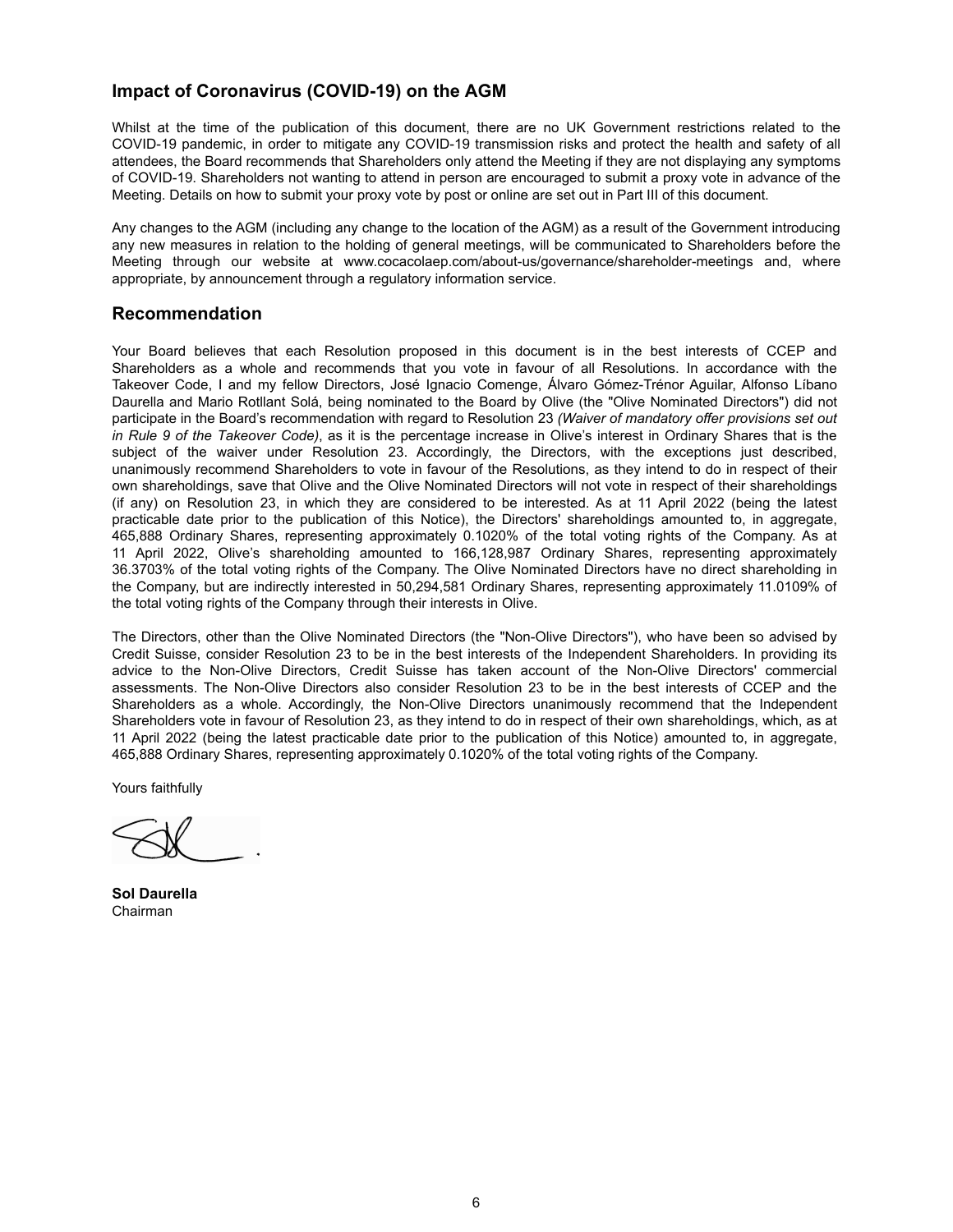## Impact of Coronavirus (COVID-19) on the AGM

Whilst at the time of the publication of this document, there are no UK Government restrictions related to the COVID-19 pandemic, in order to mitigate any COVID-19 transmission risks and protect the health and safety of all attendees, the Board recommends that Shareholders only attend the Meeting if they are not displaying any symptoms of COVID-19. Shareholders not wanting to attend in person are encouraged to submit a proxy vote in advance of the Meeting. Details on how to submit your proxy vote by post or online are set out in Part III of this document.

Any changes to the AGM (including any change to the location of the AGM) as a result of the Government introducing any new measures in relation to the holding of general meetings, will be communicated to Shareholders before the Meeting through our website at www.cocacolaep.com/about-us/governance/shareholder-meetings and, where appropriate, by announcement through a regulatory information service.

## Recommendation

Your Board believes that each Resolution proposed in this document is in the best interests of CCEP and Shareholders as a whole and recommends that you vote in favour of all Resolutions. In accordance with the Takeover Code, I and my fellow Directors, José Ignacio Comenge, Álvaro Gómez-Trénor Aguilar, Alfonso Líbano Daurella and Mario Rotllant Solá, being nominated to the Board by Olive (the "Olive Nominated Directors") did not participate in the Board's recommendation with regard to Resolution 23 *(Waiver of mandatory offer provisions set out in Rule 9 of the Takeover Code)*, as it is the percentage increase in Olive's interest in Ordinary Shares that is the subject of the waiver under Resolution 23. Accordingly, the Directors, with the exceptions just described, unanimously recommend Shareholders to vote in favour of the Resolutions, as they intend to do in respect of their own shareholdings, save that Olive and the Olive Nominated Directors will not vote in respect of their shareholdings (if any) on Resolution 23, in which they are considered to be interested. As at 11 April 2022 (being the latest practicable date prior to the publication of this Notice), the Directors' shareholdings amounted to, in aggregate, 465,888 Ordinary Shares, representing approximately 0.1020% of the total voting rights of the Company. As at 11 April 2022, Olive's shareholding amounted to 166,128,987 Ordinary Shares, representing approximately 36.3703% of the total voting rights of the Company. The Olive Nominated Directors have no direct shareholding in the Company, but are indirectly interested in 50,294,581 Ordinary Shares, representing approximately 11.0109% of the total voting rights of the Company through their interests in Olive.

The Directors, other than the Olive Nominated Directors (the "Non-Olive Directors"), who have been so advised by Credit Suisse, consider Resolution 23 to be in the best interests of the Independent Shareholders. In providing its advice to the Non-Olive Directors, Credit Suisse has taken account of the Non-Olive Directors' commercial assessments. The Non-Olive Directors also consider Resolution 23 to be in the best interests of CCEP and the Shareholders as a whole. Accordingly, the Non-Olive Directors unanimously recommend that the Independent Shareholders vote in favour of Resolution 23, as they intend to do in respect of their own shareholdings, which, as at 11 April 2022 (being the latest practicable date prior to the publication of this Notice) amounted to, in aggregate, 465,888 Ordinary Shares, representing approximately 0.1020% of the total voting rights of the Company.

Yours faithfully

**Sol Daurella**
Chairman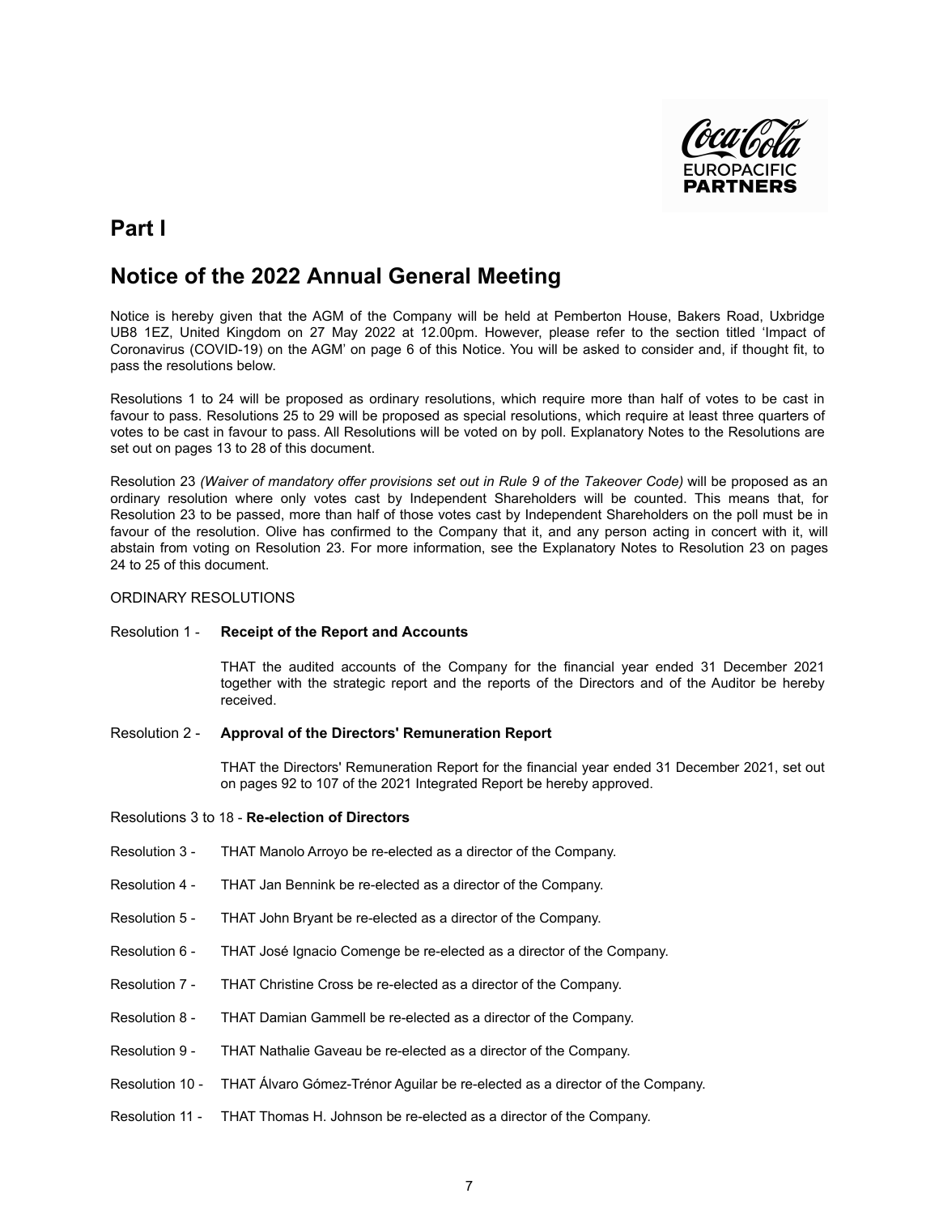# Part I

## Notice of the 2022 Annual General Meeting

Notice is hereby given that the AGM of the Company will be held at Pemberton House, Bakers Road, Uxbridge UB8 1EZ, United Kingdom on 27 May 2022 at 12.00pm. However, please refer to the section titled 'Impact of Coronavirus (COVID-19) on the AGM' on page 6 of this Notice. You will be asked to consider and, if thought fit, to pass the resolutions below.

Resolutions 1 to 24 will be proposed as ordinary resolutions, which require more than half of votes to be cast in favour to pass. Resolutions 25 to 29 will be proposed as special resolutions, which require at least three quarters of votes to be cast in favour to pass. All Resolutions will be voted on by poll. Explanatory Notes to the Resolutions are set out on pages 13 to 28 of this document.

Resolution 23 *(Waiver of mandatory offer provisions set out in Rule 9 of the Takeover Code)* will be proposed as an ordinary resolution where only votes cast by Independent Shareholders will be counted. This means that, for Resolution 23 to be passed, more than half of those votes cast by Independent Shareholders on the poll must be in favour of the resolution. Olive has confirmed to the Company that it, and any person acting in concert with it, will abstain from voting on Resolution 23. For more information, see the Explanatory Notes to Resolution 23 on pages 24 to 25 of this document.

ORDINARY RESOLUTIONS

Resolution 1 - **Receipt of the Report and Accounts**

THAT the audited accounts of the Company for the financial year ended 31 December 2021 together with the strategic report and the reports of the Directors and of the Auditor be hereby received.

Resolution 2 - **Approval of the Directors' Remuneration Report**

THAT the Directors' Remuneration Report for the financial year ended 31 December 2021, set out on pages 92 to 107 of the 2021 Integrated Report be hereby approved.

Resolutions 3 to 18 - **Re-election of Directors**

Resolution 3 - THAT Manolo Arroyo be re-elected as a director of the Company.

Resolution 4 - THAT Jan Bennink be re-elected as a director of the Company.

Resolution 5 - THAT John Bryant be re-elected as a director of the Company.

Resolution 6 - THAT José Ignacio Comenge be re-elected as a director of the Company.

Resolution 7 - THAT Christine Cross be re-elected as a director of the Company.

Resolution 8 - THAT Damian Gammell be re-elected as a director of the Company.

Resolution 9 - THAT Nathalie Gaveau be re-elected as a director of the Company.

Resolution 10 - THAT Álvaro Gómez-Trénor Aguilar be re-elected as a director of the Company.

Resolution 11 - THAT Thomas H. Johnson be re-elected as a director of the Company.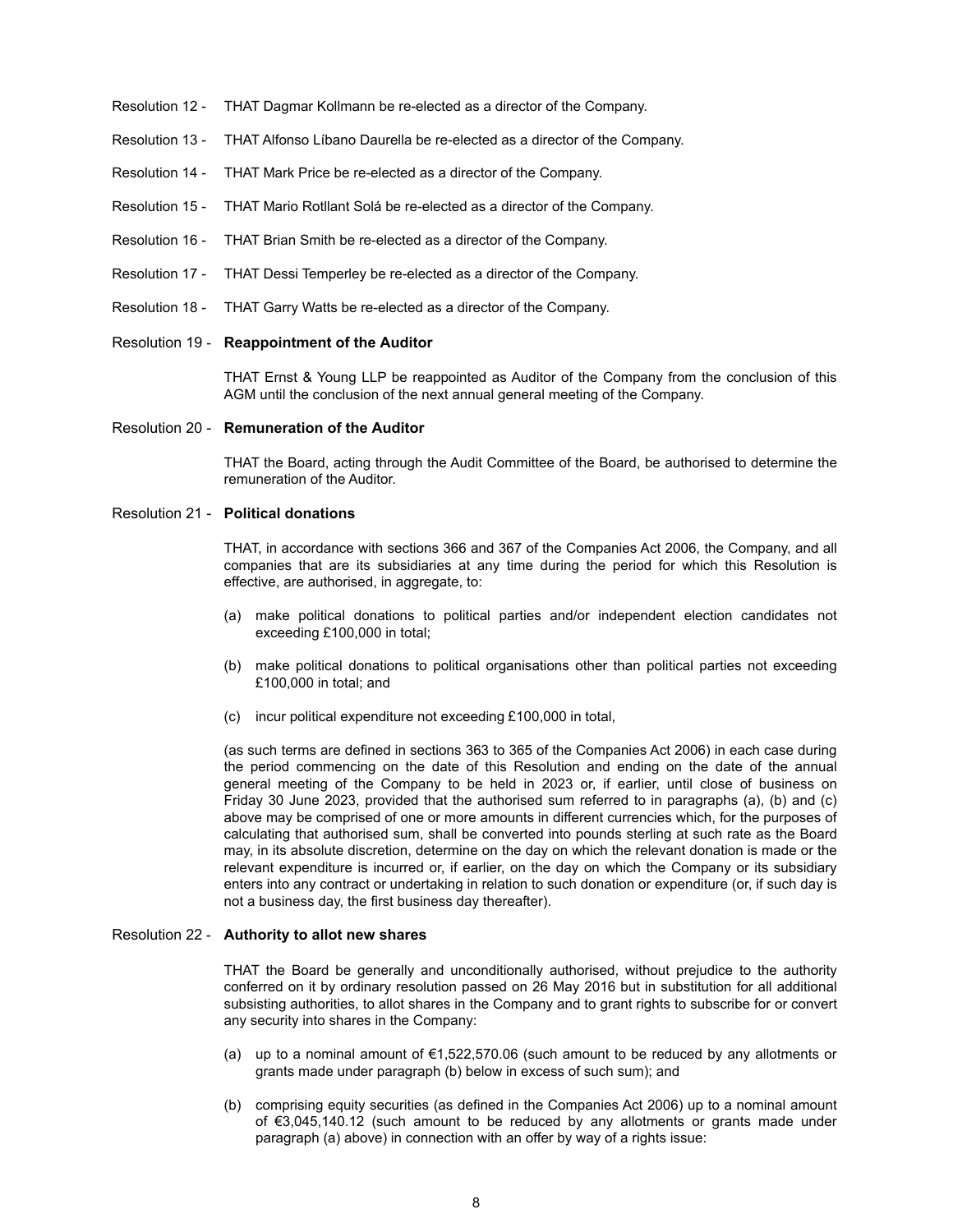Resolution 12 - THAT Dagmar Kollmann be re-elected as a director of the Company.

Resolution 13 - THAT Alfonso Líbano Daurella be re-elected as a director of the Company.

Resolution 14 - THAT Mark Price be re-elected as a director of the Company.

Resolution 15 - THAT Mario Rotllant Solá be re-elected as a director of the Company.

Resolution 16 - THAT Brian Smith be re-elected as a director of the Company.

Resolution 17 - THAT Dessi Temperley be re-elected as a director of the Company.

Resolution 18 - THAT Garry Watts be re-elected as a director of the Company.

Resolution 19 - **Reappointment of the Auditor**

THAT Ernst & Young LLP be reappointed as Auditor of the Company from the conclusion of this AGM until the conclusion of the next annual general meeting of the Company.

Resolution 20 - **Remuneration of the Auditor**

THAT the Board, acting through the Audit Committee of the Board, be authorised to determine the remuneration of the Auditor.

Resolution 21 - **Political donations**

THAT, in accordance with sections 366 and 367 of the Companies Act 2006, the Company, and all companies that are its subsidiaries at any time during the period for which this Resolution is effective, are authorised, in aggregate, to:

(a) make political donations to political parties and/or independent election candidates not exceeding £100,000 in total;

(b) make political donations to political organisations other than political parties not exceeding £100,000 in total; and

(c) incur political expenditure not exceeding £100,000 in total,

(as such terms are defined in sections 363 to 365 of the Companies Act 2006) in each case during the period commencing on the date of this Resolution and ending on the date of the annual general meeting of the Company to be held in 2023 or, if earlier, until close of business on Friday 30 June 2023, provided that the authorised sum referred to in paragraphs (a), (b) and (c) above may be comprised of one or more amounts in different currencies which, for the purposes of calculating that authorised sum, shall be converted into pounds sterling at such rate as the Board may, in its absolute discretion, determine on the day on which the relevant donation is made or the relevant expenditure is incurred or, if earlier, on the day on which the Company or its subsidiary enters into any contract or undertaking in relation to such donation or expenditure (or, if such day is not a business day, the first business day thereafter).

Resolution 22 - **Authority to allot new shares**

THAT the Board be generally and unconditionally authorised, without prejudice to the authority conferred on it by ordinary resolution passed on 26 May 2016 but in substitution for all additional subsisting authorities, to allot shares in the Company and to grant rights to subscribe for or convert any security into shares in the Company:

(a) up to a nominal amount of €1,522,570.06 (such amount to be reduced by any allotments or grants made under paragraph (b) below in excess of such sum); and

(b) comprising equity securities (as defined in the Companies Act 2006) up to a nominal amount of €3,045,140.12 (such amount to be reduced by any allotments or grants made under paragraph (a) above) in connection with an offer by way of a rights issue: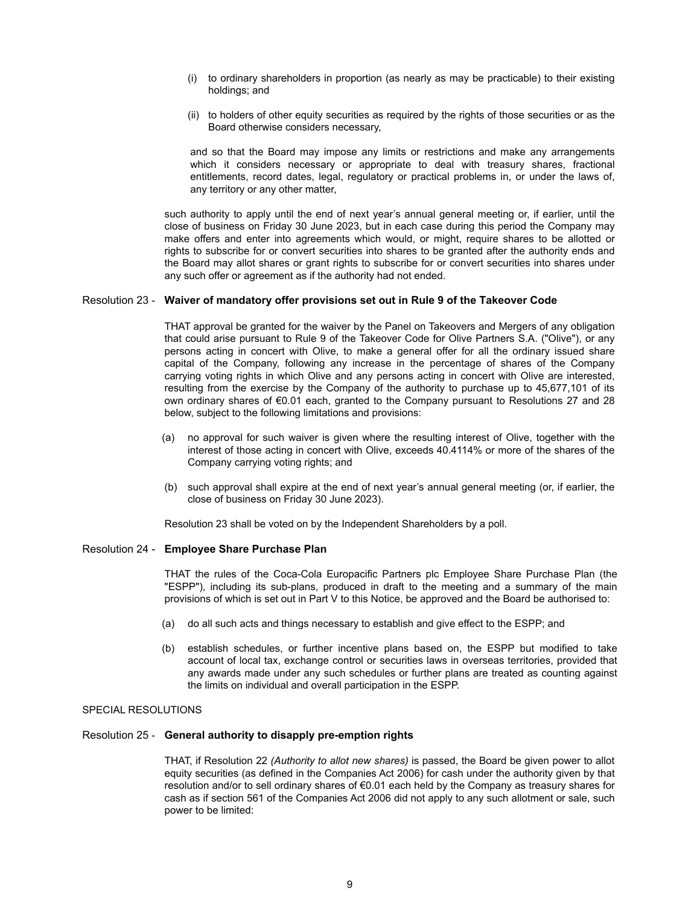(i) to ordinary shareholders in proportion (as nearly as may be practicable) to their existing holdings; and

(ii) to holders of other equity securities as required by the rights of those securities or as the Board otherwise considers necessary,

and so that the Board may impose any limits or restrictions and make any arrangements which it considers necessary or appropriate to deal with treasury shares, fractional entitlements, record dates, legal, regulatory or practical problems in, or under the laws of, any territory or any other matter,

such authority to apply until the end of next year's annual general meeting or, if earlier, until the close of business on Friday 30 June 2023, but in each case during this period the Company may make offers and enter into agreements which would, or might, require shares to be allotted or rights to subscribe for or convert securities into shares to be granted after the authority ends and the Board may allot shares or grant rights to subscribe for or convert securities into shares under any such offer or agreement as if the authority had not ended.

Resolution 23 - **Waiver of mandatory offer provisions set out in Rule 9 of the Takeover Code**

THAT approval be granted for the waiver by the Panel on Takeovers and Mergers of any obligation that could arise pursuant to Rule 9 of the Takeover Code for Olive Partners S.A. ("Olive"), or any persons acting in concert with Olive, to make a general offer for all the ordinary issued share capital of the Company, following any increase in the percentage of shares of the Company carrying voting rights in which Olive and any persons acting in concert with Olive are interested, resulting from the exercise by the Company of the authority to purchase up to 45,677,101 of its own ordinary shares of €0.01 each, granted to the Company pursuant to Resolutions 27 and 28 below, subject to the following limitations and provisions:

(a) no approval for such waiver is given where the resulting interest of Olive, together with the interest of those acting in concert with Olive, exceeds 40.4114% or more of the shares of the Company carrying voting rights; and

(b) such approval shall expire at the end of next year's annual general meeting (or, if earlier, the close of business on Friday 30 June 2023).

Resolution 23 shall be voted on by the Independent Shareholders by a poll.

Resolution 24 - **Employee Share Purchase Plan**

THAT the rules of the Coca-Cola Europacific Partners plc Employee Share Purchase Plan (the "ESPP"), including its sub-plans, produced in draft to the meeting and a summary of the main provisions of which is set out in Part V to this Notice, be approved and the Board be authorised to:

(a) do all such acts and things necessary to establish and give effect to the ESPP; and

(b) establish schedules, or further incentive plans based on, the ESPP but modified to take account of local tax, exchange control or securities laws in overseas territories, provided that any awards made under any such schedules or further plans are treated as counting against the limits on individual and overall participation in the ESPP.

SPECIAL RESOLUTIONS

Resolution 25 - **General authority to disapply pre-emption rights**

THAT, if Resolution 22 *(Authority to allot new shares)* is passed, the Board be given power to allot equity securities (as defined in the Companies Act 2006) for cash under the authority given by that resolution and/or to sell ordinary shares of €0.01 each held by the Company as treasury shares for cash as if section 561 of the Companies Act 2006 did not apply to any such allotment or sale, such power to be limited: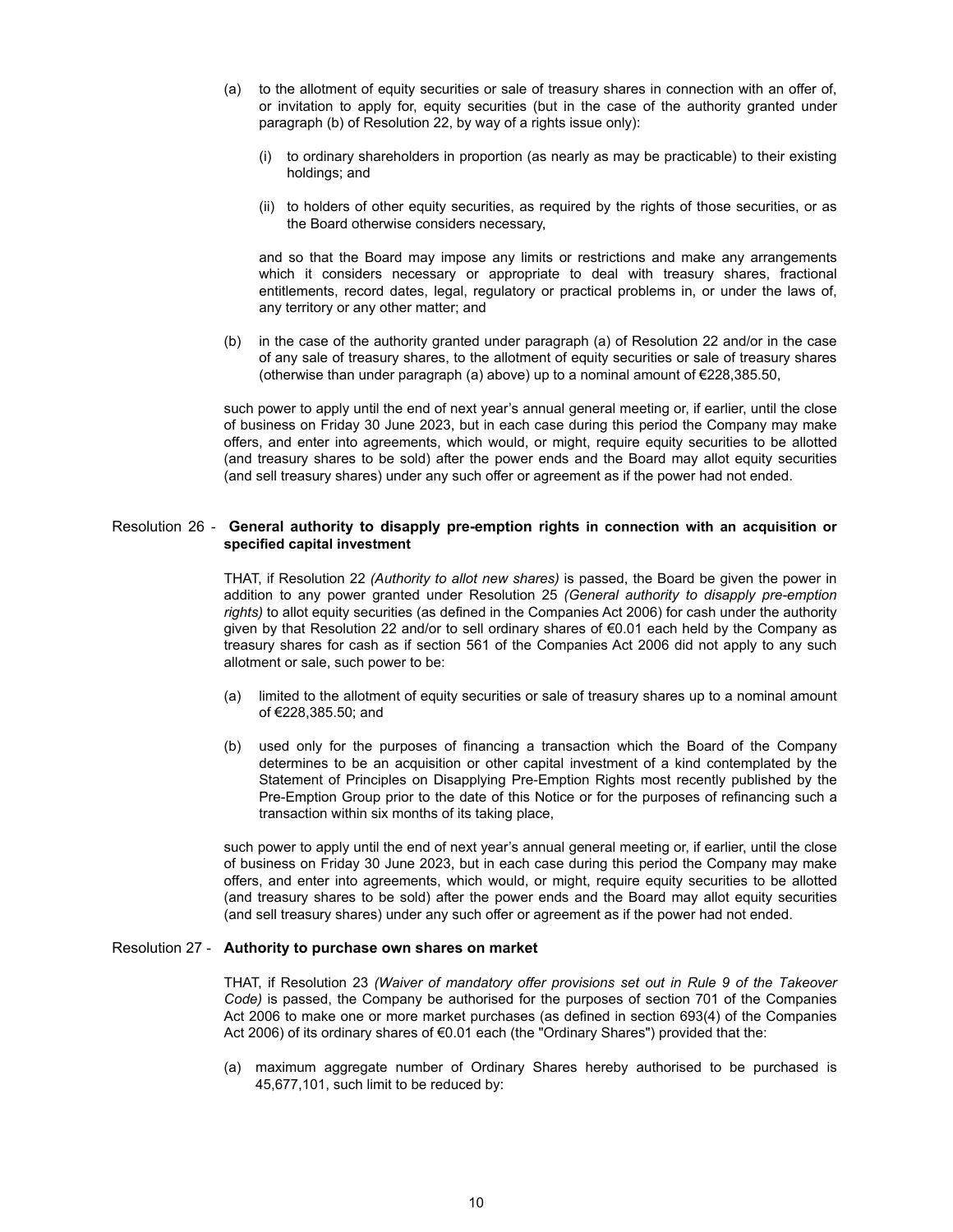(a) to the allotment of equity securities or sale of treasury shares in connection with an offer of, or invitation to apply for, equity securities (but in the case of the authority granted under paragraph (b) of Resolution 22, by way of a rights issue only):

   (i) to ordinary shareholders in proportion (as nearly as may be practicable) to their existing holdings; and

   (ii) to holders of other equity securities, as required by the rights of those securities, or as the Board otherwise considers necessary,

   and so that the Board may impose any limits or restrictions and make any arrangements which it considers necessary or appropriate to deal with treasury shares, fractional entitlements, record dates, legal, regulatory or practical problems in, or under the laws of, any territory or any other matter; and

(b) in the case of the authority granted under paragraph (a) of Resolution 22 and/or in the case of any sale of treasury shares, to the allotment of equity securities or sale of treasury shares (otherwise than under paragraph (a) above) up to a nominal amount of €228,385.50,

such power to apply until the end of next year's annual general meeting or, if earlier, until the close of business on Friday 30 June 2023, but in each case during this period the Company may make offers, and enter into agreements, which would, or might, require equity securities to be allotted (and treasury shares to be sold) after the power ends and the Board may allot equity securities (and sell treasury shares) under any such offer or agreement as if the power had not ended.

Resolution 26 - **General authority to disapply pre-emption rights in connection with an acquisition or specified capital investment**

THAT, if Resolution 22 *(Authority to allot new shares)* is passed, the Board be given the power in addition to any power granted under Resolution 25 *(General authority to disapply pre-emption rights)* to allot equity securities (as defined in the Companies Act 2006) for cash under the authority given by that Resolution 22 and/or to sell ordinary shares of €0.01 each held by the Company as treasury shares for cash as if section 561 of the Companies Act 2006 did not apply to any such allotment or sale, such power to be:

(a) limited to the allotment of equity securities or sale of treasury shares up to a nominal amount of €228,385.50; and

(b) used only for the purposes of financing a transaction which the Board of the Company determines to be an acquisition or other capital investment of a kind contemplated by the Statement of Principles on Disapplying Pre-Emption Rights most recently published by the Pre-Emption Group prior to the date of this Notice or for the purposes of refinancing such a transaction within six months of its taking place,

such power to apply until the end of next year's annual general meeting or, if earlier, until the close of business on Friday 30 June 2023, but in each case during this period the Company may make offers, and enter into agreements, which would, or might, require equity securities to be allotted (and treasury shares to be sold) after the power ends and the Board may allot equity securities (and sell treasury shares) under any such offer or agreement as if the power had not ended.

Resolution 27 - **Authority to purchase own shares on market**

THAT, if Resolution 23 *(Waiver of mandatory offer provisions set out in Rule 9 of the Takeover Code)* is passed, the Company be authorised for the purposes of section 701 of the Companies Act 2006 to make one or more market purchases (as defined in section 693(4) of the Companies Act 2006) of its ordinary shares of €0.01 each (the "Ordinary Shares") provided that the:

(a) maximum aggregate number of Ordinary Shares hereby authorised to be purchased is 45,677,101, such limit to be reduced by: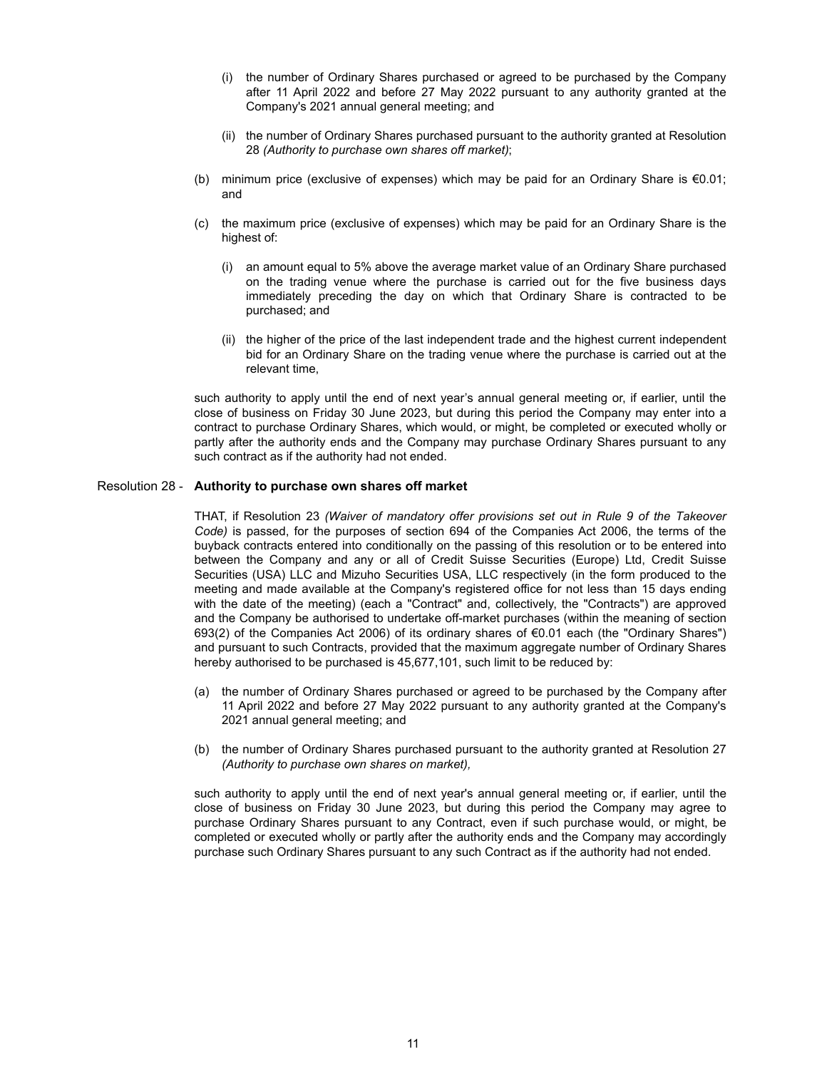(i) the number of Ordinary Shares purchased or agreed to be purchased by the Company after 11 April 2022 and before 27 May 2022 pursuant to any authority granted at the Company's 2021 annual general meeting; and

(ii) the number of Ordinary Shares purchased pursuant to the authority granted at Resolution 28 *(Authority to purchase own shares off market)*;

(b) minimum price (exclusive of expenses) which may be paid for an Ordinary Share is €0.01; and

(c) the maximum price (exclusive of expenses) which may be paid for an Ordinary Share is the highest of:

(i) an amount equal to 5% above the average market value of an Ordinary Share purchased on the trading venue where the purchase is carried out for the five business days immediately preceding the day on which that Ordinary Share is contracted to be purchased; and

(ii) the higher of the price of the last independent trade and the highest current independent bid for an Ordinary Share on the trading venue where the purchase is carried out at the relevant time,

such authority to apply until the end of next year's annual general meeting or, if earlier, until the close of business on Friday 30 June 2023, but during this period the Company may enter into a contract to purchase Ordinary Shares, which would, or might, be completed or executed wholly or partly after the authority ends and the Company may purchase Ordinary Shares pursuant to any such contract as if the authority had not ended.

Resolution 28 - **Authority to purchase own shares off market**

THAT, if Resolution 23 *(Waiver of mandatory offer provisions set out in Rule 9 of the Takeover Code)* is passed, for the purposes of section 694 of the Companies Act 2006, the terms of the buyback contracts entered into conditionally on the passing of this resolution or to be entered into between the Company and any or all of Credit Suisse Securities (Europe) Ltd, Credit Suisse Securities (USA) LLC and Mizuho Securities USA, LLC respectively (in the form produced to the meeting and made available at the Company's registered office for not less than 15 days ending with the date of the meeting) (each a "Contract" and, collectively, the "Contracts") are approved and the Company be authorised to undertake off-market purchases (within the meaning of section 693(2) of the Companies Act 2006) of its ordinary shares of €0.01 each (the "Ordinary Shares") and pursuant to such Contracts, provided that the maximum aggregate number of Ordinary Shares hereby authorised to be purchased is 45,677,101, such limit to be reduced by:

(a) the number of Ordinary Shares purchased or agreed to be purchased by the Company after 11 April 2022 and before 27 May 2022 pursuant to any authority granted at the Company's 2021 annual general meeting; and

(b) the number of Ordinary Shares purchased pursuant to the authority granted at Resolution 27 *(Authority to purchase own shares on market),*

such authority to apply until the end of next year's annual general meeting or, if earlier, until the close of business on Friday 30 June 2023, but during this period the Company may agree to purchase Ordinary Shares pursuant to any Contract, even if such purchase would, or might, be completed or executed wholly or partly after the authority ends and the Company may accordingly purchase such Ordinary Shares pursuant to any such Contract as if the authority had not ended.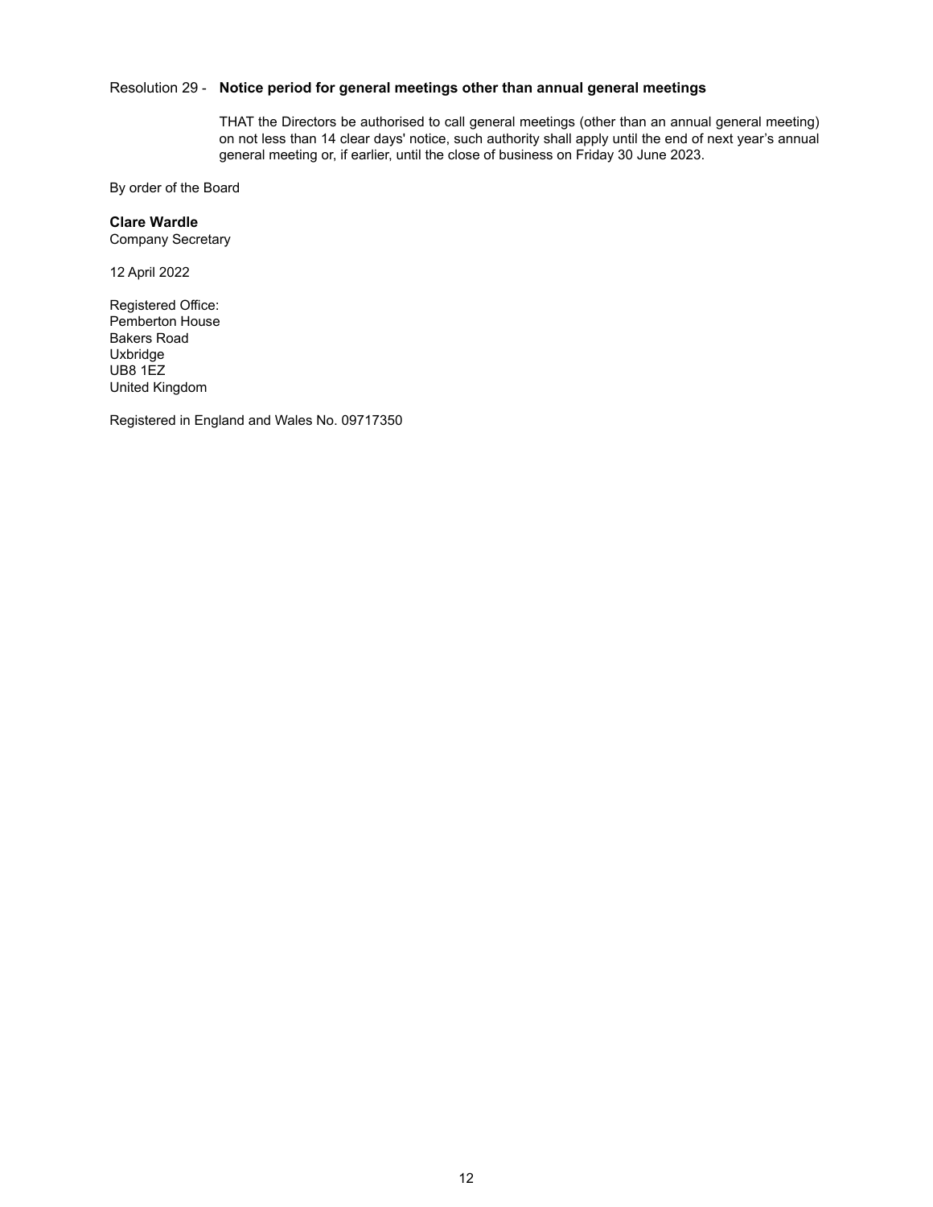Resolution 29 - **Notice period for general meetings other than annual general meetings**

THAT the Directors be authorised to call general meetings (other than an annual general meeting) on not less than 14 clear days' notice, such authority shall apply until the end of next year's annual general meeting or, if earlier, until the close of business on Friday 30 June 2023.

By order of the Board

**Clare Wardle**
Company Secretary

12 April 2022

Registered Office:
Pemberton House
Bakers Road
Uxbridge
UB8 1EZ
United Kingdom

Registered in England and Wales No. 09717350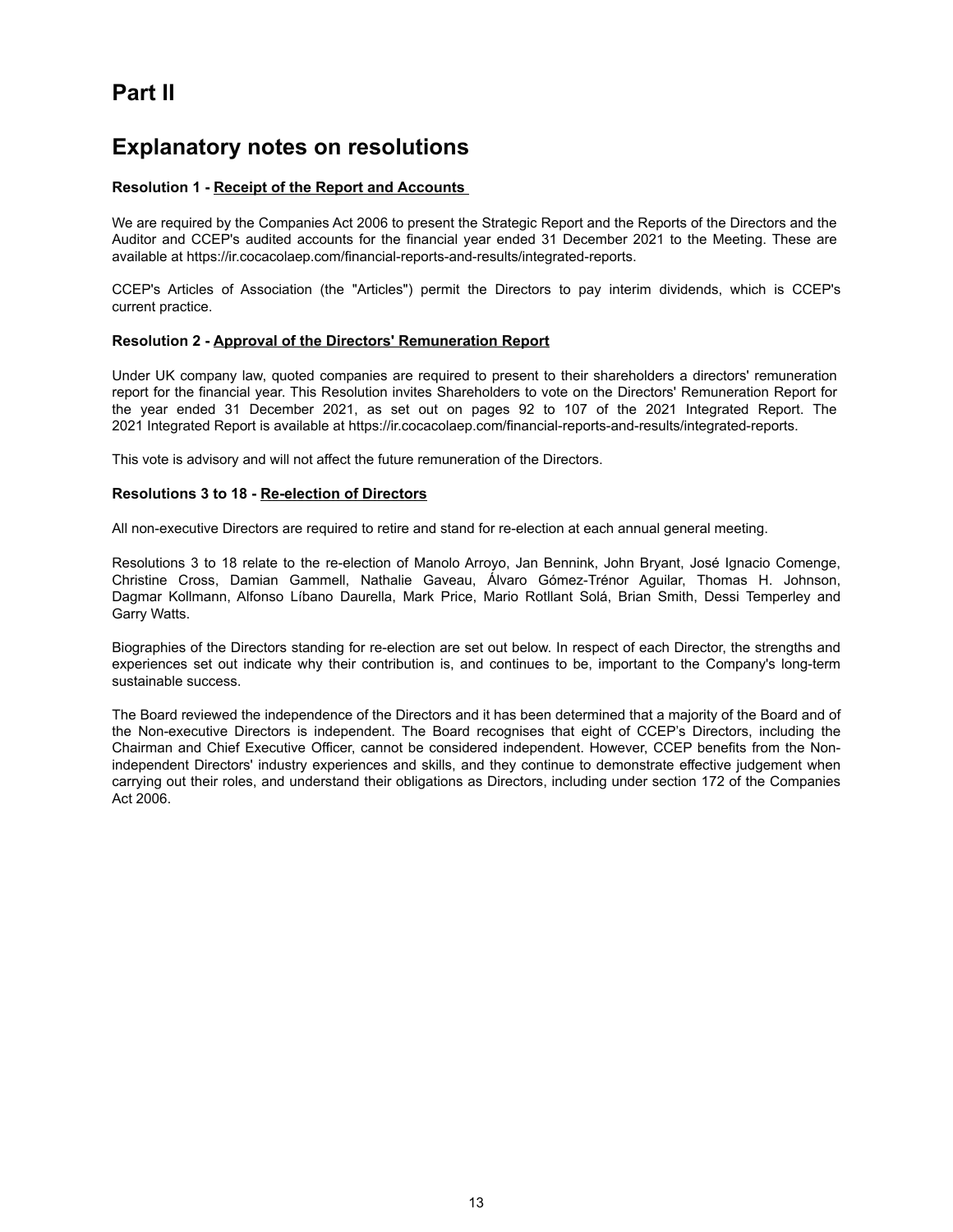# Part II

## Explanatory notes on resolutions

**Resolution 1 - Receipt of the Report and Accounts**

We are required by the Companies Act 2006 to present the Strategic Report and the Reports of the Directors and the Auditor and CCEP's audited accounts for the financial year ended 31 December 2021 to the Meeting. These are available at https://ir.cocacolaep.com/financial-reports-and-results/integrated-reports.

CCEP's Articles of Association (the "Articles") permit the Directors to pay interim dividends, which is CCEP's current practice.

**Resolution 2 - Approval of the Directors' Remuneration Report**

Under UK company law, quoted companies are required to present to their shareholders a directors' remuneration report for the financial year. This Resolution invites Shareholders to vote on the Directors' Remuneration Report for the year ended 31 December 2021, as set out on pages 92 to 107 of the 2021 Integrated Report. The 2021 Integrated Report is available at https://ir.cocacolaep.com/financial-reports-and-results/integrated-reports.

This vote is advisory and will not affect the future remuneration of the Directors.

**Resolutions 3 to 18 - Re-election of Directors**

All non-executive Directors are required to retire and stand for re-election at each annual general meeting.

Resolutions 3 to 18 relate to the re-election of Manolo Arroyo, Jan Bennink, John Bryant, José Ignacio Comenge, Christine Cross, Damian Gammell, Nathalie Gaveau, Álvaro Gómez-Trénor Aguilar, Thomas H. Johnson, Dagmar Kollmann, Alfonso Líbano Daurella, Mark Price, Mario Rotllant Solá, Brian Smith, Dessi Temperley and Garry Watts.

Biographies of the Directors standing for re-election are set out below. In respect of each Director, the strengths and experiences set out indicate why their contribution is, and continues to be, important to the Company's long-term sustainable success.

The Board reviewed the independence of the Directors and it has been determined that a majority of the Board and of the Non-executive Directors is independent. The Board recognises that eight of CCEP's Directors, including the Chairman and Chief Executive Officer, cannot be considered independent. However, CCEP benefits from the Non-independent Directors' industry experiences and skills, and they continue to demonstrate effective judgement when carrying out their roles, and understand their obligations as Directors, including under section 172 of the Companies Act 2006.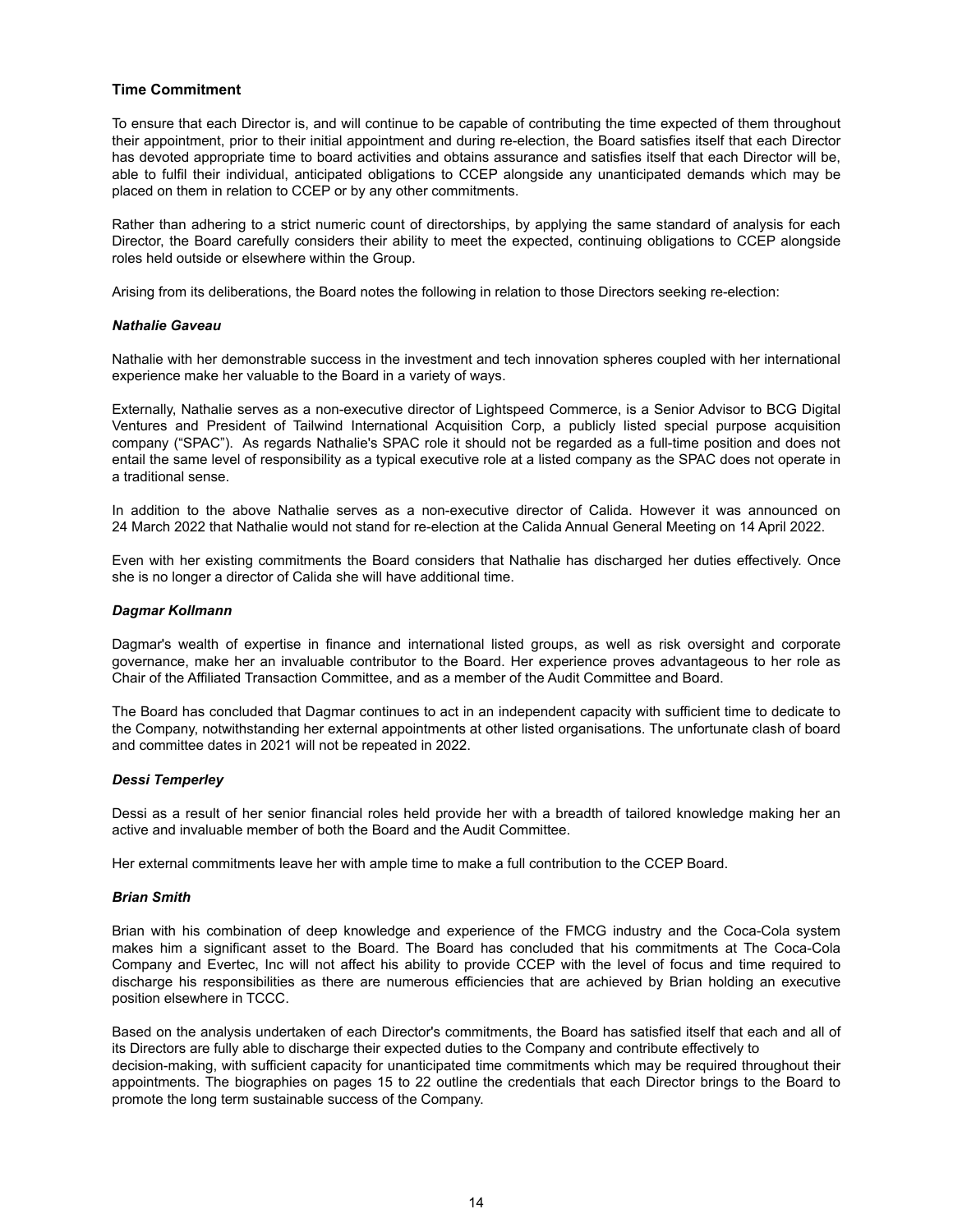## Time Commitment

To ensure that each Director is, and will continue to be capable of contributing the time expected of them throughout their appointment, prior to their initial appointment and during re-election, the Board satisfies itself that each Director has devoted appropriate time to board activities and obtains assurance and satisfies itself that each Director will be, able to fulfil their individual, anticipated obligations to CCEP alongside any unanticipated demands which may be placed on them in relation to CCEP or by any other commitments.

Rather than adhering to a strict numeric count of directorships, by applying the same standard of analysis for each Director, the Board carefully considers their ability to meet the expected, continuing obligations to CCEP alongside roles held outside or elsewhere within the Group.

Arising from its deliberations, the Board notes the following in relation to those Directors seeking re-election:

### *Nathalie Gaveau*

Nathalie with her demonstrable success in the investment and tech innovation spheres coupled with her international experience make her valuable to the Board in a variety of ways.

Externally, Nathalie serves as a non-executive director of Lightspeed Commerce, is a Senior Advisor to BCG Digital Ventures and President of Tailwind International Acquisition Corp, a publicly listed special purpose acquisition company ("SPAC"). As regards Nathalie's SPAC role it should not be regarded as a full-time position and does not entail the same level of responsibility as a typical executive role at a listed company as the SPAC does not operate in a traditional sense.

In addition to the above Nathalie serves as a non-executive director of Calida. However it was announced on 24 March 2022 that Nathalie would not stand for re-election at the Calida Annual General Meeting on 14 April 2022.

Even with her existing commitments the Board considers that Nathalie has discharged her duties effectively. Once she is no longer a director of Calida she will have additional time.

### *Dagmar Kollmann*

Dagmar's wealth of expertise in finance and international listed groups, as well as risk oversight and corporate governance, make her an invaluable contributor to the Board. Her experience proves advantageous to her role as Chair of the Affiliated Transaction Committee, and as a member of the Audit Committee and Board.

The Board has concluded that Dagmar continues to act in an independent capacity with sufficient time to dedicate to the Company, notwithstanding her external appointments at other listed organisations. The unfortunate clash of board and committee dates in 2021 will not be repeated in 2022.

### *Dessi Temperley*

Dessi as a result of her senior financial roles held provide her with a breadth of tailored knowledge making her an active and invaluable member of both the Board and the Audit Committee.

Her external commitments leave her with ample time to make a full contribution to the CCEP Board.

### *Brian Smith*

Brian with his combination of deep knowledge and experience of the FMCG industry and the Coca-Cola system makes him a significant asset to the Board. The Board has concluded that his commitments at The Coca-Cola Company and Evertec, Inc will not affect his ability to provide CCEP with the level of focus and time required to discharge his responsibilities as there are numerous efficiencies that are achieved by Brian holding an executive position elsewhere in TCCC.

Based on the analysis undertaken of each Director's commitments, the Board has satisfied itself that each and all of its Directors are fully able to discharge their expected duties to the Company and contribute effectively to decision-making, with sufficient capacity for unanticipated time commitments which may be required throughout their appointments. The biographies on pages 15 to 22 outline the credentials that each Director brings to the Board to promote the long term sustainable success of the Company.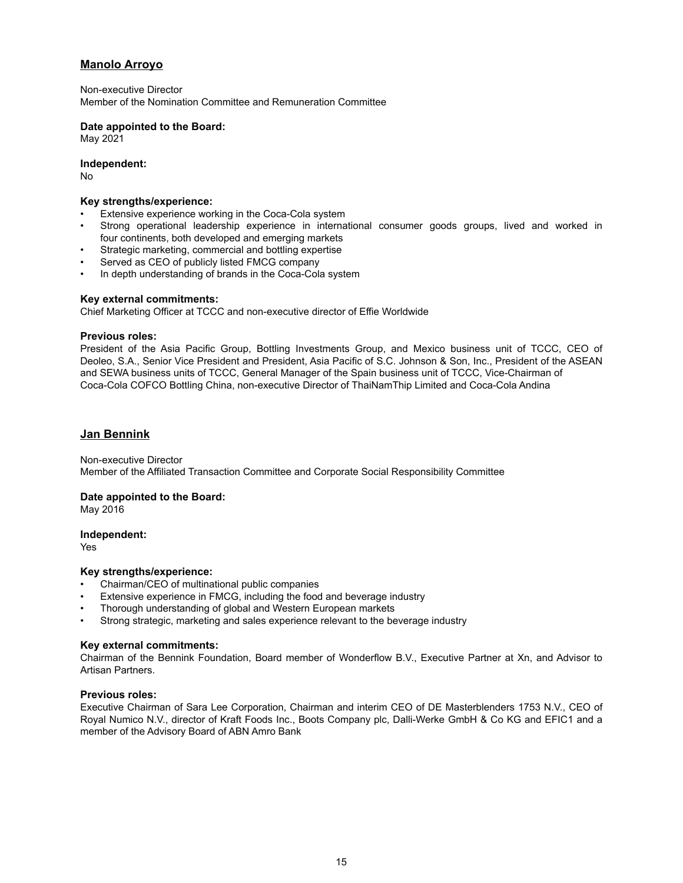## Manolo Arroyo

Non-executive Director
Member of the Nomination Committee and Remuneration Committee

**Date appointed to the Board:**
May 2021

**Independent:**
No

**Key strengths/experience:**

- Extensive experience working in the Coca-Cola system
- Strong operational leadership experience in international consumer goods groups, lived and worked in four continents, both developed and emerging markets
- Strategic marketing, commercial and bottling expertise
- Served as CEO of publicly listed FMCG company
- In depth understanding of brands in the Coca-Cola system

**Key external commitments:**
Chief Marketing Officer at TCCC and non-executive director of Effie Worldwide

**Previous roles:**
President of the Asia Pacific Group, Bottling Investments Group, and Mexico business unit of TCCC, CEO of Deoleo, S.A., Senior Vice President and President, Asia Pacific of S.C. Johnson & Son, Inc., President of the ASEAN and SEWA business units of TCCC, General Manager of the Spain business unit of TCCC, Vice-Chairman of Coca-Cola COFCO Bottling China, non-executive Director of ThaiNamThip Limited and Coca-Cola Andina

## Jan Bennink

Non-executive Director
Member of the Affiliated Transaction Committee and Corporate Social Responsibility Committee

**Date appointed to the Board:**
May 2016

**Independent:**
Yes

**Key strengths/experience:**

- Chairman/CEO of multinational public companies
- Extensive experience in FMCG, including the food and beverage industry
- Thorough understanding of global and Western European markets
- Strong strategic, marketing and sales experience relevant to the beverage industry

**Key external commitments:**
Chairman of the Bennink Foundation, Board member of Wonderflow B.V., Executive Partner at Xn, and Advisor to Artisan Partners.

**Previous roles:**
Executive Chairman of Sara Lee Corporation, Chairman and interim CEO of DE Masterblenders 1753 N.V., CEO of Royal Numico N.V., director of Kraft Foods Inc., Boots Company plc, Dalli-Werke GmbH & Co KG and EFIC1 and a member of the Advisory Board of ABN Amro Bank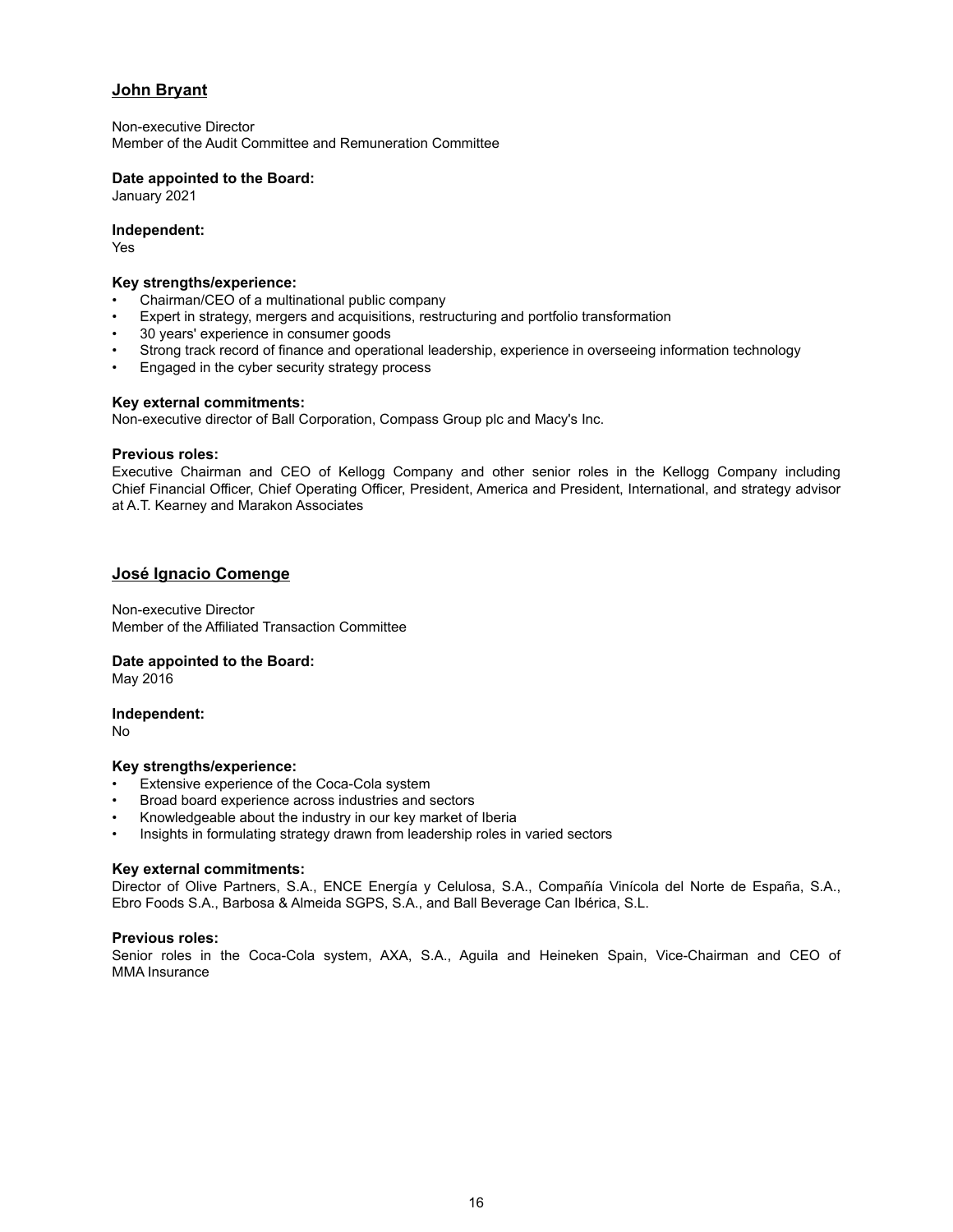## John Bryant

Non-executive Director
Member of the Audit Committee and Remuneration Committee

**Date appointed to the Board:**
January 2021

**Independent:**
Yes

**Key strengths/experience:**

- Chairman/CEO of a multinational public company
- Expert in strategy, mergers and acquisitions, restructuring and portfolio transformation
- 30 years' experience in consumer goods
- Strong track record of finance and operational leadership, experience in overseeing information technology
- Engaged in the cyber security strategy process

**Key external commitments:**
Non-executive director of Ball Corporation, Compass Group plc and Macy's Inc.

**Previous roles:**
Executive Chairman and CEO of Kellogg Company and other senior roles in the Kellogg Company including Chief Financial Officer, Chief Operating Officer, President, America and President, International, and strategy advisor at A.T. Kearney and Marakon Associates

## José Ignacio Comenge

Non-executive Director
Member of the Affiliated Transaction Committee

**Date appointed to the Board:**
May 2016

**Independent:**
No

**Key strengths/experience:**

- Extensive experience of the Coca-Cola system
- Broad board experience across industries and sectors
- Knowledgeable about the industry in our key market of Iberia
- Insights in formulating strategy drawn from leadership roles in varied sectors

**Key external commitments:**
Director of Olive Partners, S.A., ENCE Energía y Celulosa, S.A., Compañía Vinícola del Norte de España, S.A., Ebro Foods S.A., Barbosa & Almeida SGPS, S.A., and Ball Beverage Can Ibérica, S.L.

**Previous roles:**
Senior roles in the Coca-Cola system, AXA, S.A., Aguila and Heineken Spain, Vice-Chairman and CEO of MMA Insurance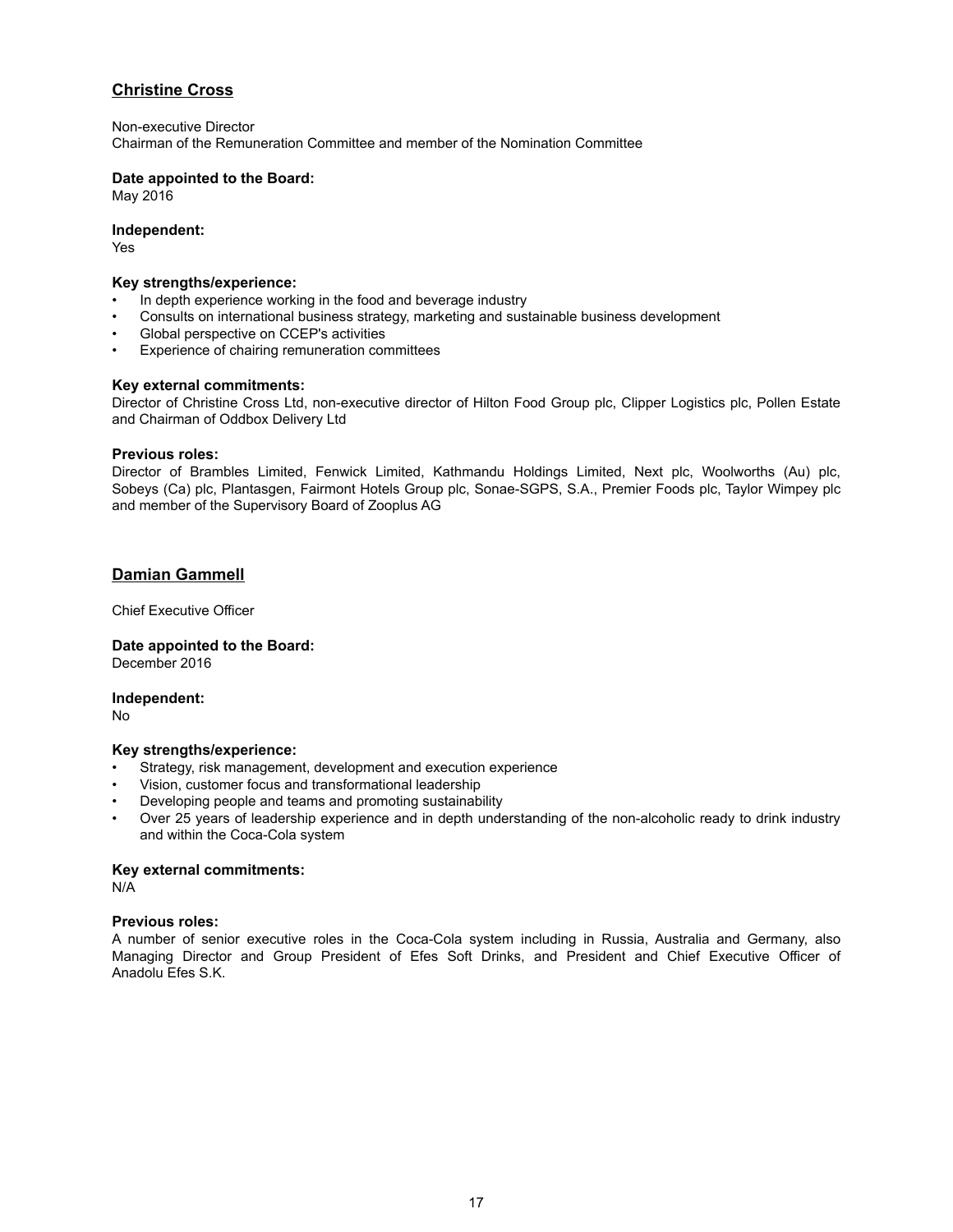## Christine Cross

Non-executive Director
Chairman of the Remuneration Committee and member of the Nomination Committee

**Date appointed to the Board:**
May 2016

**Independent:**
Yes

**Key strengths/experience:**
- In depth experience working in the food and beverage industry
- Consults on international business strategy, marketing and sustainable business development
- Global perspective on CCEP's activities
- Experience of chairing remuneration committees

**Key external commitments:**
Director of Christine Cross Ltd, non-executive director of Hilton Food Group plc, Clipper Logistics plc, Pollen Estate and Chairman of Oddbox Delivery Ltd

**Previous roles:**
Director of Brambles Limited, Fenwick Limited, Kathmandu Holdings Limited, Next plc, Woolworths (Au) plc, Sobeys (Ca) plc, Plantasgen, Fairmont Hotels Group plc, Sonae-SGPS, S.A., Premier Foods plc, Taylor Wimpey plc and member of the Supervisory Board of Zooplus AG

## Damian Gammell

Chief Executive Officer

**Date appointed to the Board:**
December 2016

**Independent:**
No

**Key strengths/experience:**
- Strategy, risk management, development and execution experience
- Vision, customer focus and transformational leadership
- Developing people and teams and promoting sustainability
- Over 25 years of leadership experience and in depth understanding of the non-alcoholic ready to drink industry and within the Coca-Cola system

**Key external commitments:**
N/A

**Previous roles:**
A number of senior executive roles in the Coca-Cola system including in Russia, Australia and Germany, also Managing Director and Group President of Efes Soft Drinks, and President and Chief Executive Officer of Anadolu Efes S.K.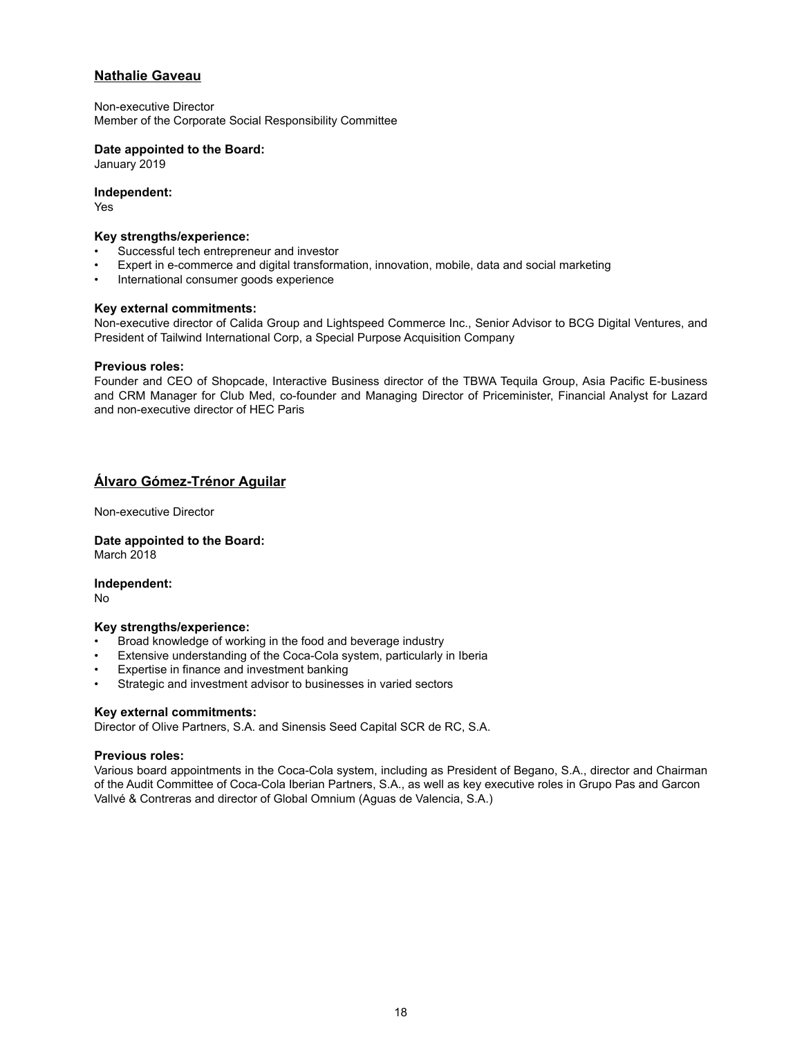## Nathalie Gaveau

Non-executive Director
Member of the Corporate Social Responsibility Committee

**Date appointed to the Board:**
January 2019

**Independent:**
Yes

**Key strengths/experience:**

- Successful tech entrepreneur and investor
- Expert in e-commerce and digital transformation, innovation, mobile, data and social marketing
- International consumer goods experience

**Key external commitments:**
Non-executive director of Calida Group and Lightspeed Commerce Inc., Senior Advisor to BCG Digital Ventures, and President of Tailwind International Corp, a Special Purpose Acquisition Company

**Previous roles:**
Founder and CEO of Shopcade, Interactive Business director of the TBWA Tequila Group, Asia Pacific E-business and CRM Manager for Club Med, co-founder and Managing Director of Priceminister, Financial Analyst for Lazard and non-executive director of HEC Paris

## Álvaro Gómez-Trénor Aguilar

Non-executive Director

**Date appointed to the Board:**
March 2018

**Independent:**
No

**Key strengths/experience:**

- Broad knowledge of working in the food and beverage industry
- Extensive understanding of the Coca-Cola system, particularly in Iberia
- Expertise in finance and investment banking
- Strategic and investment advisor to businesses in varied sectors

**Key external commitments:**
Director of Olive Partners, S.A. and Sinensis Seed Capital SCR de RC, S.A.

**Previous roles:**
Various board appointments in the Coca-Cola system, including as President of Begano, S.A., director and Chairman of the Audit Committee of Coca-Cola Iberian Partners, S.A., as well as key executive roles in Grupo Pas and Garcon Vallvé & Contreras and director of Global Omnium (Aguas de Valencia, S.A.)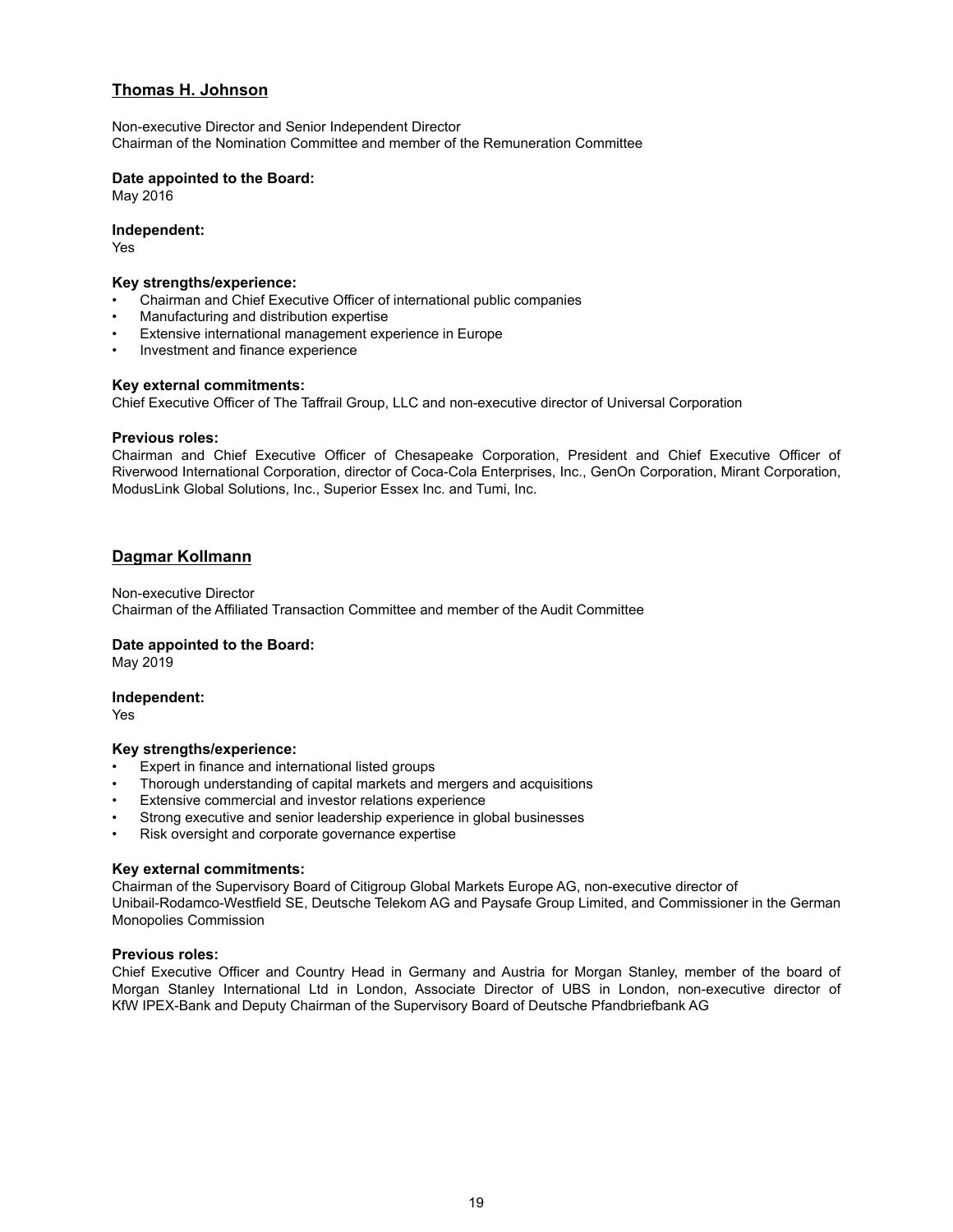## Thomas H. Johnson

Non-executive Director and Senior Independent Director
Chairman of the Nomination Committee and member of the Remuneration Committee

**Date appointed to the Board:**
May 2016

**Independent:**
Yes

**Key strengths/experience:**

- Chairman and Chief Executive Officer of international public companies
- Manufacturing and distribution expertise
- Extensive international management experience in Europe
- Investment and finance experience

**Key external commitments:**
Chief Executive Officer of The Taffrail Group, LLC and non-executive director of Universal Corporation

**Previous roles:**
Chairman and Chief Executive Officer of Chesapeake Corporation, President and Chief Executive Officer of Riverwood International Corporation, director of Coca-Cola Enterprises, Inc., GenOn Corporation, Mirant Corporation, ModusLink Global Solutions, Inc., Superior Essex Inc. and Tumi, Inc.

## Dagmar Kollmann

Non-executive Director
Chairman of the Affiliated Transaction Committee and member of the Audit Committee

**Date appointed to the Board:**
May 2019

**Independent:**
Yes

**Key strengths/experience:**

- Expert in finance and international listed groups
- Thorough understanding of capital markets and mergers and acquisitions
- Extensive commercial and investor relations experience
- Strong executive and senior leadership experience in global businesses
- Risk oversight and corporate governance expertise

**Key external commitments:**
Chairman of the Supervisory Board of Citigroup Global Markets Europe AG, non-executive director of Unibail-Rodamco-Westfield SE, Deutsche Telekom AG and Paysafe Group Limited, and Commissioner in the German Monopolies Commission

**Previous roles:**
Chief Executive Officer and Country Head in Germany and Austria for Morgan Stanley, member of the board of Morgan Stanley International Ltd in London, Associate Director of UBS in London, non-executive director of KfW IPEX-Bank and Deputy Chairman of the Supervisory Board of Deutsche Pfandbriefbank AG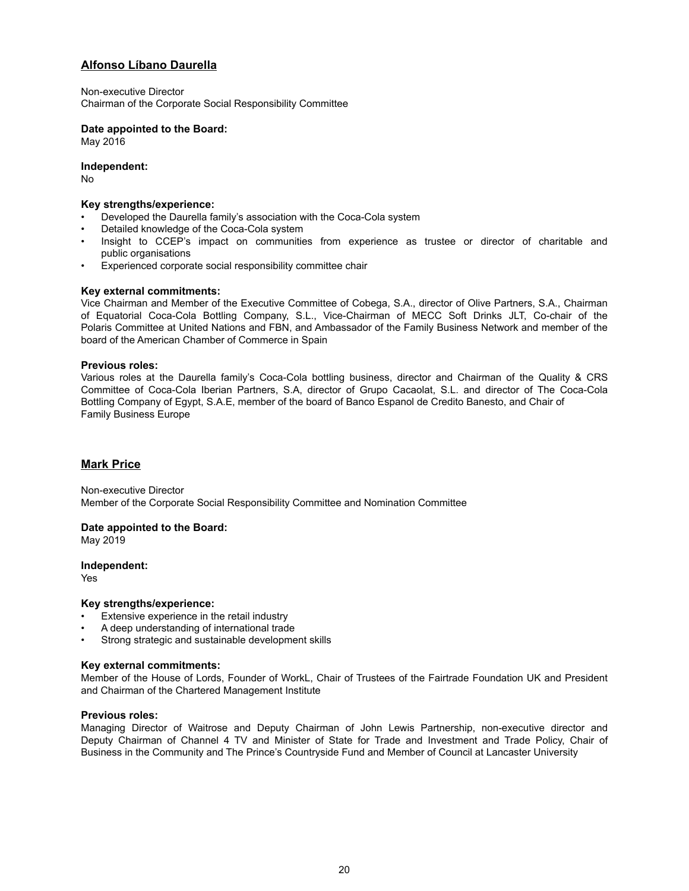## Alfonso Líbano Daurella

Non-executive Director
Chairman of the Corporate Social Responsibility Committee

**Date appointed to the Board:**
May 2016

**Independent:**
No

**Key strengths/experience:**

- Developed the Daurella family's association with the Coca-Cola system
- Detailed knowledge of the Coca-Cola system
- Insight to CCEP's impact on communities from experience as trustee or director of charitable and public organisations
- Experienced corporate social responsibility committee chair

**Key external commitments:**
Vice Chairman and Member of the Executive Committee of Cobega, S.A., director of Olive Partners, S.A., Chairman of Equatorial Coca-Cola Bottling Company, S.L., Vice-Chairman of MECC Soft Drinks JLT, Co-chair of the Polaris Committee at United Nations and FBN, and Ambassador of the Family Business Network and member of the board of the American Chamber of Commerce in Spain

**Previous roles:**
Various roles at the Daurella family's Coca-Cola bottling business, director and Chairman of the Quality & CRS Committee of Coca-Cola Iberian Partners, S.A, director of Grupo Cacaolat, S.L. and director of The Coca-Cola Bottling Company of Egypt, S.A.E, member of the board of Banco Espanol de Credito Banesto, and Chair of Family Business Europe

## Mark Price

Non-executive Director
Member of the Corporate Social Responsibility Committee and Nomination Committee

**Date appointed to the Board:**
May 2019

**Independent:**
Yes

**Key strengths/experience:**

- Extensive experience in the retail industry
- A deep understanding of international trade
- Strong strategic and sustainable development skills

**Key external commitments:**
Member of the House of Lords, Founder of WorkL, Chair of Trustees of the Fairtrade Foundation UK and President and Chairman of the Chartered Management Institute

**Previous roles:**
Managing Director of Waitrose and Deputy Chairman of John Lewis Partnership, non-executive director and Deputy Chairman of Channel 4 TV and Minister of State for Trade and Investment and Trade Policy, Chair of Business in the Community and The Prince's Countryside Fund and Member of Council at Lancaster University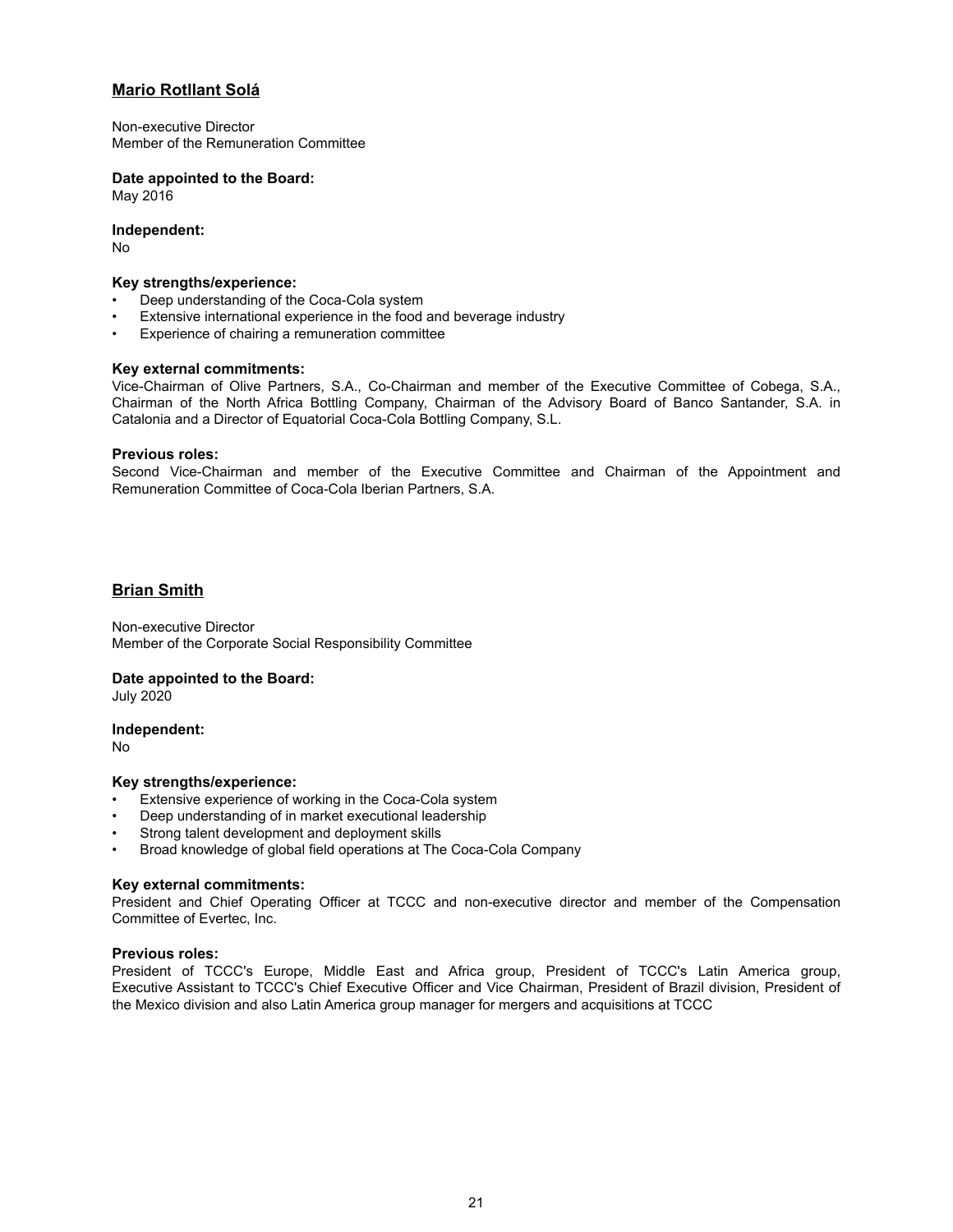## Mario Rotllant Solá

Non-executive Director
Member of the Remuneration Committee

**Date appointed to the Board:**
May 2016

**Independent:**
No

**Key strengths/experience:**

- Deep understanding of the Coca-Cola system
- Extensive international experience in the food and beverage industry
- Experience of chairing a remuneration committee

**Key external commitments:**
Vice-Chairman of Olive Partners, S.A., Co-Chairman and member of the Executive Committee of Cobega, S.A., Chairman of the North Africa Bottling Company, Chairman of the Advisory Board of Banco Santander, S.A. in Catalonia and a Director of Equatorial Coca-Cola Bottling Company, S.L.

**Previous roles:**
Second Vice-Chairman and member of the Executive Committee and Chairman of the Appointment and Remuneration Committee of Coca-Cola Iberian Partners, S.A.

## Brian Smith

Non-executive Director
Member of the Corporate Social Responsibility Committee

**Date appointed to the Board:**
July 2020

**Independent:**
No

**Key strengths/experience:**

- Extensive experience of working in the Coca-Cola system
- Deep understanding of in market executional leadership
- Strong talent development and deployment skills
- Broad knowledge of global field operations at The Coca-Cola Company

**Key external commitments:**
President and Chief Operating Officer at TCCC and non-executive director and member of the Compensation Committee of Evertec, Inc.

**Previous roles:**
President of TCCC's Europe, Middle East and Africa group, President of TCCC's Latin America group, Executive Assistant to TCCC's Chief Executive Officer and Vice Chairman, President of Brazil division, President of the Mexico division and also Latin America group manager for mergers and acquisitions at TCCC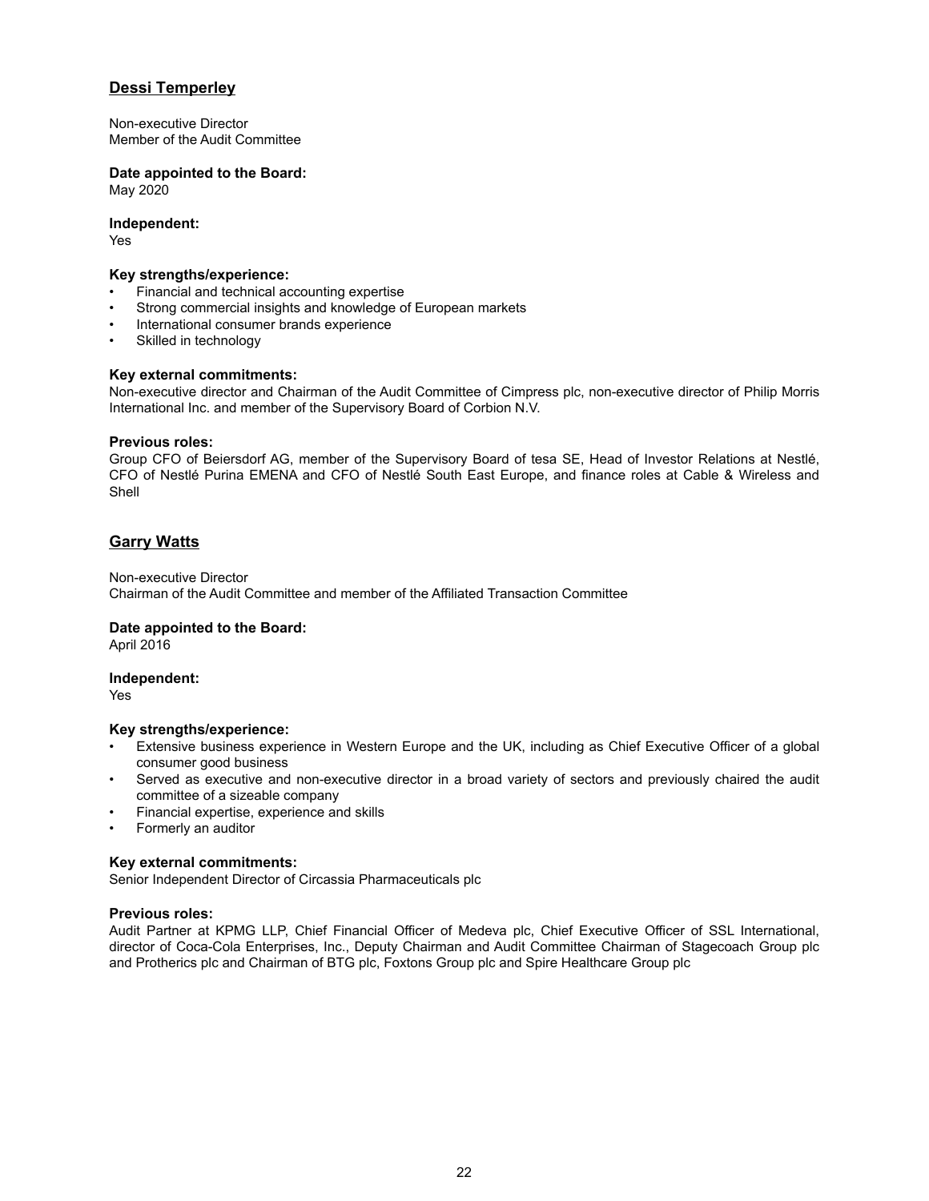## Dessi Temperley

Non-executive Director
Member of the Audit Committee

**Date appointed to the Board:**
May 2020

**Independent:**
Yes

**Key strengths/experience:**

- Financial and technical accounting expertise
- Strong commercial insights and knowledge of European markets
- International consumer brands experience
- Skilled in technology

**Key external commitments:**
Non-executive director and Chairman of the Audit Committee of Cimpress plc, non-executive director of Philip Morris International Inc. and member of the Supervisory Board of Corbion N.V.

**Previous roles:**
Group CFO of Beiersdorf AG, member of the Supervisory Board of tesa SE, Head of Investor Relations at Nestlé, CFO of Nestlé Purina EMENA and CFO of Nestlé South East Europe, and finance roles at Cable & Wireless and Shell

## Garry Watts

Non-executive Director
Chairman of the Audit Committee and member of the Affiliated Transaction Committee

**Date appointed to the Board:**
April 2016

**Independent:**
Yes

**Key strengths/experience:**

- Extensive business experience in Western Europe and the UK, including as Chief Executive Officer of a global consumer good business
- Served as executive and non-executive director in a broad variety of sectors and previously chaired the audit committee of a sizeable company
- Financial expertise, experience and skills
- Formerly an auditor

**Key external commitments:**
Senior Independent Director of Circassia Pharmaceuticals plc

**Previous roles:**
Audit Partner at KPMG LLP, Chief Financial Officer of Medeva plc, Chief Executive Officer of SSL International, director of Coca-Cola Enterprises, Inc., Deputy Chairman and Audit Committee Chairman of Stagecoach Group plc and Protherics plc and Chairman of BTG plc, Foxtons Group plc and Spire Healthcare Group plc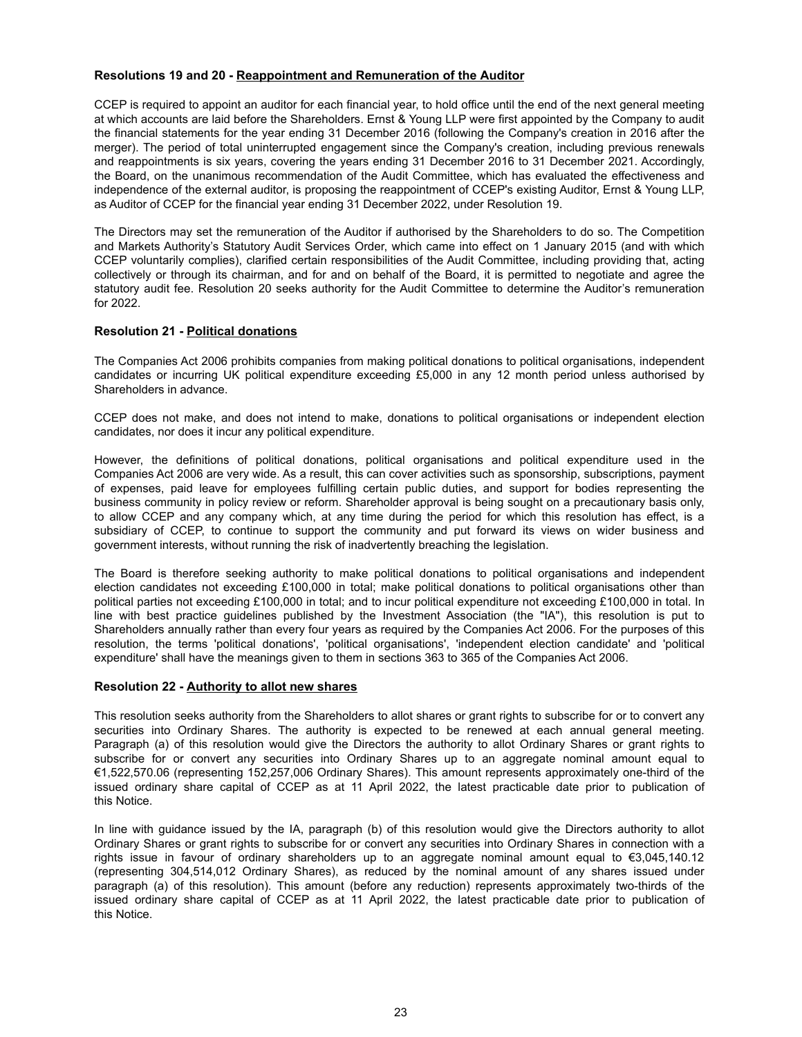### Resolutions 19 and 20 - Reappointment and Remuneration of the Auditor

CCEP is required to appoint an auditor for each financial year, to hold office until the end of the next general meeting at which accounts are laid before the Shareholders. Ernst & Young LLP were first appointed by the Company to audit the financial statements for the year ending 31 December 2016 (following the Company's creation in 2016 after the merger). The period of total uninterrupted engagement since the Company's creation, including previous renewals and reappointments is six years, covering the years ending 31 December 2016 to 31 December 2021. Accordingly, the Board, on the unanimous recommendation of the Audit Committee, which has evaluated the effectiveness and independence of the external auditor, is proposing the reappointment of CCEP's existing Auditor, Ernst & Young LLP, as Auditor of CCEP for the financial year ending 31 December 2022, under Resolution 19.

The Directors may set the remuneration of the Auditor if authorised by the Shareholders to do so. The Competition and Markets Authority's Statutory Audit Services Order, which came into effect on 1 January 2015 (and with which CCEP voluntarily complies), clarified certain responsibilities of the Audit Committee, including providing that, acting collectively or through its chairman, and for and on behalf of the Board, it is permitted to negotiate and agree the statutory audit fee. Resolution 20 seeks authority for the Audit Committee to determine the Auditor's remuneration for 2022.

### Resolution 21 - Political donations

The Companies Act 2006 prohibits companies from making political donations to political organisations, independent candidates or incurring UK political expenditure exceeding £5,000 in any 12 month period unless authorised by Shareholders in advance.

CCEP does not make, and does not intend to make, donations to political organisations or independent election candidates, nor does it incur any political expenditure.

However, the definitions of political donations, political organisations and political expenditure used in the Companies Act 2006 are very wide. As a result, this can cover activities such as sponsorship, subscriptions, payment of expenses, paid leave for employees fulfilling certain public duties, and support for bodies representing the business community in policy review or reform. Shareholder approval is being sought on a precautionary basis only, to allow CCEP and any company which, at any time during the period for which this resolution has effect, is a subsidiary of CCEP, to continue to support the community and put forward its views on wider business and government interests, without running the risk of inadvertently breaching the legislation.

The Board is therefore seeking authority to make political donations to political organisations and independent election candidates not exceeding £100,000 in total; make political donations to political organisations other than political parties not exceeding £100,000 in total; and to incur political expenditure not exceeding £100,000 in total. In line with best practice guidelines published by the Investment Association (the "IA"), this resolution is put to Shareholders annually rather than every four years as required by the Companies Act 2006. For the purposes of this resolution, the terms 'political donations', 'political organisations', 'independent election candidate' and 'political expenditure' shall have the meanings given to them in sections 363 to 365 of the Companies Act 2006.

### Resolution 22 - Authority to allot new shares

This resolution seeks authority from the Shareholders to allot shares or grant rights to subscribe for or to convert any securities into Ordinary Shares. The authority is expected to be renewed at each annual general meeting. Paragraph (a) of this resolution would give the Directors the authority to allot Ordinary Shares or grant rights to subscribe for or convert any securities into Ordinary Shares up to an aggregate nominal amount equal to €1,522,570.06 (representing 152,257,006 Ordinary Shares). This amount represents approximately one-third of the issued ordinary share capital of CCEP as at 11 April 2022, the latest practicable date prior to publication of this Notice.

In line with guidance issued by the IA, paragraph (b) of this resolution would give the Directors authority to allot Ordinary Shares or grant rights to subscribe for or convert any securities into Ordinary Shares in connection with a rights issue in favour of ordinary shareholders up to an aggregate nominal amount equal to €3,045,140.12 (representing 304,514,012 Ordinary Shares), as reduced by the nominal amount of any shares issued under paragraph (a) of this resolution). This amount (before any reduction) represents approximately two-thirds of the issued ordinary share capital of CCEP as at 11 April 2022, the latest practicable date prior to publication of this Notice.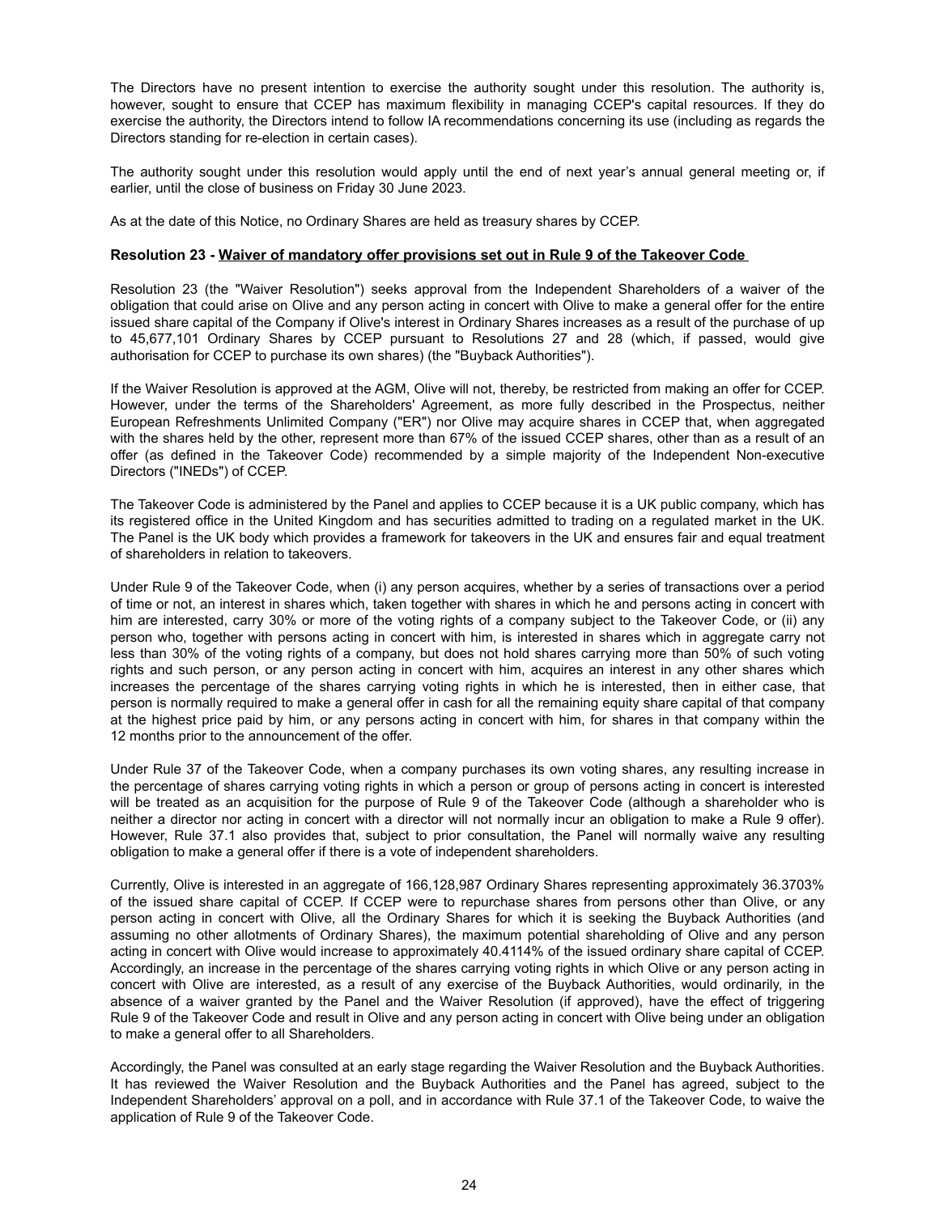The Directors have no present intention to exercise the authority sought under this resolution. The authority is, however, sought to ensure that CCEP has maximum flexibility in managing CCEP's capital resources. If they do exercise the authority, the Directors intend to follow IA recommendations concerning its use (including as regards the Directors standing for re-election in certain cases).

The authority sought under this resolution would apply until the end of next year's annual general meeting or, if earlier, until the close of business on Friday 30 June 2023.

As at the date of this Notice, no Ordinary Shares are held as treasury shares by CCEP.

**Resolution 23 - Waiver of mandatory offer provisions set out in Rule 9 of the Takeover Code**

Resolution 23 (the "Waiver Resolution") seeks approval from the Independent Shareholders of a waiver of the obligation that could arise on Olive and any person acting in concert with Olive to make a general offer for the entire issued share capital of the Company if Olive's interest in Ordinary Shares increases as a result of the purchase of up to 45,677,101 Ordinary Shares by CCEP pursuant to Resolutions 27 and 28 (which, if passed, would give authorisation for CCEP to purchase its own shares) (the "Buyback Authorities").

If the Waiver Resolution is approved at the AGM, Olive will not, thereby, be restricted from making an offer for CCEP. However, under the terms of the Shareholders' Agreement, as more fully described in the Prospectus, neither European Refreshments Unlimited Company ("ER") nor Olive may acquire shares in CCEP that, when aggregated with the shares held by the other, represent more than 67% of the issued CCEP shares, other than as a result of an offer (as defined in the Takeover Code) recommended by a simple majority of the Independent Non-executive Directors ("INEDs") of CCEP.

The Takeover Code is administered by the Panel and applies to CCEP because it is a UK public company, which has its registered office in the United Kingdom and has securities admitted to trading on a regulated market in the UK. The Panel is the UK body which provides a framework for takeovers in the UK and ensures fair and equal treatment of shareholders in relation to takeovers.

Under Rule 9 of the Takeover Code, when (i) any person acquires, whether by a series of transactions over a period of time or not, an interest in shares which, taken together with shares in which he and persons acting in concert with him are interested, carry 30% or more of the voting rights of a company subject to the Takeover Code, or (ii) any person who, together with persons acting in concert with him, is interested in shares which in aggregate carry not less than 30% of the voting rights of a company, but does not hold shares carrying more than 50% of such voting rights and such person, or any person acting in concert with him, acquires an interest in any other shares which increases the percentage of the shares carrying voting rights in which he is interested, then in either case, that person is normally required to make a general offer in cash for all the remaining equity share capital of that company at the highest price paid by him, or any persons acting in concert with him, for shares in that company within the 12 months prior to the announcement of the offer.

Under Rule 37 of the Takeover Code, when a company purchases its own voting shares, any resulting increase in the percentage of shares carrying voting rights in which a person or group of persons acting in concert is interested will be treated as an acquisition for the purpose of Rule 9 of the Takeover Code (although a shareholder who is neither a director nor acting in concert with a director will not normally incur an obligation to make a Rule 9 offer). However, Rule 37.1 also provides that, subject to prior consultation, the Panel will normally waive any resulting obligation to make a general offer if there is a vote of independent shareholders.

Currently, Olive is interested in an aggregate of 166,128,987 Ordinary Shares representing approximately 36.3703% of the issued share capital of CCEP. If CCEP were to repurchase shares from persons other than Olive, or any person acting in concert with Olive, all the Ordinary Shares for which it is seeking the Buyback Authorities (and assuming no other allotments of Ordinary Shares), the maximum potential shareholding of Olive and any person acting in concert with Olive would increase to approximately 40.4114% of the issued ordinary share capital of CCEP. Accordingly, an increase in the percentage of the shares carrying voting rights in which Olive or any person acting in concert with Olive are interested, as a result of any exercise of the Buyback Authorities, would ordinarily, in the absence of a waiver granted by the Panel and the Waiver Resolution (if approved), have the effect of triggering Rule 9 of the Takeover Code and result in Olive and any person acting in concert with Olive being under an obligation to make a general offer to all Shareholders.

Accordingly, the Panel was consulted at an early stage regarding the Waiver Resolution and the Buyback Authorities. It has reviewed the Waiver Resolution and the Buyback Authorities and the Panel has agreed, subject to the Independent Shareholders' approval on a poll, and in accordance with Rule 37.1 of the Takeover Code, to waive the application of Rule 9 of the Takeover Code.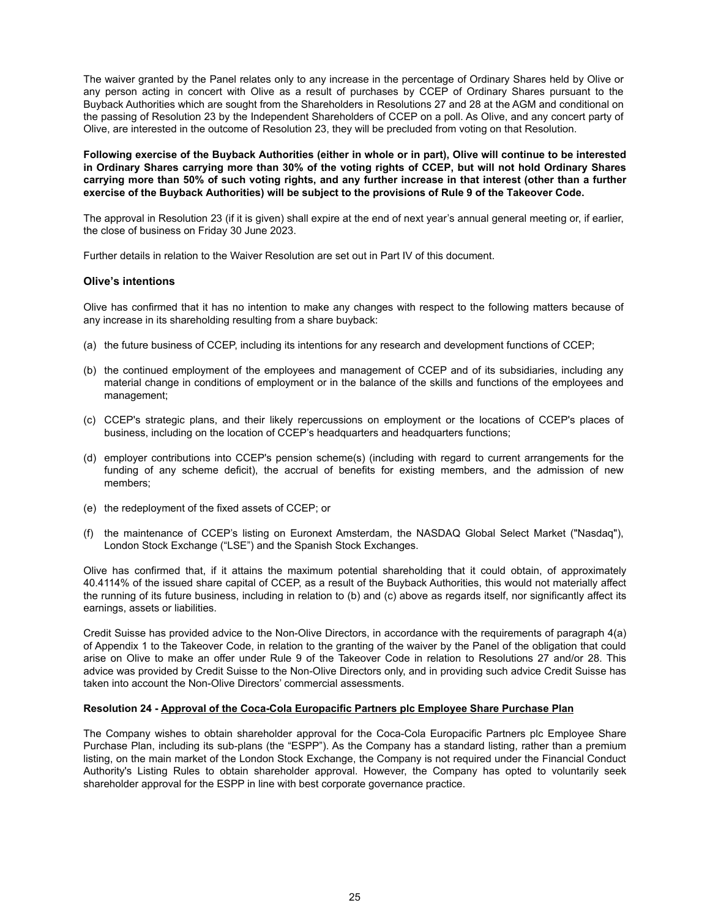The waiver granted by the Panel relates only to any increase in the percentage of Ordinary Shares held by Olive or any person acting in concert with Olive as a result of purchases by CCEP of Ordinary Shares pursuant to the Buyback Authorities which are sought from the Shareholders in Resolutions 27 and 28 at the AGM and conditional on the passing of Resolution 23 by the Independent Shareholders of CCEP on a poll. As Olive, and any concert party of Olive, are interested in the outcome of Resolution 23, they will be precluded from voting on that Resolution.

**Following exercise of the Buyback Authorities (either in whole or in part), Olive will continue to be interested in Ordinary Shares carrying more than 30% of the voting rights of CCEP, but will not hold Ordinary Shares carrying more than 50% of such voting rights, and any further increase in that interest (other than a further exercise of the Buyback Authorities) will be subject to the provisions of Rule 9 of the Takeover Code.**

The approval in Resolution 23 (if it is given) shall expire at the end of next year's annual general meeting or, if earlier, the close of business on Friday 30 June 2023.

Further details in relation to the Waiver Resolution are set out in Part IV of this document.

### Olive's intentions

Olive has confirmed that it has no intention to make any changes with respect to the following matters because of any increase in its shareholding resulting from a share buyback:

(a) the future business of CCEP, including its intentions for any research and development functions of CCEP;

(b) the continued employment of the employees and management of CCEP and of its subsidiaries, including any material change in conditions of employment or in the balance of the skills and functions of the employees and management;

(c) CCEP's strategic plans, and their likely repercussions on employment or the locations of CCEP's places of business, including on the location of CCEP's headquarters and headquarters functions;

(d) employer contributions into CCEP's pension scheme(s) (including with regard to current arrangements for the funding of any scheme deficit), the accrual of benefits for existing members, and the admission of new members;

(e) the redeployment of the fixed assets of CCEP; or

(f) the maintenance of CCEP's listing on Euronext Amsterdam, the NASDAQ Global Select Market ("Nasdaq"), London Stock Exchange ("LSE") and the Spanish Stock Exchanges.

Olive has confirmed that, if it attains the maximum potential shareholding that it could obtain, of approximately 40.4114% of the issued share capital of CCEP, as a result of the Buyback Authorities, this would not materially affect the running of its future business, including in relation to (b) and (c) above as regards itself, nor significantly affect its earnings, assets or liabilities.

Credit Suisse has provided advice to the Non-Olive Directors, in accordance with the requirements of paragraph 4(a) of Appendix 1 to the Takeover Code, in relation to the granting of the waiver by the Panel of the obligation that could arise on Olive to make an offer under Rule 9 of the Takeover Code in relation to Resolutions 27 and/or 28. This advice was provided by Credit Suisse to the Non-Olive Directors only, and in providing such advice Credit Suisse has taken into account the Non-Olive Directors' commercial assessments.

**Resolution 24 - Approval of the Coca-Cola Europacific Partners plc Employee Share Purchase Plan**

The Company wishes to obtain shareholder approval for the Coca-Cola Europacific Partners plc Employee Share Purchase Plan, including its sub-plans (the "ESPP"). As the Company has a standard listing, rather than a premium listing, on the main market of the London Stock Exchange, the Company is not required under the Financial Conduct Authority's Listing Rules to obtain shareholder approval. However, the Company has opted to voluntarily seek shareholder approval for the ESPP in line with best corporate governance practice.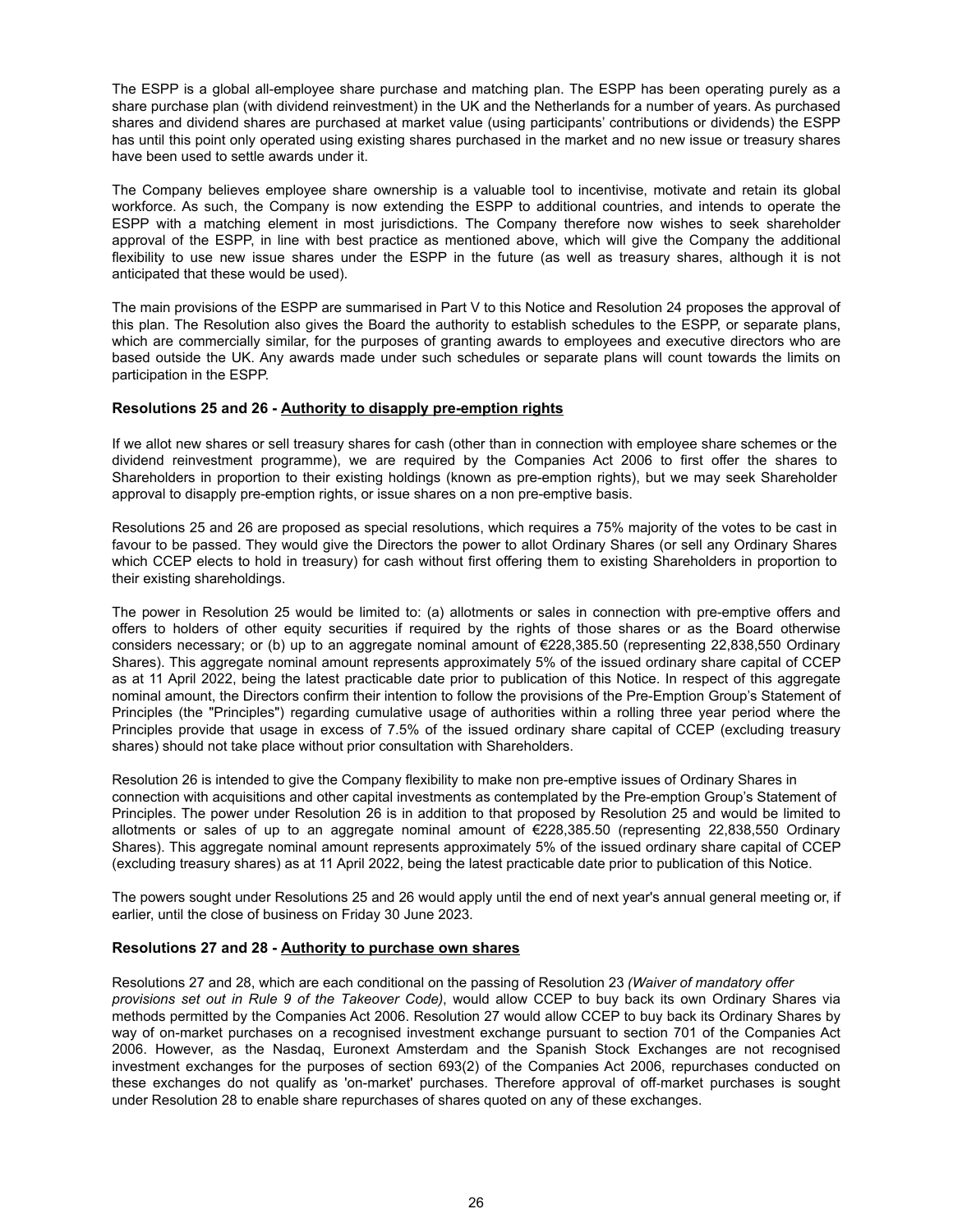The ESPP is a global all-employee share purchase and matching plan. The ESPP has been operating purely as a share purchase plan (with dividend reinvestment) in the UK and the Netherlands for a number of years. As purchased shares and dividend shares are purchased at market value (using participants' contributions or dividends) the ESPP has until this point only operated using existing shares purchased in the market and no new issue or treasury shares have been used to settle awards under it.

The Company believes employee share ownership is a valuable tool to incentivise, motivate and retain its global workforce. As such, the Company is now extending the ESPP to additional countries, and intends to operate the ESPP with a matching element in most jurisdictions. The Company therefore now wishes to seek shareholder approval of the ESPP, in line with best practice as mentioned above, which will give the Company the additional flexibility to use new issue shares under the ESPP in the future (as well as treasury shares, although it is not anticipated that these would be used).

The main provisions of the ESPP are summarised in Part V to this Notice and Resolution 24 proposes the approval of this plan. The Resolution also gives the Board the authority to establish schedules to the ESPP, or separate plans, which are commercially similar, for the purposes of granting awards to employees and executive directors who are based outside the UK. Any awards made under such schedules or separate plans will count towards the limits on participation in the ESPP.

**Resolutions 25 and 26 - Authority to disapply pre-emption rights**

If we allot new shares or sell treasury shares for cash (other than in connection with employee share schemes or the dividend reinvestment programme), we are required by the Companies Act 2006 to first offer the shares to Shareholders in proportion to their existing holdings (known as pre-emption rights), but we may seek Shareholder approval to disapply pre-emption rights, or issue shares on a non pre-emptive basis.

Resolutions 25 and 26 are proposed as special resolutions, which requires a 75% majority of the votes to be cast in favour to be passed. They would give the Directors the power to allot Ordinary Shares (or sell any Ordinary Shares which CCEP elects to hold in treasury) for cash without first offering them to existing Shareholders in proportion to their existing shareholdings.

The power in Resolution 25 would be limited to: (a) allotments or sales in connection with pre-emptive offers and offers to holders of other equity securities if required by the rights of those shares or as the Board otherwise considers necessary; or (b) up to an aggregate nominal amount of €228,385.50 (representing 22,838,550 Ordinary Shares). This aggregate nominal amount represents approximately 5% of the issued ordinary share capital of CCEP as at 11 April 2022, being the latest practicable date prior to publication of this Notice. In respect of this aggregate nominal amount, the Directors confirm their intention to follow the provisions of the Pre-Emption Group's Statement of Principles (the "Principles") regarding cumulative usage of authorities within a rolling three year period where the Principles provide that usage in excess of 7.5% of the issued ordinary share capital of CCEP (excluding treasury shares) should not take place without prior consultation with Shareholders.

Resolution 26 is intended to give the Company flexibility to make non pre-emptive issues of Ordinary Shares in connection with acquisitions and other capital investments as contemplated by the Pre-emption Group's Statement of Principles. The power under Resolution 26 is in addition to that proposed by Resolution 25 and would be limited to allotments or sales of up to an aggregate nominal amount of €228,385.50 (representing 22,838,550 Ordinary Shares). This aggregate nominal amount represents approximately 5% of the issued ordinary share capital of CCEP (excluding treasury shares) as at 11 April 2022, being the latest practicable date prior to publication of this Notice.

The powers sought under Resolutions 25 and 26 would apply until the end of next year's annual general meeting or, if earlier, until the close of business on Friday 30 June 2023.

**Resolutions 27 and 28 - Authority to purchase own shares**

Resolutions 27 and 28, which are each conditional on the passing of Resolution 23 *(Waiver of mandatory offer provisions set out in Rule 9 of the Takeover Code)*, would allow CCEP to buy back its own Ordinary Shares via methods permitted by the Companies Act 2006. Resolution 27 would allow CCEP to buy back its Ordinary Shares by way of on-market purchases on a recognised investment exchange pursuant to section 701 of the Companies Act 2006. However, as the Nasdaq, Euronext Amsterdam and the Spanish Stock Exchanges are not recognised investment exchanges for the purposes of section 693(2) of the Companies Act 2006, repurchases conducted on these exchanges do not qualify as 'on-market' purchases. Therefore approval of off-market purchases is sought under Resolution 28 to enable share repurchases of shares quoted on any of these exchanges.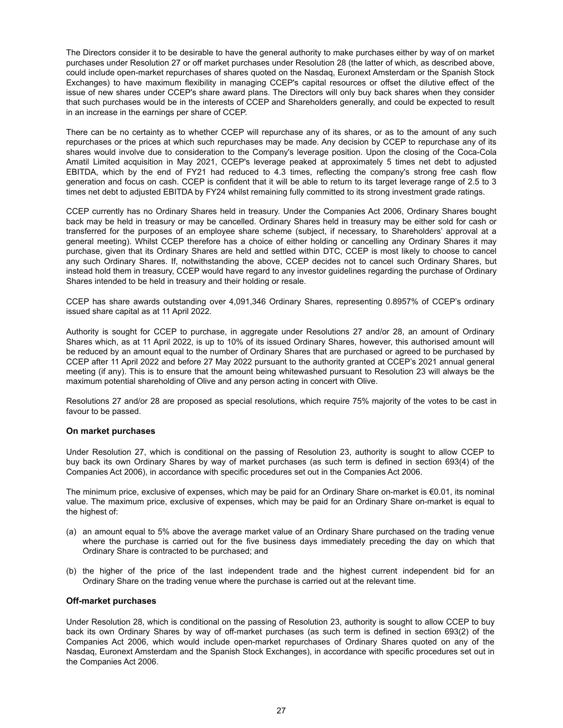The Directors consider it to be desirable to have the general authority to make purchases either by way of on market purchases under Resolution 27 or off market purchases under Resolution 28 (the latter of which, as described above, could include open-market repurchases of shares quoted on the Nasdaq, Euronext Amsterdam or the Spanish Stock Exchanges) to have maximum flexibility in managing CCEP's capital resources or offset the dilutive effect of the issue of new shares under CCEP's share award plans. The Directors will only buy back shares when they consider that such purchases would be in the interests of CCEP and Shareholders generally, and could be expected to result in an increase in the earnings per share of CCEP.

There can be no certainty as to whether CCEP will repurchase any of its shares, or as to the amount of any such repurchases or the prices at which such repurchases may be made. Any decision by CCEP to repurchase any of its shares would involve due to consideration to the Company's leverage position. Upon the closing of the Coca-Cola Amatil Limited acquisition in May 2021, CCEP's leverage peaked at approximately 5 times net debt to adjusted EBITDA, which by the end of FY21 had reduced to 4.3 times, reflecting the company's strong free cash flow generation and focus on cash. CCEP is confident that it will be able to return to its target leverage range of 2.5 to 3 times net debt to adjusted EBITDA by FY24 whilst remaining fully committed to its strong investment grade ratings.

CCEP currently has no Ordinary Shares held in treasury. Under the Companies Act 2006, Ordinary Shares bought back may be held in treasury or may be cancelled. Ordinary Shares held in treasury may be either sold for cash or transferred for the purposes of an employee share scheme (subject, if necessary, to Shareholders' approval at a general meeting). Whilst CCEP therefore has a choice of either holding or cancelling any Ordinary Shares it may purchase, given that its Ordinary Shares are held and settled within DTC, CCEP is most likely to choose to cancel any such Ordinary Shares. If, notwithstanding the above, CCEP decides not to cancel such Ordinary Shares, but instead hold them in treasury, CCEP would have regard to any investor guidelines regarding the purchase of Ordinary Shares intended to be held in treasury and their holding or resale.

CCEP has share awards outstanding over 4,091,346 Ordinary Shares, representing 0.8957% of CCEP's ordinary issued share capital as at 11 April 2022.

Authority is sought for CCEP to purchase, in aggregate under Resolutions 27 and/or 28, an amount of Ordinary Shares which, as at 11 April 2022, is up to 10% of its issued Ordinary Shares, however, this authorised amount will be reduced by an amount equal to the number of Ordinary Shares that are purchased or agreed to be purchased by CCEP after 11 April 2022 and before 27 May 2022 pursuant to the authority granted at CCEP's 2021 annual general meeting (if any). This is to ensure that the amount being whitewashed pursuant to Resolution 23 will always be the maximum potential shareholding of Olive and any person acting in concert with Olive.

Resolutions 27 and/or 28 are proposed as special resolutions, which require 75% majority of the votes to be cast in favour to be passed.

### On market purchases

Under Resolution 27, which is conditional on the passing of Resolution 23, authority is sought to allow CCEP to buy back its own Ordinary Shares by way of market purchases (as such term is defined in section 693(4) of the Companies Act 2006), in accordance with specific procedures set out in the Companies Act 2006.

The minimum price, exclusive of expenses, which may be paid for an Ordinary Share on-market is €0.01, its nominal value. The maximum price, exclusive of expenses, which may be paid for an Ordinary Share on-market is equal to the highest of:

(a) an amount equal to 5% above the average market value of an Ordinary Share purchased on the trading venue where the purchase is carried out for the five business days immediately preceding the day on which that Ordinary Share is contracted to be purchased; and

(b) the higher of the price of the last independent trade and the highest current independent bid for an Ordinary Share on the trading venue where the purchase is carried out at the relevant time.

### Off-market purchases

Under Resolution 28, which is conditional on the passing of Resolution 23, authority is sought to allow CCEP to buy back its own Ordinary Shares by way of off-market purchases (as such term is defined in section 693(2) of the Companies Act 2006, which would include open-market repurchases of Ordinary Shares quoted on any of the Nasdaq, Euronext Amsterdam and the Spanish Stock Exchanges), in accordance with specific procedures set out in the Companies Act 2006.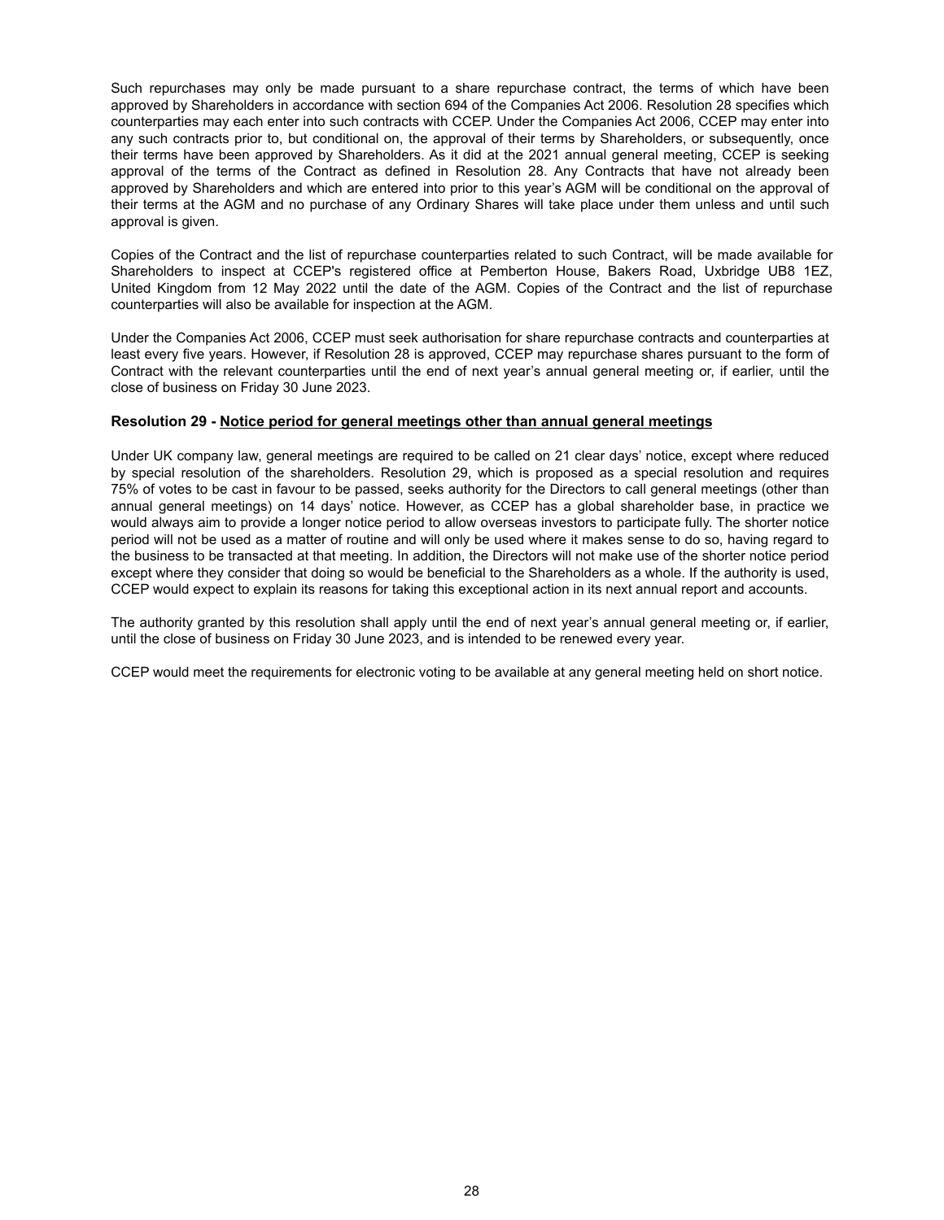Such repurchases may only be made pursuant to a share repurchase contract, the terms of which have been approved by Shareholders in accordance with section 694 of the Companies Act 2006. Resolution 28 specifies which counterparties may each enter into such contracts with CCEP. Under the Companies Act 2006, CCEP may enter into any such contracts prior to, but conditional on, the approval of their terms by Shareholders, or subsequently, once their terms have been approved by Shareholders. As it did at the 2021 annual general meeting, CCEP is seeking approval of the terms of the Contract as defined in Resolution 28. Any Contracts that have not already been approved by Shareholders and which are entered into prior to this year's AGM will be conditional on the approval of their terms at the AGM and no purchase of any Ordinary Shares will take place under them unless and until such approval is given.

Copies of the Contract and the list of repurchase counterparties related to such Contract, will be made available for Shareholders to inspect at CCEP's registered office at Pemberton House, Bakers Road, Uxbridge UB8 1EZ, United Kingdom from 12 May 2022 until the date of the AGM. Copies of the Contract and the list of repurchase counterparties will also be available for inspection at the AGM.

Under the Companies Act 2006, CCEP must seek authorisation for share repurchase contracts and counterparties at least every five years. However, if Resolution 28 is approved, CCEP may repurchase shares pursuant to the form of Contract with the relevant counterparties until the end of next year's annual general meeting or, if earlier, until the close of business on Friday 30 June 2023.

**Resolution 29 - Notice period for general meetings other than annual general meetings**

Under UK company law, general meetings are required to be called on 21 clear days' notice, except where reduced by special resolution of the shareholders. Resolution 29, which is proposed as a special resolution and requires 75% of votes to be cast in favour to be passed, seeks authority for the Directors to call general meetings (other than annual general meetings) on 14 days' notice. However, as CCEP has a global shareholder base, in practice we would always aim to provide a longer notice period to allow overseas investors to participate fully. The shorter notice period will not be used as a matter of routine and will only be used where it makes sense to do so, having regard to the business to be transacted at that meeting. In addition, the Directors will not make use of the shorter notice period except where they consider that doing so would be beneficial to the Shareholders as a whole. If the authority is used, CCEP would expect to explain its reasons for taking this exceptional action in its next annual report and accounts.

The authority granted by this resolution shall apply until the end of next year's annual general meeting or, if earlier, until the close of business on Friday 30 June 2023, and is intended to be renewed every year.

CCEP would meet the requirements for electronic voting to be available at any general meeting held on short notice.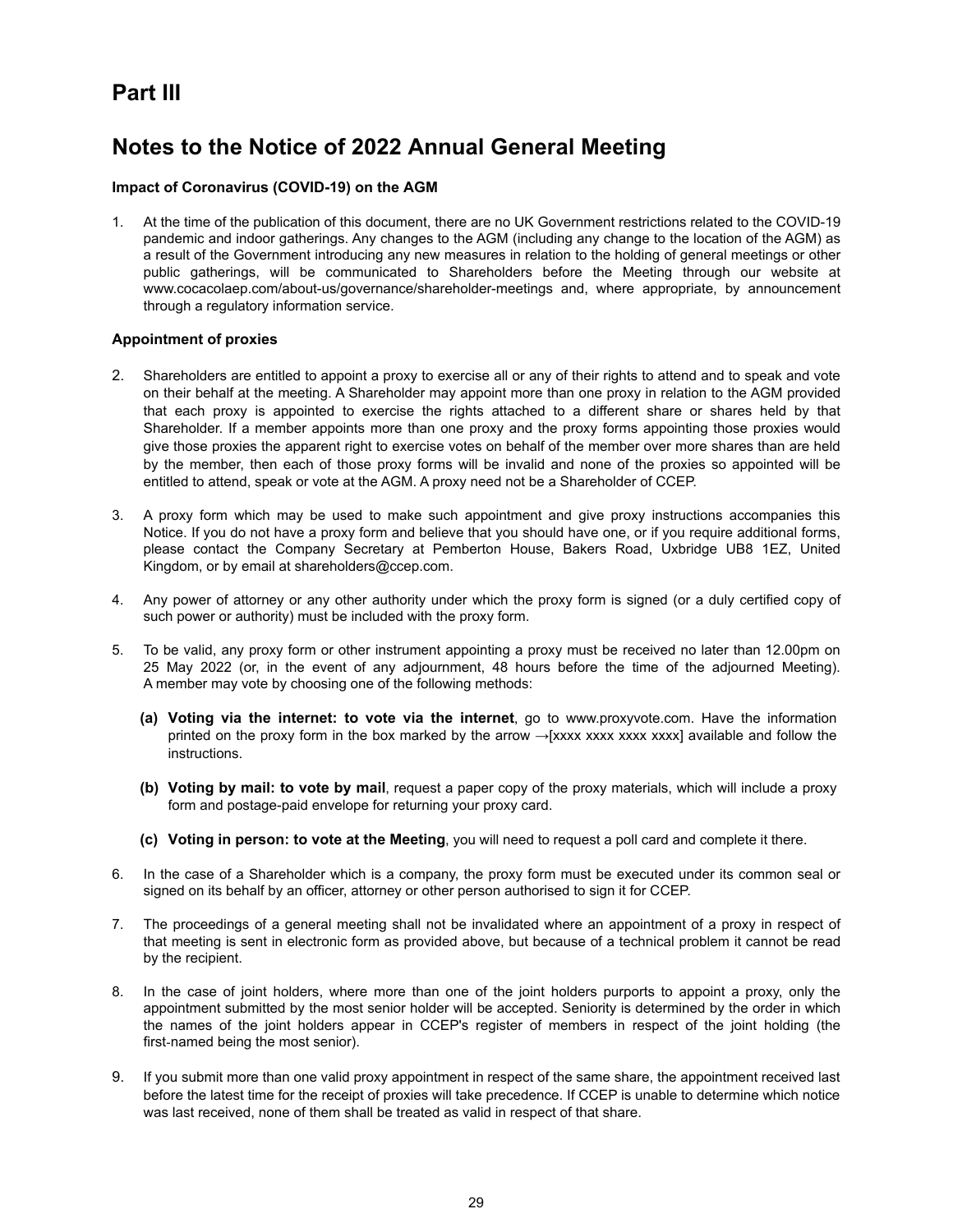# Part III

## Notes to the Notice of 2022 Annual General Meeting

**Impact of Coronavirus (COVID-19) on the AGM**

1. At the time of the publication of this document, there are no UK Government restrictions related to the COVID-19 pandemic and indoor gatherings. Any changes to the AGM (including any change to the location of the AGM) as a result of the Government introducing any new measures in relation to the holding of general meetings or other public gatherings, will be communicated to Shareholders before the Meeting through our website at www.cocacolaep.com/about-us/governance/shareholder-meetings and, where appropriate, by announcement through a regulatory information service.

**Appointment of proxies**

2. Shareholders are entitled to appoint a proxy to exercise all or any of their rights to attend and to speak and vote on their behalf at the meeting. A Shareholder may appoint more than one proxy in relation to the AGM provided that each proxy is appointed to exercise the rights attached to a different share or shares held by that Shareholder. If a member appoints more than one proxy and the proxy forms appointing those proxies would give those proxies the apparent right to exercise votes on behalf of the member over more shares than are held by the member, then each of those proxy forms will be invalid and none of the proxies so appointed will be entitled to attend, speak or vote at the AGM. A proxy need not be a Shareholder of CCEP.

3. A proxy form which may be used to make such appointment and give proxy instructions accompanies this Notice. If you do not have a proxy form and believe that you should have one, or if you require additional forms, please contact the Company Secretary at Pemberton House, Bakers Road, Uxbridge UB8 1EZ, United Kingdom, or by email at shareholders@ccep.com.

4. Any power of attorney or any other authority under which the proxy form is signed (or a duly certified copy of such power or authority) must be included with the proxy form.

5. To be valid, any proxy form or other instrument appointing a proxy must be received no later than 12.00pm on 25 May 2022 (or, in the event of any adjournment, 48 hours before the time of the adjourned Meeting). A member may vote by choosing one of the following methods:

   **(a) Voting via the internet: to vote via the internet**, go to www.proxyvote.com. Have the information printed on the proxy form in the box marked by the arrow →[xxxx xxxx xxxx xxxx] available and follow the instructions.

   **(b) Voting by mail: to vote by mail**, request a paper copy of the proxy materials, which will include a proxy form and postage-paid envelope for returning your proxy card.

   **(c) Voting in person: to vote at the Meeting**, you will need to request a poll card and complete it there.

6. In the case of a Shareholder which is a company, the proxy form must be executed under its common seal or signed on its behalf by an officer, attorney or other person authorised to sign it for CCEP.

7. The proceedings of a general meeting shall not be invalidated where an appointment of a proxy in respect of that meeting is sent in electronic form as provided above, but because of a technical problem it cannot be read by the recipient.

8. In the case of joint holders, where more than one of the joint holders purports to appoint a proxy, only the appointment submitted by the most senior holder will be accepted. Seniority is determined by the order in which the names of the joint holders appear in CCEP's register of members in respect of the joint holding (the first-named being the most senior).

9. If you submit more than one valid proxy appointment in respect of the same share, the appointment received last before the latest time for the receipt of proxies will take precedence. If CCEP is unable to determine which notice was last received, none of them shall be treated as valid in respect of that share.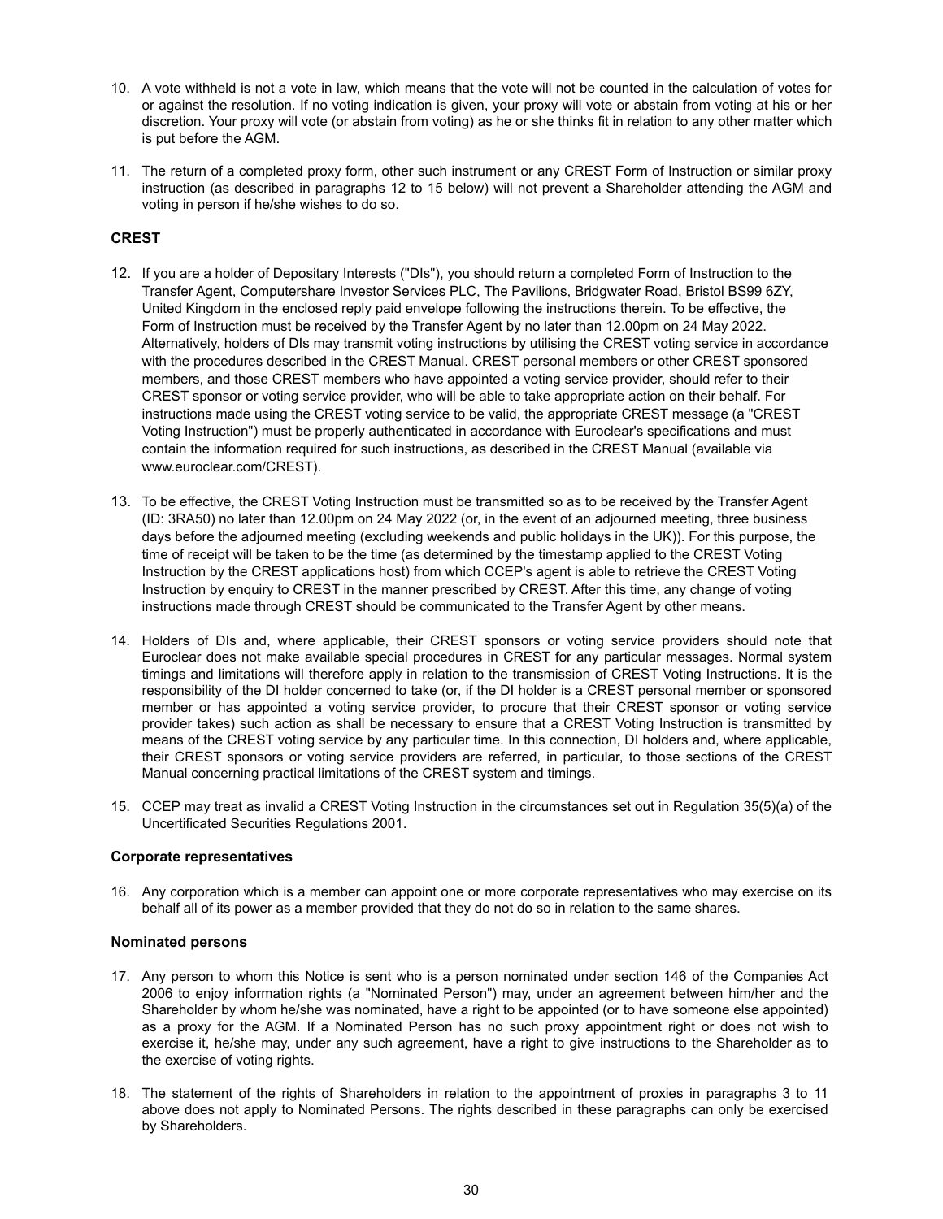10. A vote withheld is not a vote in law, which means that the vote will not be counted in the calculation of votes for or against the resolution. If no voting indication is given, your proxy will vote or abstain from voting at his or her discretion. Your proxy will vote (or abstain from voting) as he or she thinks fit in relation to any other matter which is put before the AGM.

11. The return of a completed proxy form, other such instrument or any CREST Form of Instruction or similar proxy instruction (as described in paragraphs 12 to 15 below) will not prevent a Shareholder attending the AGM and voting in person if he/she wishes to do so.

**CREST**

12. If you are a holder of Depositary Interests ("DIs"), you should return a completed Form of Instruction to the Transfer Agent, Computershare Investor Services PLC, The Pavilions, Bridgwater Road, Bristol BS99 6ZY, United Kingdom in the enclosed reply paid envelope following the instructions therein. To be effective, the Form of Instruction must be received by the Transfer Agent by no later than 12.00pm on 24 May 2022. Alternatively, holders of DIs may transmit voting instructions by utilising the CREST voting service in accordance with the procedures described in the CREST Manual. CREST personal members or other CREST sponsored members, and those CREST members who have appointed a voting service provider, should refer to their CREST sponsor or voting service provider, who will be able to take appropriate action on their behalf. For instructions made using the CREST voting service to be valid, the appropriate CREST message (a "CREST Voting Instruction") must be properly authenticated in accordance with Euroclear's specifications and must contain the information required for such instructions, as described in the CREST Manual (available via www.euroclear.com/CREST).

13. To be effective, the CREST Voting Instruction must be transmitted so as to be received by the Transfer Agent (ID: 3RA50) no later than 12.00pm on 24 May 2022 (or, in the event of an adjourned meeting, three business days before the adjourned meeting (excluding weekends and public holidays in the UK)). For this purpose, the time of receipt will be taken to be the time (as determined by the timestamp applied to the CREST Voting Instruction by the CREST applications host) from which CCEP's agent is able to retrieve the CREST Voting Instruction by enquiry to CREST in the manner prescribed by CREST. After this time, any change of voting instructions made through CREST should be communicated to the Transfer Agent by other means.

14. Holders of DIs and, where applicable, their CREST sponsors or voting service providers should note that Euroclear does not make available special procedures in CREST for any particular messages. Normal system timings and limitations will therefore apply in relation to the transmission of CREST Voting Instructions. It is the responsibility of the DI holder concerned to take (or, if the DI holder is a CREST personal member or sponsored member or has appointed a voting service provider, to procure that their CREST sponsor or voting service provider takes) such action as shall be necessary to ensure that a CREST Voting Instruction is transmitted by means of the CREST voting service by any particular time. In this connection, DI holders and, where applicable, their CREST sponsors or voting service providers are referred, in particular, to those sections of the CREST Manual concerning practical limitations of the CREST system and timings.

15. CCEP may treat as invalid a CREST Voting Instruction in the circumstances set out in Regulation 35(5)(a) of the Uncertificated Securities Regulations 2001.

**Corporate representatives**

16. Any corporation which is a member can appoint one or more corporate representatives who may exercise on its behalf all of its power as a member provided that they do not do so in relation to the same shares.

**Nominated persons**

17. Any person to whom this Notice is sent who is a person nominated under section 146 of the Companies Act 2006 to enjoy information rights (a "Nominated Person") may, under an agreement between him/her and the Shareholder by whom he/she was nominated, have a right to be appointed (or to have someone else appointed) as a proxy for the AGM. If a Nominated Person has no such proxy appointment right or does not wish to exercise it, he/she may, under any such agreement, have a right to give instructions to the Shareholder as to the exercise of voting rights.

18. The statement of the rights of Shareholders in relation to the appointment of proxies in paragraphs 3 to 11 above does not apply to Nominated Persons. The rights described in these paragraphs can only be exercised by Shareholders.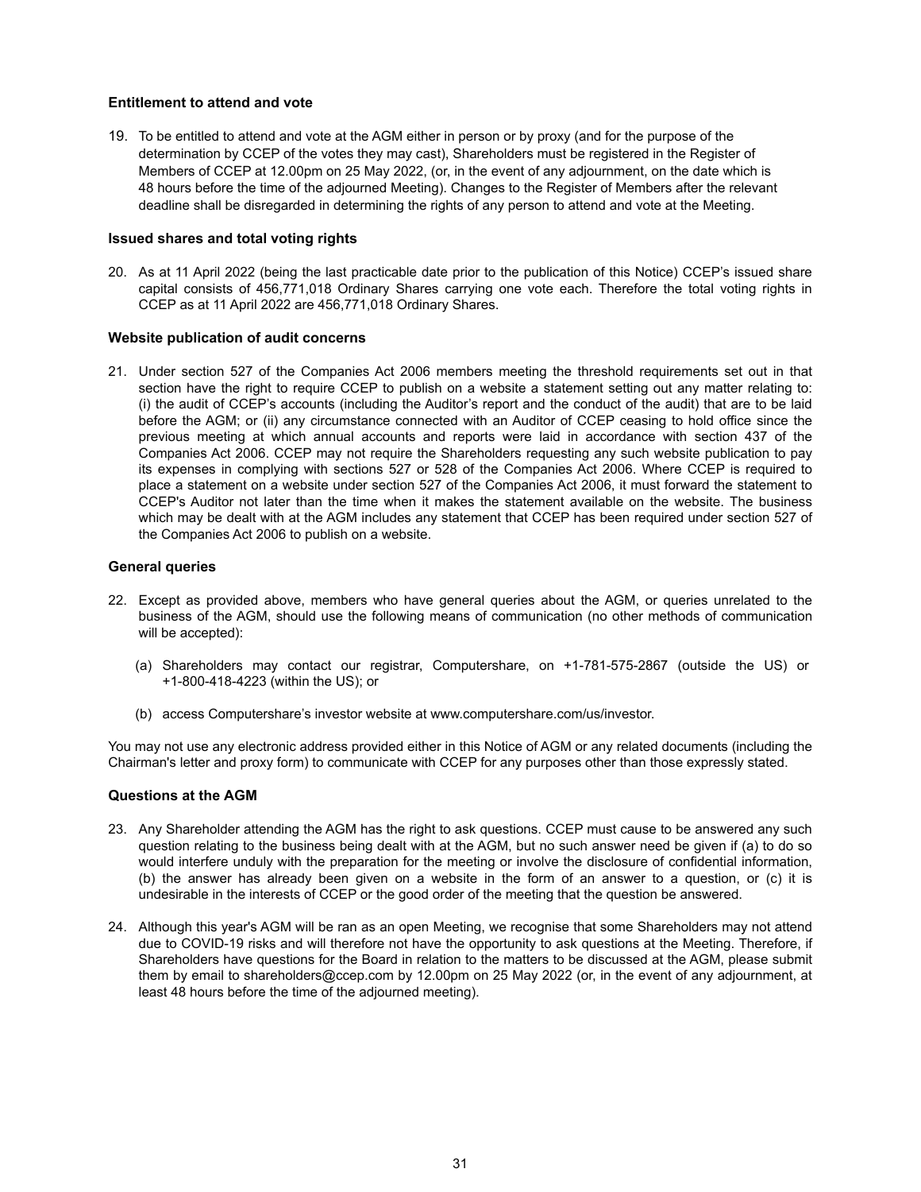### Entitlement to attend and vote

19. To be entitled to attend and vote at the AGM either in person or by proxy (and for the purpose of the determination by CCEP of the votes they may cast), Shareholders must be registered in the Register of Members of CCEP at 12.00pm on 25 May 2022, (or, in the event of any adjournment, on the date which is 48 hours before the time of the adjourned Meeting). Changes to the Register of Members after the relevant deadline shall be disregarded in determining the rights of any person to attend and vote at the Meeting.

### Issued shares and total voting rights

20. As at 11 April 2022 (being the last practicable date prior to the publication of this Notice) CCEP's issued share capital consists of 456,771,018 Ordinary Shares carrying one vote each. Therefore the total voting rights in CCEP as at 11 April 2022 are 456,771,018 Ordinary Shares.

### Website publication of audit concerns

21. Under section 527 of the Companies Act 2006 members meeting the threshold requirements set out in that section have the right to require CCEP to publish on a website a statement setting out any matter relating to: (i) the audit of CCEP's accounts (including the Auditor's report and the conduct of the audit) that are to be laid before the AGM; or (ii) any circumstance connected with an Auditor of CCEP ceasing to hold office since the previous meeting at which annual accounts and reports were laid in accordance with section 437 of the Companies Act 2006. CCEP may not require the Shareholders requesting any such website publication to pay its expenses in complying with sections 527 or 528 of the Companies Act 2006. Where CCEP is required to place a statement on a website under section 527 of the Companies Act 2006, it must forward the statement to CCEP's Auditor not later than the time when it makes the statement available on the website. The business which may be dealt with at the AGM includes any statement that CCEP has been required under section 527 of the Companies Act 2006 to publish on a website.

### General queries

22. Except as provided above, members who have general queries about the AGM, or queries unrelated to the business of the AGM, should use the following means of communication (no other methods of communication will be accepted):

    (a) Shareholders may contact our registrar, Computershare, on +1-781-575-2867 (outside the US) or +1-800-418-4223 (within the US); or

    (b) access Computershare's investor website at www.computershare.com/us/investor.

You may not use any electronic address provided either in this Notice of AGM or any related documents (including the Chairman's letter and proxy form) to communicate with CCEP for any purposes other than those expressly stated.

### Questions at the AGM

23. Any Shareholder attending the AGM has the right to ask questions. CCEP must cause to be answered any such question relating to the business being dealt with at the AGM, but no such answer need be given if (a) to do so would interfere unduly with the preparation for the meeting or involve the disclosure of confidential information, (b) the answer has already been given on a website in the form of an answer to a question, or (c) it is undesirable in the interests of CCEP or the good order of the meeting that the question be answered.

24. Although this year's AGM will be ran as an open Meeting, we recognise that some Shareholders may not attend due to COVID-19 risks and will therefore not have the opportunity to ask questions at the Meeting. Therefore, if Shareholders have questions for the Board in relation to the matters to be discussed at the AGM, please submit them by email to shareholders@ccep.com by 12.00pm on 25 May 2022 (or, in the event of any adjournment, at least 48 hours before the time of the adjourned meeting).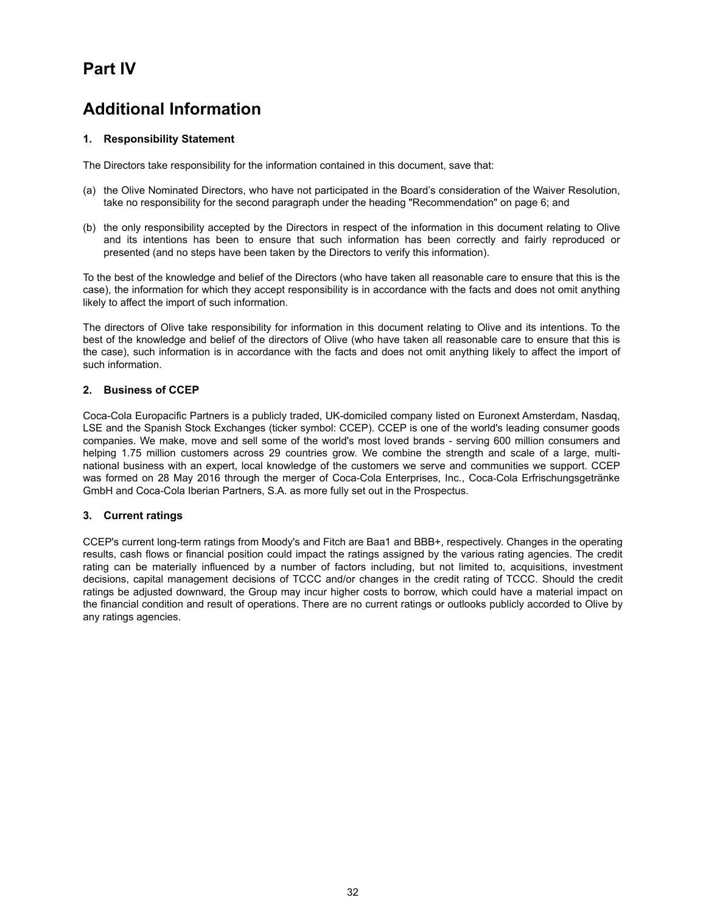# Part IV

# Additional Information

### 1. Responsibility Statement

The Directors take responsibility for the information contained in this document, save that:

(a) the Olive Nominated Directors, who have not participated in the Board's consideration of the Waiver Resolution, take no responsibility for the second paragraph under the heading "Recommendation" on page 6; and

(b) the only responsibility accepted by the Directors in respect of the information in this document relating to Olive and its intentions has been to ensure that such information has been correctly and fairly reproduced or presented (and no steps have been taken by the Directors to verify this information).

To the best of the knowledge and belief of the Directors (who have taken all reasonable care to ensure that this is the case), the information for which they accept responsibility is in accordance with the facts and does not omit anything likely to affect the import of such information.

The directors of Olive take responsibility for information in this document relating to Olive and its intentions. To the best of the knowledge and belief of the directors of Olive (who have taken all reasonable care to ensure that this is the case), such information is in accordance with the facts and does not omit anything likely to affect the import of such information.

### 2. Business of CCEP

Coca-Cola Europacific Partners is a publicly traded, UK-domiciled company listed on Euronext Amsterdam, Nasdaq, LSE and the Spanish Stock Exchanges (ticker symbol: CCEP). CCEP is one of the world's leading consumer goods companies. We make, move and sell some of the world's most loved brands - serving 600 million consumers and helping 1.75 million customers across 29 countries grow. We combine the strength and scale of a large, multi-national business with an expert, local knowledge of the customers we serve and communities we support. CCEP was formed on 28 May 2016 through the merger of Coca-Cola Enterprises, Inc., Coca-Cola Erfrischungsgetränke GmbH and Coca-Cola Iberian Partners, S.A. as more fully set out in the Prospectus.

### 3. Current ratings

CCEP's current long-term ratings from Moody's and Fitch are Baa1 and BBB+, respectively. Changes in the operating results, cash flows or financial position could impact the ratings assigned by the various rating agencies. The credit rating can be materially influenced by a number of factors including, but not limited to, acquisitions, investment decisions, capital management decisions of TCCC and/or changes in the credit rating of TCCC. Should the credit ratings be adjusted downward, the Group may incur higher costs to borrow, which could have a material impact on the financial condition and result of operations. There are no current ratings or outlooks publicly accorded to Olive by any ratings agencies.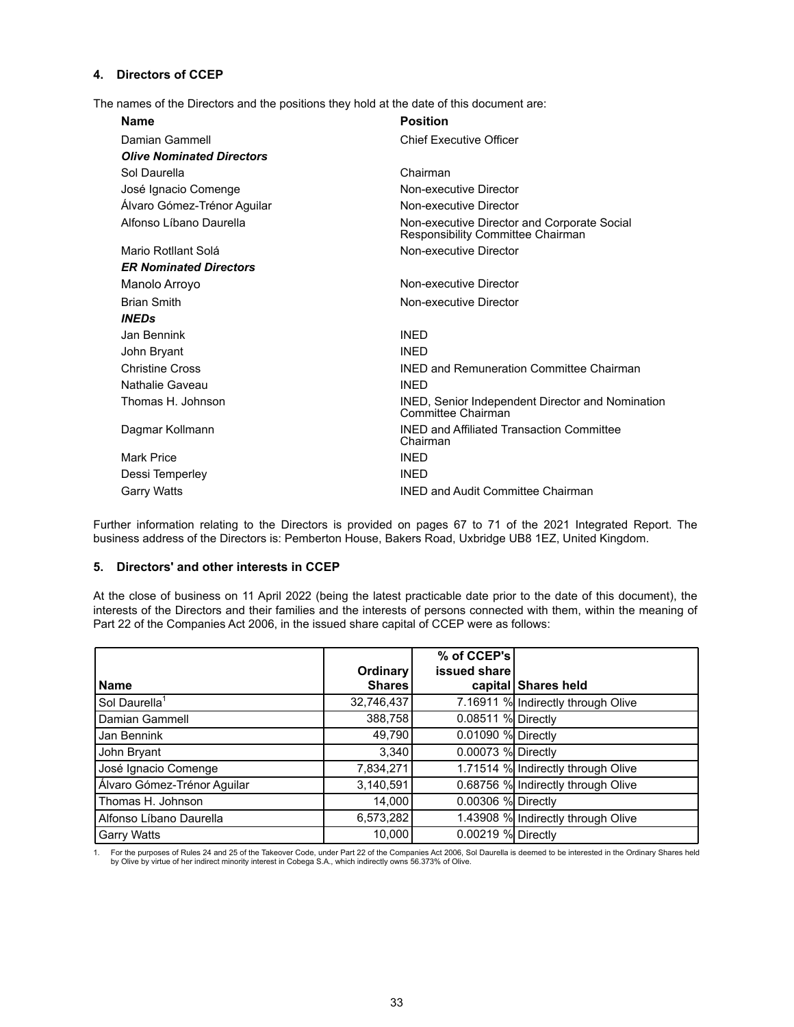## 4. Directors of CCEP

The names of the Directors and the positions they hold at the date of this document are:

| Name | Position |
|---|---|
| Damian Gammell | Chief Executive Officer |
| ***Olive Nominated Directors*** | |
| Sol Daurella | Chairman |
| José Ignacio Comenge | Non-executive Director |
| Álvaro Gómez-Trénor Aguilar | Non-executive Director |
| Alfonso Líbano Daurella | Non-executive Director and Corporate Social Responsibility Committee Chairman |
| Mario Rotllant Solá | Non-executive Director |
| ***ER Nominated Directors*** | |
| Manolo Arroyo | Non-executive Director |
| Brian Smith | Non-executive Director |
| ***INEDs*** | |
| Jan Bennink | INED |
| John Bryant | INED |
| Christine Cross | INED and Remuneration Committee Chairman |
| Nathalie Gaveau | INED |
| Thomas H. Johnson | INED, Senior Independent Director and Nomination Committee Chairman |
| Dagmar Kollmann | INED and Affiliated Transaction Committee Chairman |
| Mark Price | INED |
| Dessi Temperley | INED |
| Garry Watts | INED and Audit Committee Chairman |

Further information relating to the Directors is provided on pages 67 to 71 of the 2021 Integrated Report. The business address of the Directors is: Pemberton House, Bakers Road, Uxbridge UB8 1EZ, United Kingdom.

## 5. Directors' and other interests in CCEP

At the close of business on 11 April 2022 (being the latest practicable date prior to the date of this document), the interests of the Directors and their families and the interests of persons connected with them, within the meaning of Part 22 of the Companies Act 2006, in the issued share capital of CCEP were as follows:

| Name | Ordinary Shares | % of CCEP's issued share capital | Shares held |
|---|---|---|---|
| Sol Daurella[1] | 32,746,437 | 7.16911 % | Indirectly through Olive |
| Damian Gammell | 388,758 | 0.08511 % | Directly |
| Jan Bennink | 49,790 | 0.01090 % | Directly |
| John Bryant | 3,340 | 0.00073 % | Directly |
| José Ignacio Comenge | 7,834,271 | 1.71514 % | Indirectly through Olive |
| Álvaro Gómez-Trénor Aguilar | 3,140,591 | 0.68756 % | Indirectly through Olive |
| Thomas H. Johnson | 14,000 | 0.00306 % | Directly |
| Alfonso Líbano Daurella | 6,573,282 | 1.43908 % | Indirectly through Olive |
| Garry Watts | 10,000 | 0.00219 % | Directly |

1. For the purposes of Rules 24 and 25 of the Takeover Code, under Part 22 of the Companies Act 2006, Sol Daurella is deemed to be interested in the Ordinary Shares held by Olive by virtue of her indirect minority interest in Cobega S.A., which indirectly owns 56.373% of Olive.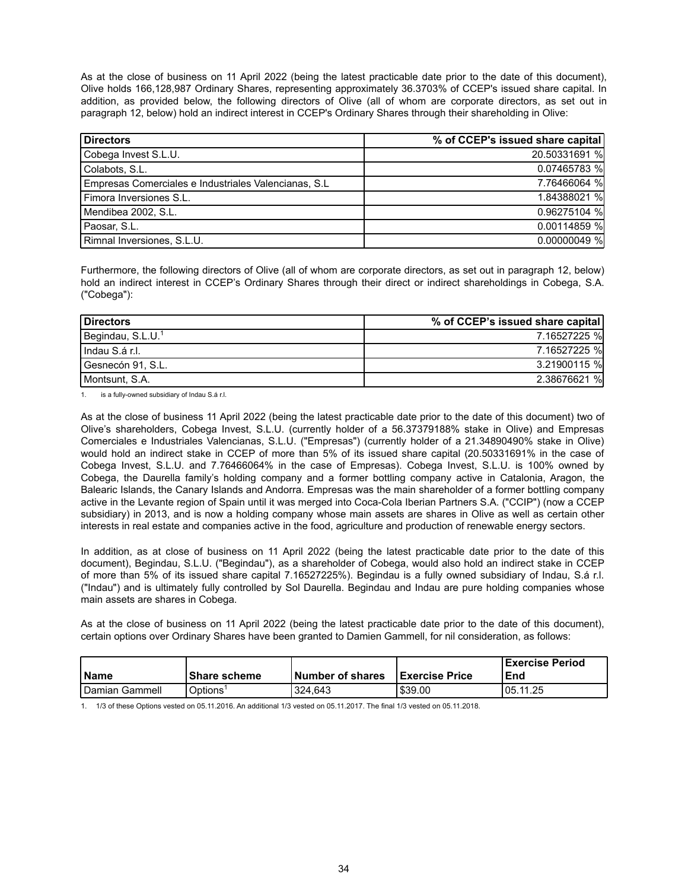As at the close of business on 11 April 2022 (being the latest practicable date prior to the date of this document), Olive holds 166,128,987 Ordinary Shares, representing approximately 36.3703% of CCEP's issued share capital. In addition, as provided below, the following directors of Olive (all of whom are corporate directors, as set out in paragraph 12, below) hold an indirect interest in CCEP's Ordinary Shares through their shareholding in Olive:

| Directors | % of CCEP's issued share capital |
|---|---:|
| Cobega Invest S.L.U. | 20.50331691 % |
| Colabots, S.L. | 0.07465783 % |
| Empresas Comerciales e Industriales Valencianas, S.L | 7.76466064 % |
| Fimora Inversiones S.L. | 1.84388021 % |
| Mendibea 2002, S.L. | 0.96275104 % |
| Paosar, S.L. | 0.00114859 % |
| Rimnal Inversiones, S.L.U. | 0.00000049 % |

Furthermore, the following directors of Olive (all of whom are corporate directors, as set out in paragraph 12, below) hold an indirect interest in CCEP's Ordinary Shares through their direct or indirect shareholdings in Cobega, S.A. ("Cobega"):

| Directors | % of CCEP's issued share capital |
|---|---:|
| Begindau, S.L.U.[1] | 7.16527225 % |
| Indau S.á r.l. | 7.16527225 % |
| Gesnecón 91, S.L. | 3.21900115 % |
| Montsunt, S.A. | 2.38676621 % |

1. is a fully-owned subsidiary of Indau S.á r.l.

As at the close of business 11 April 2022 (being the latest practicable date prior to the date of this document) two of Olive's shareholders, Cobega Invest, S.L.U. (currently holder of a 56.37379188% stake in Olive) and Empresas Comerciales e Industriales Valencianas, S.L.U. ("Empresas") (currently holder of a 21.34890490% stake in Olive) would hold an indirect stake in CCEP of more than 5% of its issued share capital (20.50331691% in the case of Cobega Invest, S.L.U. and 7.76466064% in the case of Empresas). Cobega Invest, S.L.U. is 100% owned by Cobega, the Daurella family's holding company and a former bottling company active in Catalonia, Aragon, the Balearic Islands, the Canary Islands and Andorra. Empresas was the main shareholder of a former bottling company active in the Levante region of Spain until it was merged into Coca-Cola Iberian Partners S.A. ("CCIP") (now a CCEP subsidiary) in 2013, and is now a holding company whose main assets are shares in Olive as well as certain other interests in real estate and companies active in the food, agriculture and production of renewable energy sectors.

In addition, as at close of business on 11 April 2022 (being the latest practicable date prior to the date of this document), Begindau, S.L.U. ("Begindau"), as a shareholder of Cobega, would also hold an indirect stake in CCEP of more than 5% of its issued share capital 7.16527225%). Begindau is a fully owned subsidiary of Indau, S.á r.l. ("Indau") and is ultimately fully controlled by Sol Daurella. Begindau and Indau are pure holding companies whose main assets are shares in Cobega.

As at the close of business on 11 April 2022 (being the latest practicable date prior to the date of this document), certain options over Ordinary Shares have been granted to Damien Gammell, for nil consideration, as follows:

| Name | Share scheme | Number of shares | Exercise Price | Exercise Period End |
|---|---|---|---|---|
| Damien Gammell | Options[1] | 324,643 | $39.00 | 05.11.25 |

1. 1/3 of these Options vested on 05.11.2016. An additional 1/3 vested on 05.11.2017. The final 1/3 vested on 05.11.2018.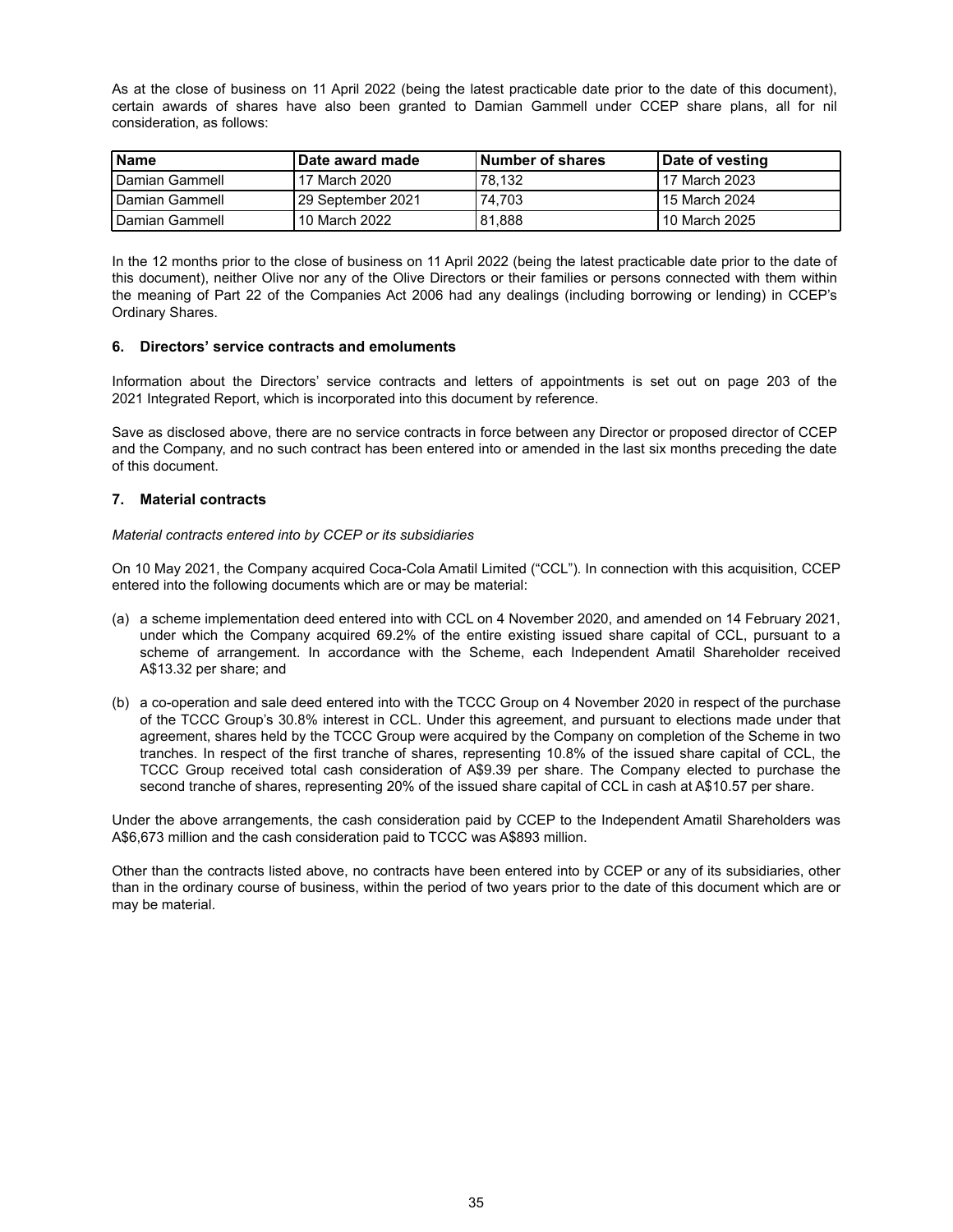As at the close of business on 11 April 2022 (being the latest practicable date prior to the date of this document), certain awards of shares have also been granted to Damian Gammell under CCEP share plans, all for nil consideration, as follows:

| Name | Date award made | Number of shares | Date of vesting |
|---|---|---|---|
| Damian Gammell | 17 March 2020 | 78,132 | 17 March 2023 |
| Damian Gammell | 29 September 2021 | 74,703 | 15 March 2024 |
| Damian Gammell | 10 March 2022 | 81,888 | 10 March 2025 |

In the 12 months prior to the close of business on 11 April 2022 (being the latest practicable date prior to the date of this document), neither Olive nor any of the Olive Directors or their families or persons connected with them within the meaning of Part 22 of the Companies Act 2006 had any dealings (including borrowing or lending) in CCEP's Ordinary Shares.

## 6. Directors' service contracts and emoluments

Information about the Directors' service contracts and letters of appointments is set out on page 203 of the 2021 Integrated Report, which is incorporated into this document by reference.

Save as disclosed above, there are no service contracts in force between any Director or proposed director of CCEP and the Company, and no such contract has been entered into or amended in the last six months preceding the date of this document.

## 7. Material contracts

*Material contracts entered into by CCEP or its subsidiaries*

On 10 May 2021, the Company acquired Coca-Cola Amatil Limited ("CCL"). In connection with this acquisition, CCEP entered into the following documents which are or may be material:

(a) a scheme implementation deed entered into with CCL on 4 November 2020, and amended on 14 February 2021, under which the Company acquired 69.2% of the entire existing issued share capital of CCL, pursuant to a scheme of arrangement. In accordance with the Scheme, each Independent Amatil Shareholder received A$13.32 per share; and

(b) a co-operation and sale deed entered into with the TCCC Group on 4 November 2020 in respect of the purchase of the TCCC Group's 30.8% interest in CCL. Under this agreement, and pursuant to elections made under that agreement, shares held by the TCCC Group were acquired by the Company on completion of the Scheme in two tranches. In respect of the first tranche of shares, representing 10.8% of the issued share capital of CCL, the TCCC Group received total cash consideration of A$9.39 per share. The Company elected to purchase the second tranche of shares, representing 20% of the issued share capital of CCL in cash at A$10.57 per share.

Under the above arrangements, the cash consideration paid by CCEP to the Independent Amatil Shareholders was A$6,673 million and the cash consideration paid to TCCC was A$893 million.

Other than the contracts listed above, no contracts have been entered into by CCEP or any of its subsidiaries, other than in the ordinary course of business, within the period of two years prior to the date of this document which are or may be material.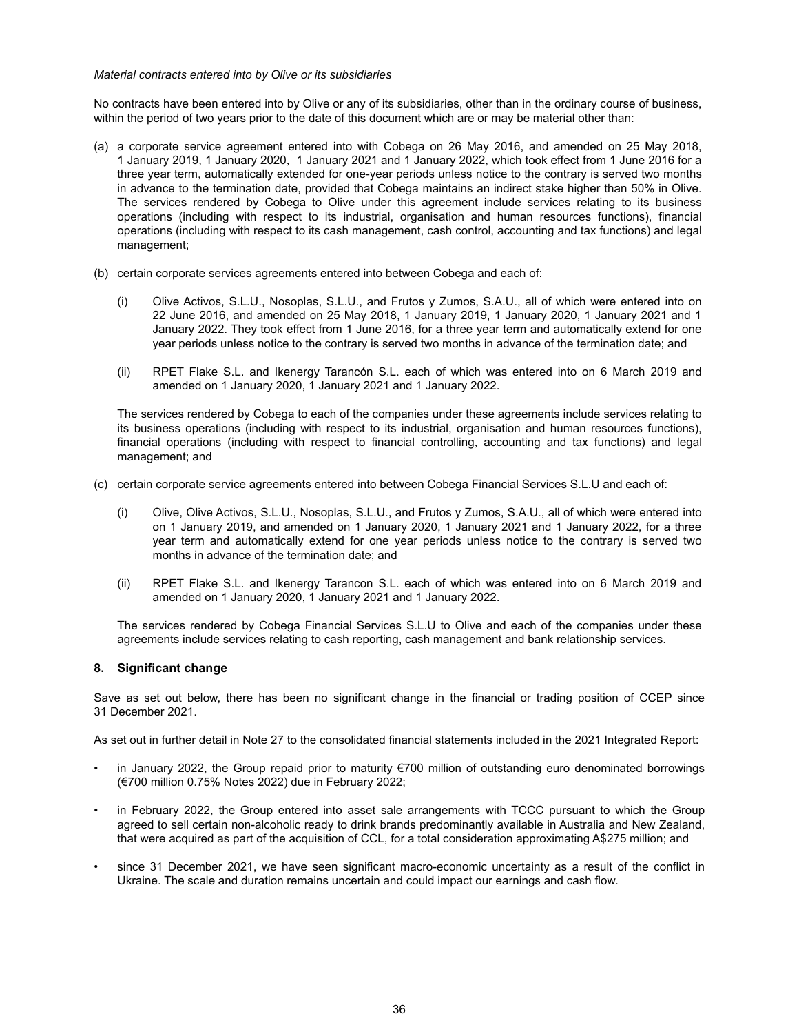*Material contracts entered into by Olive or its subsidiaries*

No contracts have been entered into by Olive or any of its subsidiaries, other than in the ordinary course of business, within the period of two years prior to the date of this document which are or may be material other than:

(a) a corporate service agreement entered into with Cobega on 26 May 2016, and amended on 25 May 2018, 1 January 2019, 1 January 2020, 1 January 2021 and 1 January 2022, which took effect from 1 June 2016 for a three year term, automatically extended for one-year periods unless notice to the contrary is served two months in advance to the termination date, provided that Cobega maintains an indirect stake higher than 50% in Olive. The services rendered by Cobega to Olive under this agreement include services relating to its business operations (including with respect to its industrial, organisation and human resources functions), financial operations (including with respect to its cash management, cash control, accounting and tax functions) and legal management;

(b) certain corporate services agreements entered into between Cobega and each of:

   (i) Olive Activos, S.L.U., Nosoplas, S.L.U., and Frutos y Zumos, S.A.U., all of which were entered into on 22 June 2016, and amended on 25 May 2018, 1 January 2019, 1 January 2020, 1 January 2021 and 1 January 2022. They took effect from 1 June 2016, for a three year term and automatically extend for one year periods unless notice to the contrary is served two months in advance of the termination date; and

   (ii) RPET Flake S.L. and Ikenergy Tarancón S.L. each of which was entered into on 6 March 2019 and amended on 1 January 2020, 1 January 2021 and 1 January 2022.

   The services rendered by Cobega to each of the companies under these agreements include services relating to its business operations (including with respect to its industrial, organisation and human resources functions), financial operations (including with respect to financial controlling, accounting and tax functions) and legal management; and

(c) certain corporate service agreements entered into between Cobega Financial Services S.L.U and each of:

   (i) Olive, Olive Activos, S.L.U., Nosoplas, S.L.U., and Frutos y Zumos, S.A.U., all of which were entered into on 1 January 2019, and amended on 1 January 2020, 1 January 2021 and 1 January 2022, for a three year term and automatically extend for one year periods unless notice to the contrary is served two months in advance of the termination date; and

   (ii) RPET Flake S.L. and Ikenergy Tarancon S.L. each of which was entered into on 6 March 2019 and amended on 1 January 2020, 1 January 2021 and 1 January 2022.

   The services rendered by Cobega Financial Services S.L.U to Olive and each of the companies under these agreements include services relating to cash reporting, cash management and bank relationship services.

## 8. Significant change

Save as set out below, there has been no significant change in the financial or trading position of CCEP since 31 December 2021.

As set out in further detail in Note 27 to the consolidated financial statements included in the 2021 Integrated Report:

- in January 2022, the Group repaid prior to maturity €700 million of outstanding euro denominated borrowings (€700 million 0.75% Notes 2022) due in February 2022;
- in February 2022, the Group entered into asset sale arrangements with TCCC pursuant to which the Group agreed to sell certain non-alcoholic ready to drink brands predominantly available in Australia and New Zealand, that were acquired as part of the acquisition of CCL, for a total consideration approximating A$275 million; and
- since 31 December 2021, we have seen significant macro-economic uncertainty as a result of the conflict in Ukraine. The scale and duration remains uncertain and could impact our earnings and cash flow.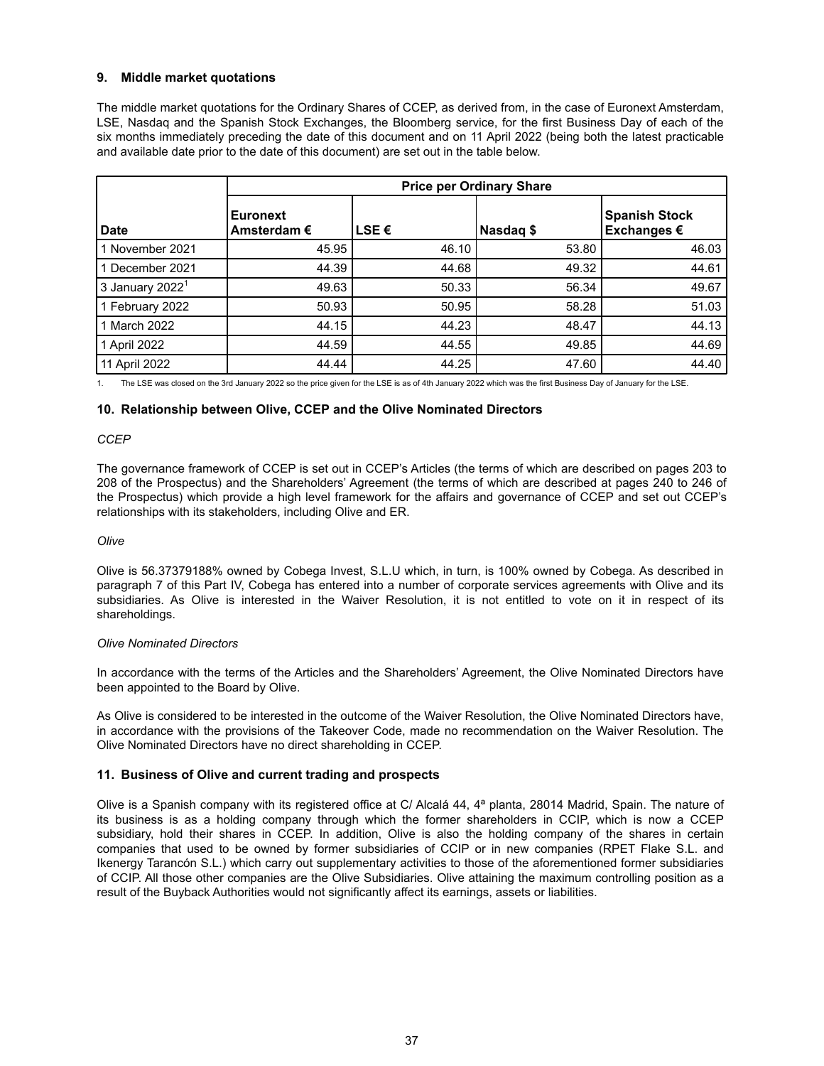## 9. Middle market quotations

The middle market quotations for the Ordinary Shares of CCEP, as derived from, in the case of Euronext Amsterdam, LSE, Nasdaq and the Spanish Stock Exchanges, the Bloomberg service, for the first Business Day of each of the six months immediately preceding the date of this document and on 11 April 2022 (being both the latest practicable and available date prior to the date of this document) are set out in the table below.

| | Price per Ordinary Share | | | |
|---|---|---|---|---|
| Date | Euronext Amsterdam € | LSE € | Nasdaq $ | Spanish Stock Exchanges € |
| 1 November 2021 | 45.95 | 46.10 | 53.80 | 46.03 |
| 1 December 2021 | 44.39 | 44.68 | 49.32 | 44.61 |
| 3 January 2022[1] | 49.63 | 50.33 | 56.34 | 49.67 |
| 1 February 2022 | 50.93 | 50.95 | 58.28 | 51.03 |
| 1 March 2022 | 44.15 | 44.23 | 48.47 | 44.13 |
| 1 April 2022 | 44.59 | 44.55 | 49.85 | 44.69 |
| 11 April 2022 | 44.44 | 44.25 | 47.60 | 44.40 |

1. The LSE was closed on the 3rd January 2022 so the price given for the LSE is as of 4th January 2022 which was the first Business Day of January for the LSE.

## 10. Relationship between Olive, CCEP and the Olive Nominated Directors

*CCEP*

The governance framework of CCEP is set out in CCEP's Articles (the terms of which are described on pages 203 to 208 of the Prospectus) and the Shareholders' Agreement (the terms of which are described at pages 240 to 246 of the Prospectus) which provide a high level framework for the affairs and governance of CCEP and set out CCEP's relationships with its stakeholders, including Olive and ER.

*Olive*

Olive is 56.37379188% owned by Cobega Invest, S.L.U which, in turn, is 100% owned by Cobega. As described in paragraph 7 of this Part IV, Cobega has entered into a number of corporate services agreements with Olive and its subsidiaries. As Olive is interested in the Waiver Resolution, it is not entitled to vote on it in respect of its shareholdings.

*Olive Nominated Directors*

In accordance with the terms of the Articles and the Shareholders' Agreement, the Olive Nominated Directors have been appointed to the Board by Olive.

As Olive is considered to be interested in the outcome of the Waiver Resolution, the Olive Nominated Directors have, in accordance with the provisions of the Takeover Code, made no recommendation on the Waiver Resolution. The Olive Nominated Directors have no direct shareholding in CCEP.

## 11. Business of Olive and current trading and prospects

Olive is a Spanish company with its registered office at C/ Alcalá 44, 4ª planta, 28014 Madrid, Spain. The nature of its business is as a holding company through which the former shareholders in CCIP, which is now a CCEP subsidiary, hold their shares in CCEP. In addition, Olive is also the holding company of the shares in certain companies that used to be owned by former subsidiaries of CCIP or in new companies (RPET Flake S.L. and Ikenergy Tarancón S.L.) which carry out supplementary activities to those of the aforementioned former subsidiaries of CCIP. All those other companies are the Olive Subsidiaries. Olive attaining the maximum controlling position as a result of the Buyback Authorities would not significantly affect its earnings, assets or liabilities.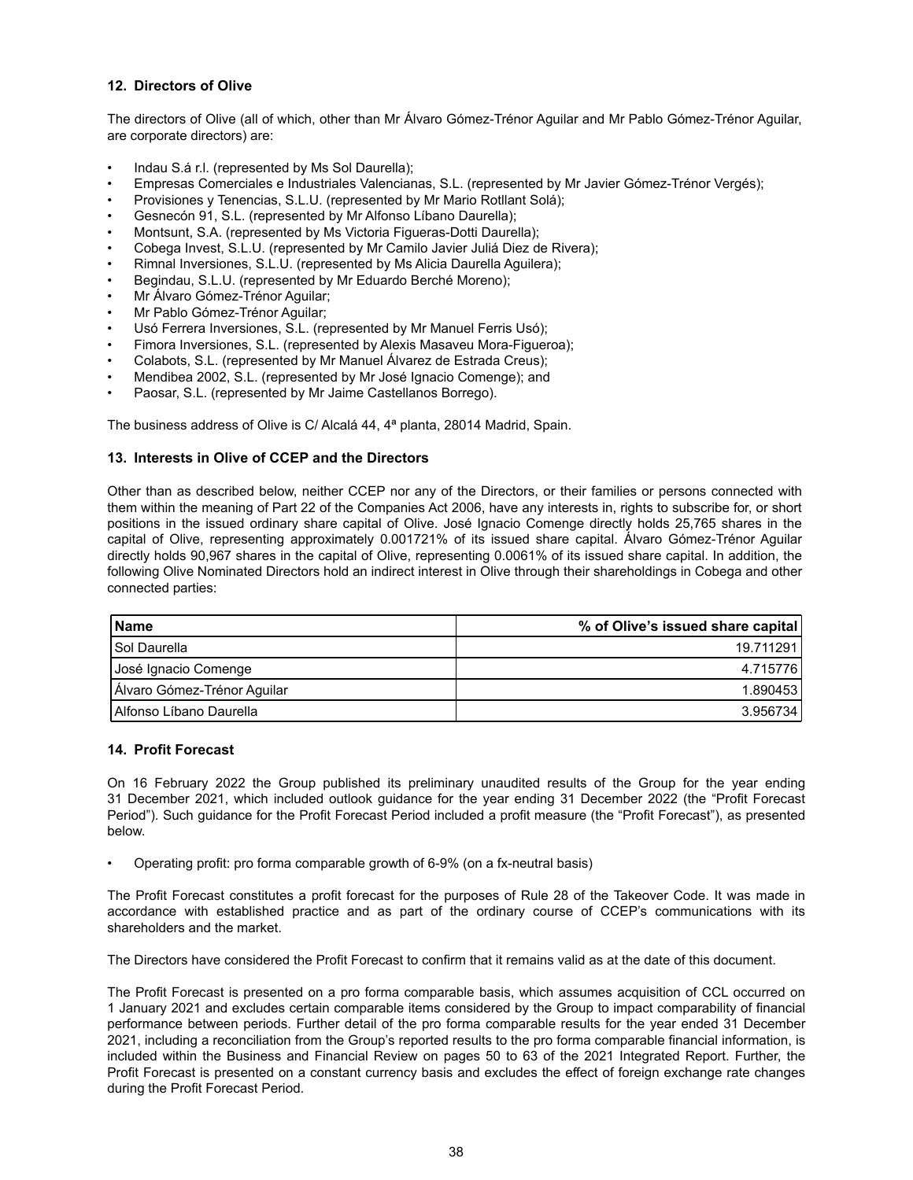## 12. Directors of Olive

The directors of Olive (all of which, other than Mr Álvaro Gómez-Trénor Aguilar and Mr Pablo Gómez-Trénor Aguilar, are corporate directors) are:

- Indau S.á r.l. (represented by Ms Sol Daurella);
- Empresas Comerciales e Industriales Valencianas, S.L. (represented by Mr Javier Gómez-Trénor Vergés);
- Provisiones y Tenencias, S.L.U. (represented by Mr Mario Rotllant Solá);
- Gesnecón 91, S.L. (represented by Mr Alfonso Líbano Daurella);
- Montsunt, S.A. (represented by Ms Victoria Figueras-Dotti Daurella);
- Cobega Invest, S.L.U. (represented by Mr Camilo Javier Juliá Diez de Rivera);
- Rimnal Inversiones, S.L.U. (represented by Ms Alicia Daurella Aguilera);
- Begindau, S.L.U. (represented by Mr Eduardo Berché Moreno);
- Mr Álvaro Gómez-Trénor Aguilar;
- Mr Pablo Gómez-Trénor Aguilar;
- Usó Ferrera Inversiones, S.L. (represented by Mr Manuel Ferris Usó);
- Fimora Inversiones, S.L. (represented by Alexis Masaveu Mora-Figueroa);
- Colabots, S.L. (represented by Mr Manuel Álvarez de Estrada Creus);
- Mendibea 2002, S.L. (represented by Mr José Ignacio Comenge); and
- Paosar, S.L. (represented by Mr Jaime Castellanos Borrego).

The business address of Olive is C/ Alcalá 44, 4ª planta, 28014 Madrid, Spain.

## 13. Interests in Olive of CCEP and the Directors

Other than as described below, neither CCEP nor any of the Directors, or their families or persons connected with them within the meaning of Part 22 of the Companies Act 2006, have any interests in, rights to subscribe for, or short positions in the issued ordinary share capital of Olive. José Ignacio Comenge directly holds 25,765 shares in the capital of Olive, representing approximately 0.001721% of its issued share capital. Álvaro Gómez-Trénor Aguilar directly holds 90,967 shares in the capital of Olive, representing 0.0061% of its issued share capital. In addition, the following Olive Nominated Directors hold an indirect interest in Olive through their shareholdings in Cobega and other connected parties:

| Name | % of Olive's issued share capital |
|---|---:|
| Sol Daurella | 19.711291 |
| José Ignacio Comenge | 4.715776 |
| Álvaro Gómez-Trénor Aguilar | 1.890453 |
| Alfonso Líbano Daurella | 3.956734 |

## 14. Profit Forecast

On 16 February 2022 the Group published its preliminary unaudited results of the Group for the year ending 31 December 2021, which included outlook guidance for the year ending 31 December 2022 (the "Profit Forecast Period"). Such guidance for the Profit Forecast Period included a profit measure (the "Profit Forecast"), as presented below.

- Operating profit: pro forma comparable growth of 6-9% (on a fx-neutral basis)

The Profit Forecast constitutes a profit forecast for the purposes of Rule 28 of the Takeover Code. It was made in accordance with established practice and as part of the ordinary course of CCEP's communications with its shareholders and the market.

The Directors have considered the Profit Forecast to confirm that it remains valid as at the date of this document.

The Profit Forecast is presented on a pro forma comparable basis, which assumes acquisition of CCL occurred on 1 January 2021 and excludes certain comparable items considered by the Group to impact comparability of financial performance between periods. Further detail of the pro forma comparable results for the year ended 31 December 2021, including a reconciliation from the Group's reported results to the pro forma comparable financial information, is included within the Business and Financial Review on pages 50 to 63 of the 2021 Integrated Report. Further, the Profit Forecast is presented on a constant currency basis and excludes the effect of foreign exchange rate changes during the Profit Forecast Period.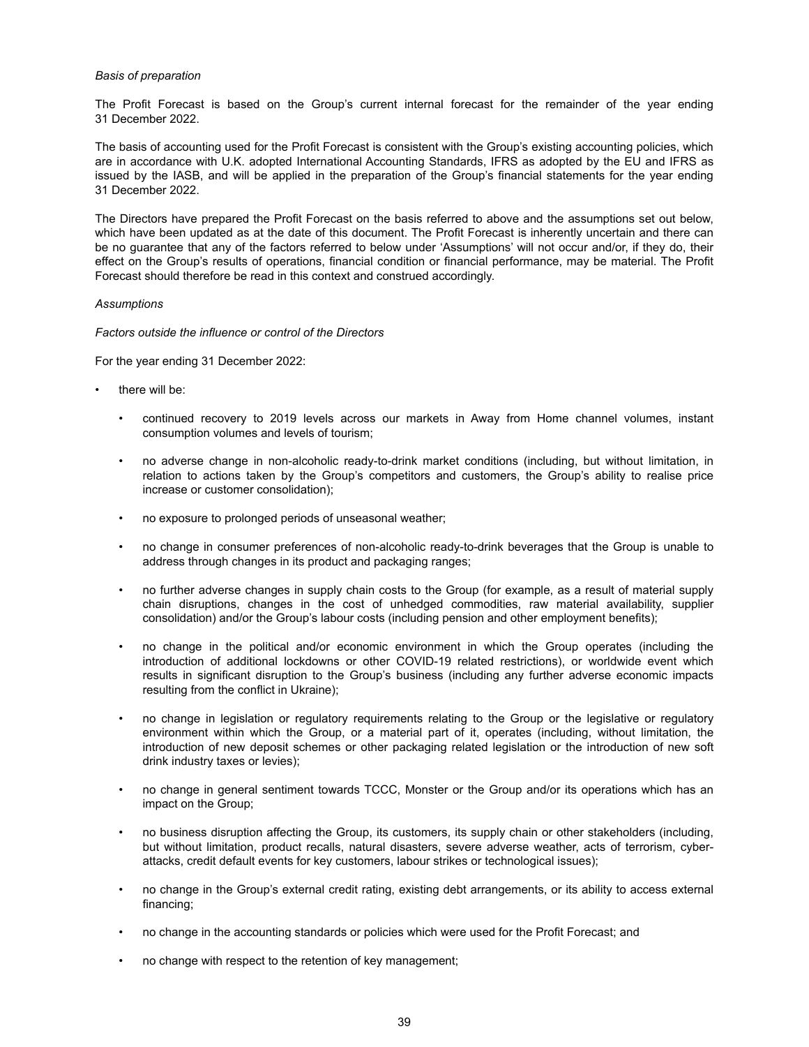*Basis of preparation*

The Profit Forecast is based on the Group's current internal forecast for the remainder of the year ending 31 December 2022.

The basis of accounting used for the Profit Forecast is consistent with the Group's existing accounting policies, which are in accordance with U.K. adopted International Accounting Standards, IFRS as adopted by the EU and IFRS as issued by the IASB, and will be applied in the preparation of the Group's financial statements for the year ending 31 December 2022.

The Directors have prepared the Profit Forecast on the basis referred to above and the assumptions set out below, which have been updated as at the date of this document. The Profit Forecast is inherently uncertain and there can be no guarantee that any of the factors referred to below under 'Assumptions' will not occur and/or, if they do, their effect on the Group's results of operations, financial condition or financial performance, may be material. The Profit Forecast should therefore be read in this context and construed accordingly.

*Assumptions*

*Factors outside the influence or control of the Directors*

For the year ending 31 December 2022:

- there will be:
  - continued recovery to 2019 levels across our markets in Away from Home channel volumes, instant consumption volumes and levels of tourism;
  - no adverse change in non-alcoholic ready-to-drink market conditions (including, but without limitation, in relation to actions taken by the Group's competitors and customers, the Group's ability to realise price increase or customer consolidation);
  - no exposure to prolonged periods of unseasonal weather;
  - no change in consumer preferences of non-alcoholic ready-to-drink beverages that the Group is unable to address through changes in its product and packaging ranges;
  - no further adverse changes in supply chain costs to the Group (for example, as a result of material supply chain disruptions, changes in the cost of unhedged commodities, raw material availability, supplier consolidation) and/or the Group's labour costs (including pension and other employment benefits);
  - no change in the political and/or economic environment in which the Group operates (including the introduction of additional lockdowns or other COVID-19 related restrictions), or worldwide event which results in significant disruption to the Group's business (including any further adverse economic impacts resulting from the conflict in Ukraine);
  - no change in legislation or regulatory requirements relating to the Group or the legislative or regulatory environment within which the Group, or a material part of it, operates (including, without limitation, the introduction of new deposit schemes or other packaging related legislation or the introduction of new soft drink industry taxes or levies);
  - no change in general sentiment towards TCCC, Monster or the Group and/or its operations which has an impact on the Group;
  - no business disruption affecting the Group, its customers, its supply chain or other stakeholders (including, but without limitation, product recalls, natural disasters, severe adverse weather, acts of terrorism, cyber-attacks, credit default events for key customers, labour strikes or technological issues);
  - no change in the Group's external credit rating, existing debt arrangements, or its ability to access external financing;
  - no change in the accounting standards or policies which were used for the Profit Forecast; and
  - no change with respect to the retention of key management;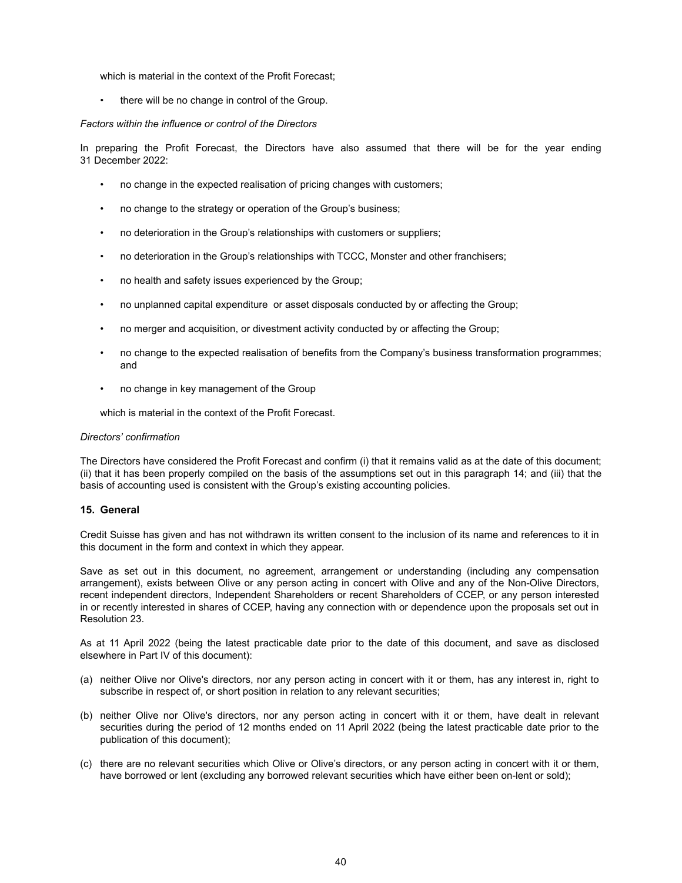which is material in the context of the Profit Forecast;

- there will be no change in control of the Group.

*Factors within the influence or control of the Directors*

In preparing the Profit Forecast, the Directors have also assumed that there will be for the year ending 31 December 2022:

- no change in the expected realisation of pricing changes with customers;
- no change to the strategy or operation of the Group's business;
- no deterioration in the Group's relationships with customers or suppliers;
- no deterioration in the Group's relationships with TCCC, Monster and other franchisers;
- no health and safety issues experienced by the Group;
- no unplanned capital expenditure or asset disposals conducted by or affecting the Group;
- no merger and acquisition, or divestment activity conducted by or affecting the Group;
- no change to the expected realisation of benefits from the Company's business transformation programmes; and
- no change in key management of the Group

which is material in the context of the Profit Forecast.

*Directors' confirmation*

The Directors have considered the Profit Forecast and confirm (i) that it remains valid as at the date of this document; (ii) that it has been properly compiled on the basis of the assumptions set out in this paragraph 14; and (iii) that the basis of accounting used is consistent with the Group's existing accounting policies.

## 15. General

Credit Suisse has given and has not withdrawn its written consent to the inclusion of its name and references to it in this document in the form and context in which they appear.

Save as set out in this document, no agreement, arrangement or understanding (including any compensation arrangement), exists between Olive or any person acting in concert with Olive and any of the Non-Olive Directors, recent independent directors, Independent Shareholders or recent Shareholders of CCEP, or any person interested in or recently interested in shares of CCEP, having any connection with or dependence upon the proposals set out in Resolution 23.

As at 11 April 2022 (being the latest practicable date prior to the date of this document, and save as disclosed elsewhere in Part IV of this document):

(a) neither Olive nor Olive's directors, nor any person acting in concert with it or them, has any interest in, right to subscribe in respect of, or short position in relation to any relevant securities;

(b) neither Olive nor Olive's directors, nor any person acting in concert with it or them, have dealt in relevant securities during the period of 12 months ended on 11 April 2022 (being the latest practicable date prior to the publication of this document);

(c) there are no relevant securities which Olive or Olive's directors, or any person acting in concert with it or them, have borrowed or lent (excluding any borrowed relevant securities which have either been on-lent or sold);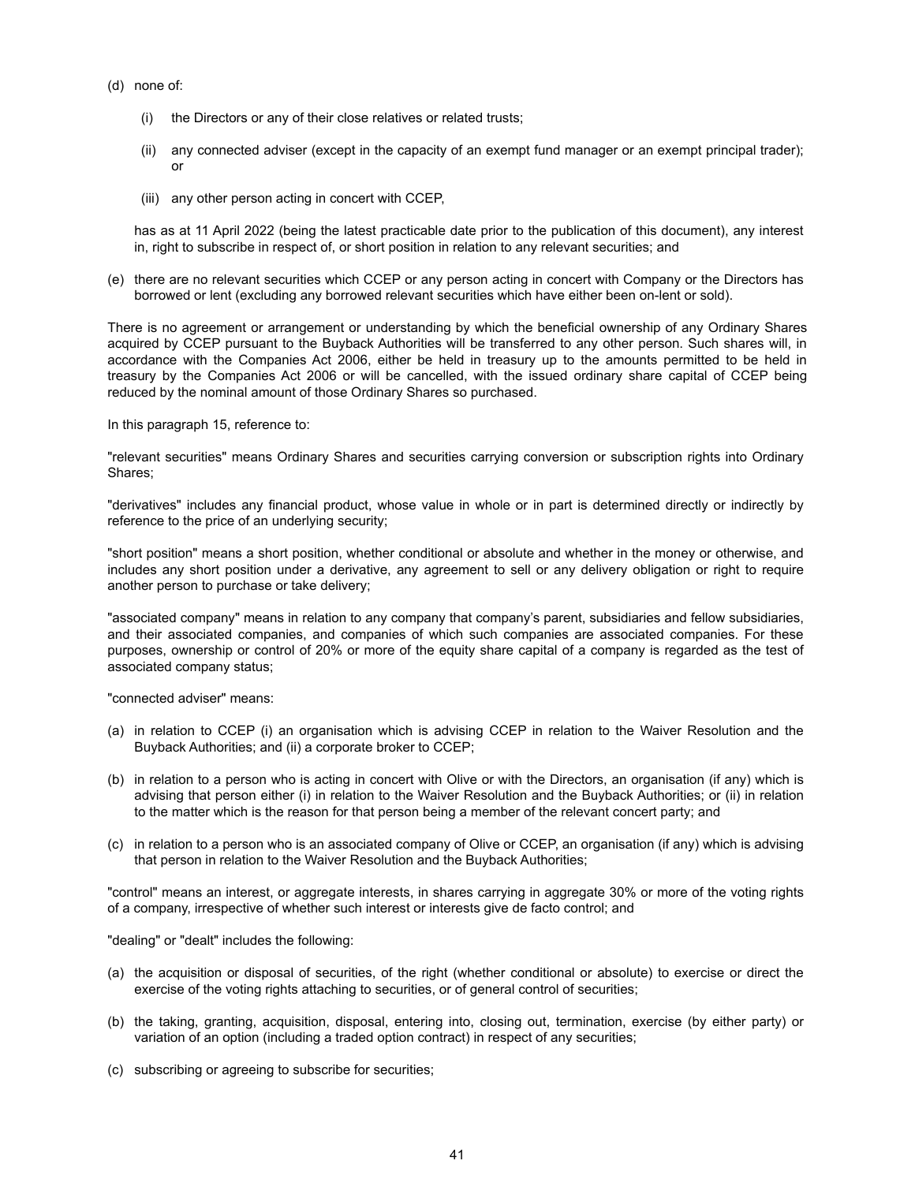(d) none of:

   (i) the Directors or any of their close relatives or related trusts;

   (ii) any connected adviser (except in the capacity of an exempt fund manager or an exempt principal trader); or

   (iii) any other person acting in concert with CCEP,

   has as at 11 April 2022 (being the latest practicable date prior to the publication of this document), any interest in, right to subscribe in respect of, or short position in relation to any relevant securities; and

(e) there are no relevant securities which CCEP or any person acting in concert with Company or the Directors has borrowed or lent (excluding any borrowed relevant securities which have either been on-lent or sold).

There is no agreement or arrangement or understanding by which the beneficial ownership of any Ordinary Shares acquired by CCEP pursuant to the Buyback Authorities will be transferred to any other person. Such shares will, in accordance with the Companies Act 2006, either be held in treasury up to the amounts permitted to be held in treasury by the Companies Act 2006 or will be cancelled, with the issued ordinary share capital of CCEP being reduced by the nominal amount of those Ordinary Shares so purchased.

In this paragraph 15, reference to:

"relevant securities" means Ordinary Shares and securities carrying conversion or subscription rights into Ordinary Shares;

"derivatives" includes any financial product, whose value in whole or in part is determined directly or indirectly by reference to the price of an underlying security;

"short position" means a short position, whether conditional or absolute and whether in the money or otherwise, and includes any short position under a derivative, any agreement to sell or any delivery obligation or right to require another person to purchase or take delivery;

"associated company" means in relation to any company that company's parent, subsidiaries and fellow subsidiaries, and their associated companies, and companies of which such companies are associated companies. For these purposes, ownership or control of 20% or more of the equity share capital of a company is regarded as the test of associated company status;

"connected adviser" means:

(a) in relation to CCEP (i) an organisation which is advising CCEP in relation to the Waiver Resolution and the Buyback Authorities; and (ii) a corporate broker to CCEP;

(b) in relation to a person who is acting in concert with Olive or with the Directors, an organisation (if any) which is advising that person either (i) in relation to the Waiver Resolution and the Buyback Authorities; or (ii) in relation to the matter which is the reason for that person being a member of the relevant concert party; and

(c) in relation to a person who is an associated company of Olive or CCEP, an organisation (if any) which is advising that person in relation to the Waiver Resolution and the Buyback Authorities;

"control" means an interest, or aggregate interests, in shares carrying in aggregate 30% or more of the voting rights of a company, irrespective of whether such interest or interests give de facto control; and

"dealing" or "dealt" includes the following:

(a) the acquisition or disposal of securities, of the right (whether conditional or absolute) to exercise or direct the exercise of the voting rights attaching to securities, or of general control of securities;

(b) the taking, granting, acquisition, disposal, entering into, closing out, termination, exercise (by either party) or variation of an option (including a traded option contract) in respect of any securities;

(c) subscribing or agreeing to subscribe for securities;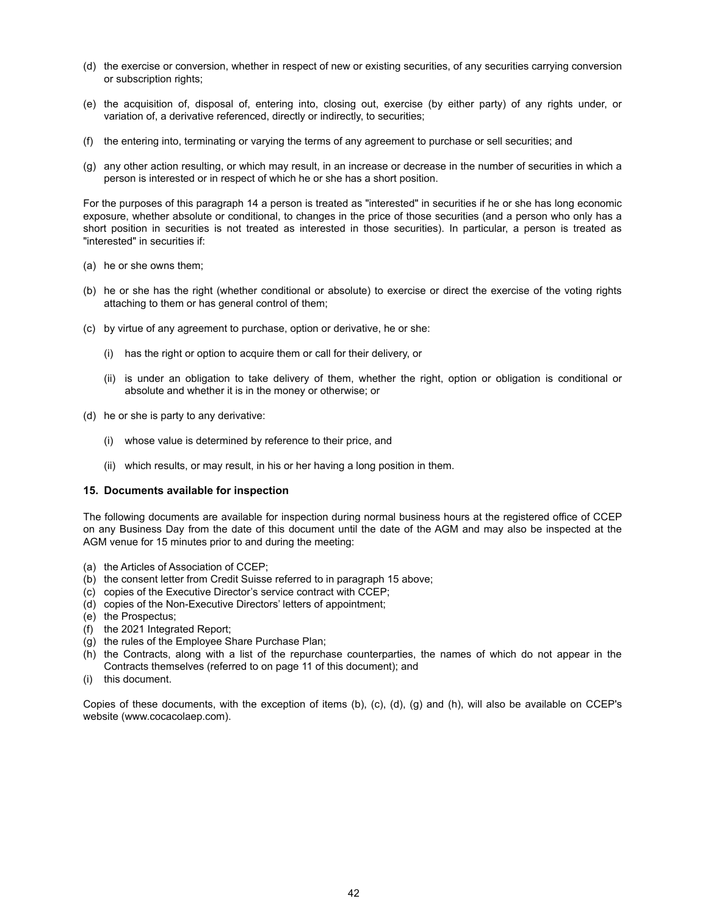(d) the exercise or conversion, whether in respect of new or existing securities, of any securities carrying conversion or subscription rights;

(e) the acquisition of, disposal of, entering into, closing out, exercise (by either party) of any rights under, or variation of, a derivative referenced, directly or indirectly, to securities;

(f) the entering into, terminating or varying the terms of any agreement to purchase or sell securities; and

(g) any other action resulting, or which may result, in an increase or decrease in the number of securities in which a person is interested or in respect of which he or she has a short position.

For the purposes of this paragraph 14 a person is treated as "interested" in securities if he or she has long economic exposure, whether absolute or conditional, to changes in the price of those securities (and a person who only has a short position in securities is not treated as interested in those securities). In particular, a person is treated as "interested" in securities if:

(a) he or she owns them;

(b) he or she has the right (whether conditional or absolute) to exercise or direct the exercise of the voting rights attaching to them or has general control of them;

(c) by virtue of any agreement to purchase, option or derivative, he or she:

   (i) has the right or option to acquire them or call for their delivery, or

   (ii) is under an obligation to take delivery of them, whether the right, option or obligation is conditional or absolute and whether it is in the money or otherwise; or

(d) he or she is party to any derivative:

   (i) whose value is determined by reference to their price, and

   (ii) which results, or may result, in his or her having a long position in them.

### 15. Documents available for inspection

The following documents are available for inspection during normal business hours at the registered office of CCEP on any Business Day from the date of this document until the date of the AGM and may also be inspected at the AGM venue for 15 minutes prior to and during the meeting:

(a) the Articles of Association of CCEP;
(b) the consent letter from Credit Suisse referred to in paragraph 15 above;
(c) copies of the Executive Director's service contract with CCEP;
(d) copies of the Non-Executive Directors' letters of appointment;
(e) the Prospectus;
(f) the 2021 Integrated Report;
(g) the rules of the Employee Share Purchase Plan;
(h) the Contracts, along with a list of the repurchase counterparties, the names of which do not appear in the Contracts themselves (referred to on page 11 of this document); and
(i) this document.

Copies of these documents, with the exception of items (b), (c), (d), (g) and (h), will also be available on CCEP's website (www.cocacolaep.com).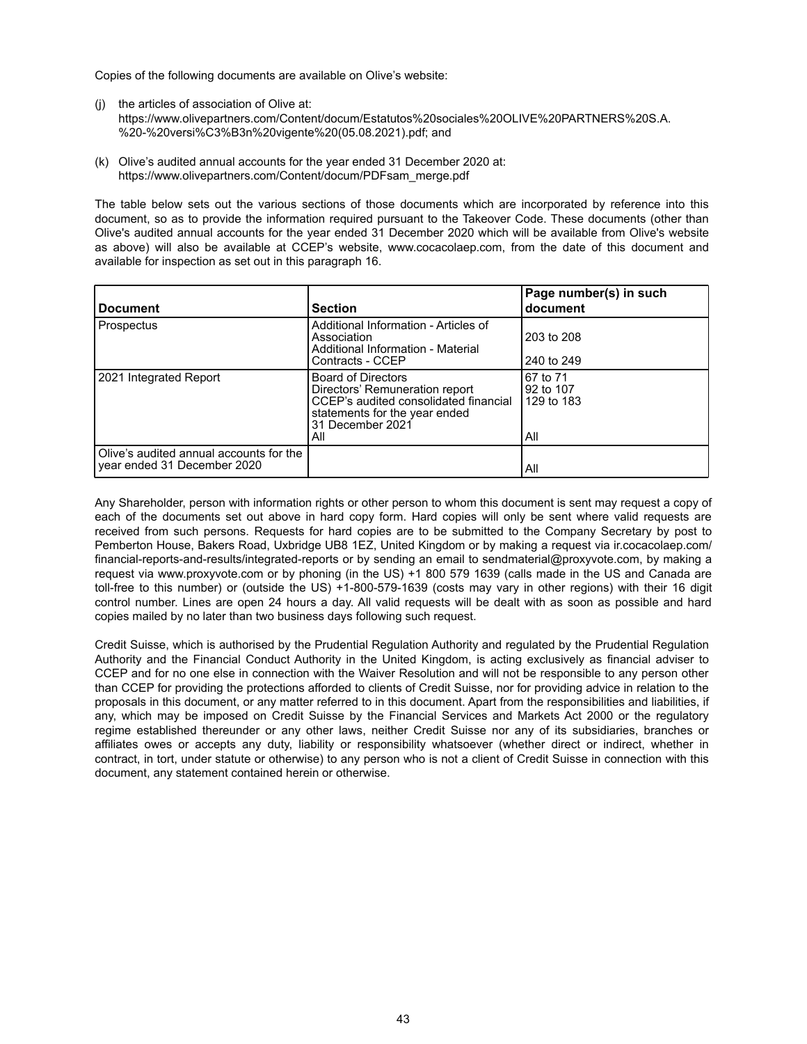Copies of the following documents are available on Olive's website:

(j) the articles of association of Olive at: https://www.olivepartners.com/Content/docum/Estatutos%20sociales%20OLIVE%20PARTNERS%20S.A.%20-%20versi%C3%B3n%20vigente%20(05.08.2021).pdf; and

(k) Olive's audited annual accounts for the year ended 31 December 2020 at: https://www.olivepartners.com/Content/docum/PDFsam_merge.pdf

The table below sets out the various sections of those documents which are incorporated by reference into this document, so as to provide the information required pursuant to the Takeover Code. These documents (other than Olive's audited annual accounts for the year ended 31 December 2020 which will be available from Olive's website as above) will also be available at CCEP's website, www.cocacolaep.com, from the date of this document and available for inspection as set out in this paragraph 16.

| **Document** | **Section** | **Page number(s) in such document** |
|---|---|---|
| Prospectus | Additional Information - Articles of Association | 203 to 208 |
| | Additional Information - Material Contracts - CCEP | 240 to 249 |
| 2021 Integrated Report | Board of Directors | 67 to 71 |
| | Directors' Remuneration report | 92 to 107 |
| | CCEP's audited consolidated financial statements for the year ended 31 December 2021 | 129 to 183 |
| | All | All |
| Olive's audited annual accounts for the year ended 31 December 2020 | | All |

Any Shareholder, person with information rights or other person to whom this document is sent may request a copy of each of the documents set out above in hard copy form. Hard copies will only be sent where valid requests are received from such persons. Requests for hard copies are to be submitted to the Company Secretary by post to Pemberton House, Bakers Road, Uxbridge UB8 1EZ, United Kingdom or by making a request via ir.cocacolaep.com/financial-reports-and-results/integrated-reports or by sending an email to sendmaterial@proxyvote.com, by making a request via www.proxyvote.com or by phoning (in the US) +1 800 579 1639 (calls made in the US and Canada are toll-free to this number) or (outside the US) +1-800-579-1639 (costs may vary in other regions) with their 16 digit control number. Lines are open 24 hours a day. All valid requests will be dealt with as soon as possible and hard copies mailed by no later than two business days following such request.

Credit Suisse, which is authorised by the Prudential Regulation Authority and regulated by the Prudential Regulation Authority and the Financial Conduct Authority in the United Kingdom, is acting exclusively as financial adviser to CCEP and for no one else in connection with the Waiver Resolution and will not be responsible to any person other than CCEP for providing the protections afforded to clients of Credit Suisse, nor for providing advice in relation to the proposals in this document, or any matter referred to in this document. Apart from the responsibilities and liabilities, if any, which may be imposed on Credit Suisse by the Financial Services and Markets Act 2000 or the regulatory regime established thereunder or any other laws, neither Credit Suisse nor any of its subsidiaries, branches or affiliates owes or accepts any duty, liability or responsibility whatsoever (whether direct or indirect, whether in contract, in tort, under statute or otherwise) to any person who is not a client of Credit Suisse in connection with this document, any statement contained herein or otherwise.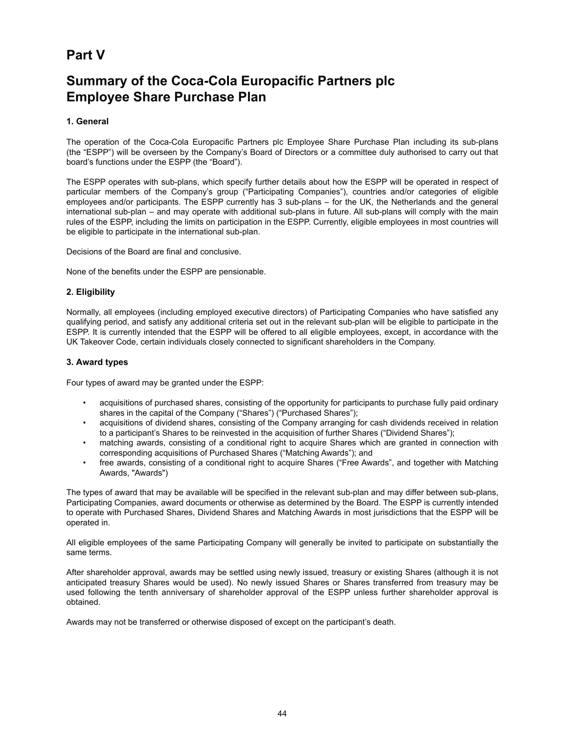# Part V

# Summary of the Coca-Cola Europacific Partners plc Employee Share Purchase Plan

### 1. General

The operation of the Coca-Cola Europacific Partners plc Employee Share Purchase Plan including its sub-plans (the "ESPP") will be overseen by the Company's Board of Directors or a committee duly authorised to carry out that board's functions under the ESPP (the "Board").

The ESPP operates with sub-plans, which specify further details about how the ESPP will be operated in respect of particular members of the Company's group ("Participating Companies"), countries and/or categories of eligible employees and/or participants. The ESPP currently has 3 sub-plans – for the UK, the Netherlands and the general international sub-plan – and may operate with additional sub-plans in future. All sub-plans will comply with the main rules of the ESPP, including the limits on participation in the ESPP. Currently, eligible employees in most countries will be eligible to participate in the international sub-plan.

Decisions of the Board are final and conclusive.

None of the benefits under the ESPP are pensionable.

### 2. Eligibility

Normally, all employees (including employed executive directors) of Participating Companies who have satisfied any qualifying period, and satisfy any additional criteria set out in the relevant sub-plan will be eligible to participate in the ESPP. It is currently intended that the ESPP will be offered to all eligible employees, except, in accordance with the UK Takeover Code, certain individuals closely connected to significant shareholders in the Company.

### 3. Award types

Four types of award may be granted under the ESPP:

- acquisitions of purchased shares, consisting of the opportunity for participants to purchase fully paid ordinary shares in the capital of the Company ("Shares") ("Purchased Shares");
- acquisitions of dividend shares, consisting of the Company arranging for cash dividends received in relation to a participant's Shares to be reinvested in the acquisition of further Shares ("Dividend Shares");
- matching awards, consisting of a conditional right to acquire Shares which are granted in connection with corresponding acquisitions of Purchased Shares ("Matching Awards"); and
- free awards, consisting of a conditional right to acquire Shares ("Free Awards", and together with Matching Awards, "Awards")

The types of award that may be available will be specified in the relevant sub-plan and may differ between sub-plans, Participating Companies, award documents or otherwise as determined by the Board. The ESPP is currently intended to operate with Purchased Shares, Dividend Shares and Matching Awards in most jurisdictions that the ESPP will be operated in.

All eligible employees of the same Participating Company will generally be invited to participate on substantially the same terms.

After shareholder approval, awards may be settled using newly issued, treasury or existing Shares (although it is not anticipated treasury Shares would be used). No newly issued Shares or Shares transferred from treasury may be used following the tenth anniversary of shareholder approval of the ESPP unless further shareholder approval is obtained.

Awards may not be transferred or otherwise disposed of except on the participant's death.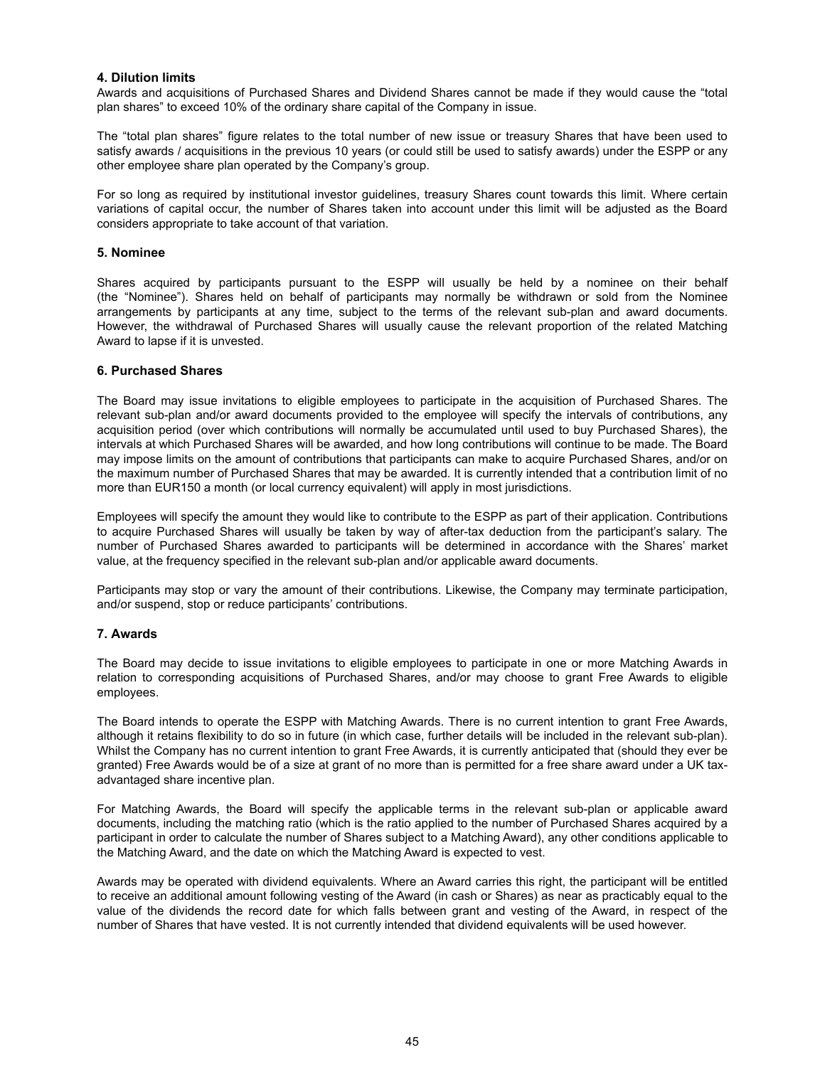#### 4. Dilution limits

Awards and acquisitions of Purchased Shares and Dividend Shares cannot be made if they would cause the "total plan shares" to exceed 10% of the ordinary share capital of the Company in issue.

The "total plan shares" figure relates to the total number of new issue or treasury Shares that have been used to satisfy awards / acquisitions in the previous 10 years (or could still be used to satisfy awards) under the ESPP or any other employee share plan operated by the Company's group.

For so long as required by institutional investor guidelines, treasury Shares count towards this limit. Where certain variations of capital occur, the number of Shares taken into account under this limit will be adjusted as the Board considers appropriate to take account of that variation.

#### 5. Nominee

Shares acquired by participants pursuant to the ESPP will usually be held by a nominee on their behalf (the "Nominee"). Shares held on behalf of participants may normally be withdrawn or sold from the Nominee arrangements by participants at any time, subject to the terms of the relevant sub-plan and award documents. However, the withdrawal of Purchased Shares will usually cause the relevant proportion of the related Matching Award to lapse if it is unvested.

#### 6. Purchased Shares

The Board may issue invitations to eligible employees to participate in the acquisition of Purchased Shares. The relevant sub-plan and/or award documents provided to the employee will specify the intervals of contributions, any acquisition period (over which contributions will normally be accumulated until used to buy Purchased Shares), the intervals at which Purchased Shares will be awarded, and how long contributions will continue to be made. The Board may impose limits on the amount of contributions that participants can make to acquire Purchased Shares, and/or on the maximum number of Purchased Shares that may be awarded. It is currently intended that a contribution limit of no more than EUR150 a month (or local currency equivalent) will apply in most jurisdictions.

Employees will specify the amount they would like to contribute to the ESPP as part of their application. Contributions to acquire Purchased Shares will usually be taken by way of after-tax deduction from the participant's salary. The number of Purchased Shares awarded to participants will be determined in accordance with the Shares' market value, at the frequency specified in the relevant sub-plan and/or applicable award documents.

Participants may stop or vary the amount of their contributions. Likewise, the Company may terminate participation, and/or suspend, stop or reduce participants' contributions.

#### 7. Awards

The Board may decide to issue invitations to eligible employees to participate in one or more Matching Awards in relation to corresponding acquisitions of Purchased Shares, and/or may choose to grant Free Awards to eligible employees.

The Board intends to operate the ESPP with Matching Awards. There is no current intention to grant Free Awards, although it retains flexibility to do so in future (in which case, further details will be included in the relevant sub-plan). Whilst the Company has no current intention to grant Free Awards, it is currently anticipated that (should they ever be granted) Free Awards would be of a size at grant of no more than is permitted for a free share award under a UK tax-advantaged share incentive plan.

For Matching Awards, the Board will specify the applicable terms in the relevant sub-plan or applicable award documents, including the matching ratio (which is the ratio applied to the number of Purchased Shares acquired by a participant in order to calculate the number of Shares subject to a Matching Award), any other conditions applicable to the Matching Award, and the date on which the Matching Award is expected to vest.

Awards may be operated with dividend equivalents. Where an Award carries this right, the participant will be entitled to receive an additional amount following vesting of the Award (in cash or Shares) as near as practicably equal to the value of the dividends the record date for which falls between grant and vesting of the Award, in respect of the number of Shares that have vested. It is not currently intended that dividend equivalents will be used however.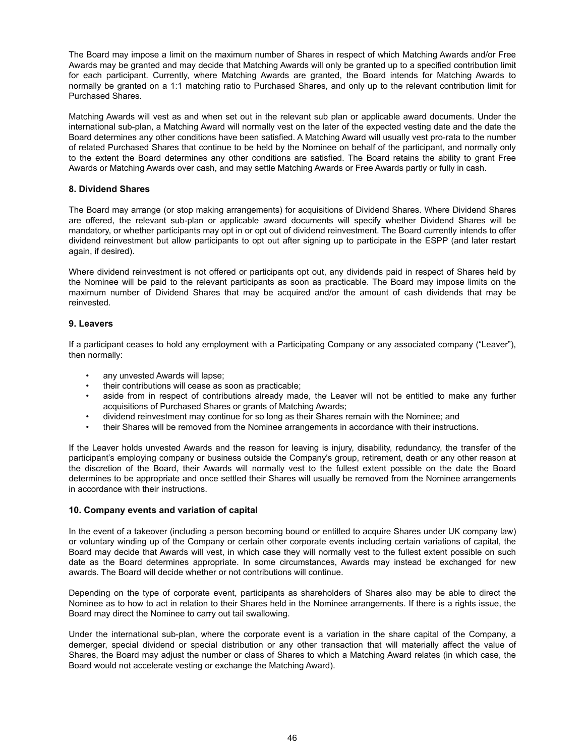The Board may impose a limit on the maximum number of Shares in respect of which Matching Awards and/or Free Awards may be granted and may decide that Matching Awards will only be granted up to a specified contribution limit for each participant. Currently, where Matching Awards are granted, the Board intends for Matching Awards to normally be granted on a 1:1 matching ratio to Purchased Shares, and only up to the relevant contribution limit for Purchased Shares.

Matching Awards will vest as and when set out in the relevant sub plan or applicable award documents. Under the international sub-plan, a Matching Award will normally vest on the later of the expected vesting date and the date the Board determines any other conditions have been satisfied. A Matching Award will usually vest pro-rata to the number of related Purchased Shares that continue to be held by the Nominee on behalf of the participant, and normally only to the extent the Board determines any other conditions are satisfied. The Board retains the ability to grant Free Awards or Matching Awards over cash, and may settle Matching Awards or Free Awards partly or fully in cash.

### 8. Dividend Shares

The Board may arrange (or stop making arrangements) for acquisitions of Dividend Shares. Where Dividend Shares are offered, the relevant sub-plan or applicable award documents will specify whether Dividend Shares will be mandatory, or whether participants may opt in or opt out of dividend reinvestment. The Board currently intends to offer dividend reinvestment but allow participants to opt out after signing up to participate in the ESPP (and later restart again, if desired).

Where dividend reinvestment is not offered or participants opt out, any dividends paid in respect of Shares held by the Nominee will be paid to the relevant participants as soon as practicable. The Board may impose limits on the maximum number of Dividend Shares that may be acquired and/or the amount of cash dividends that may be reinvested.

### 9. Leavers

If a participant ceases to hold any employment with a Participating Company or any associated company ("Leaver"), then normally:

- any unvested Awards will lapse;
- their contributions will cease as soon as practicable;
- aside from in respect of contributions already made, the Leaver will not be entitled to make any further acquisitions of Purchased Shares or grants of Matching Awards;
- dividend reinvestment may continue for so long as their Shares remain with the Nominee; and
- their Shares will be removed from the Nominee arrangements in accordance with their instructions.

If the Leaver holds unvested Awards and the reason for leaving is injury, disability, redundancy, the transfer of the participant's employing company or business outside the Company's group, retirement, death or any other reason at the discretion of the Board, their Awards will normally vest to the fullest extent possible on the date the Board determines to be appropriate and once settled their Shares will usually be removed from the Nominee arrangements in accordance with their instructions.

### 10. Company events and variation of capital

In the event of a takeover (including a person becoming bound or entitled to acquire Shares under UK company law) or voluntary winding up of the Company or certain other corporate events including certain variations of capital, the Board may decide that Awards will vest, in which case they will normally vest to the fullest extent possible on such date as the Board determines appropriate. In some circumstances, Awards may instead be exchanged for new awards. The Board will decide whether or not contributions will continue.

Depending on the type of corporate event, participants as shareholders of Shares also may be able to direct the Nominee as to how to act in relation to their Shares held in the Nominee arrangements. If there is a rights issue, the Board may direct the Nominee to carry out tail swallowing.

Under the international sub-plan, where the corporate event is a variation in the share capital of the Company, a demerger, special dividend or special distribution or any other transaction that will materially affect the value of Shares, the Board may adjust the number or class of Shares to which a Matching Award relates (in which case, the Board would not accelerate vesting or exchange the Matching Award).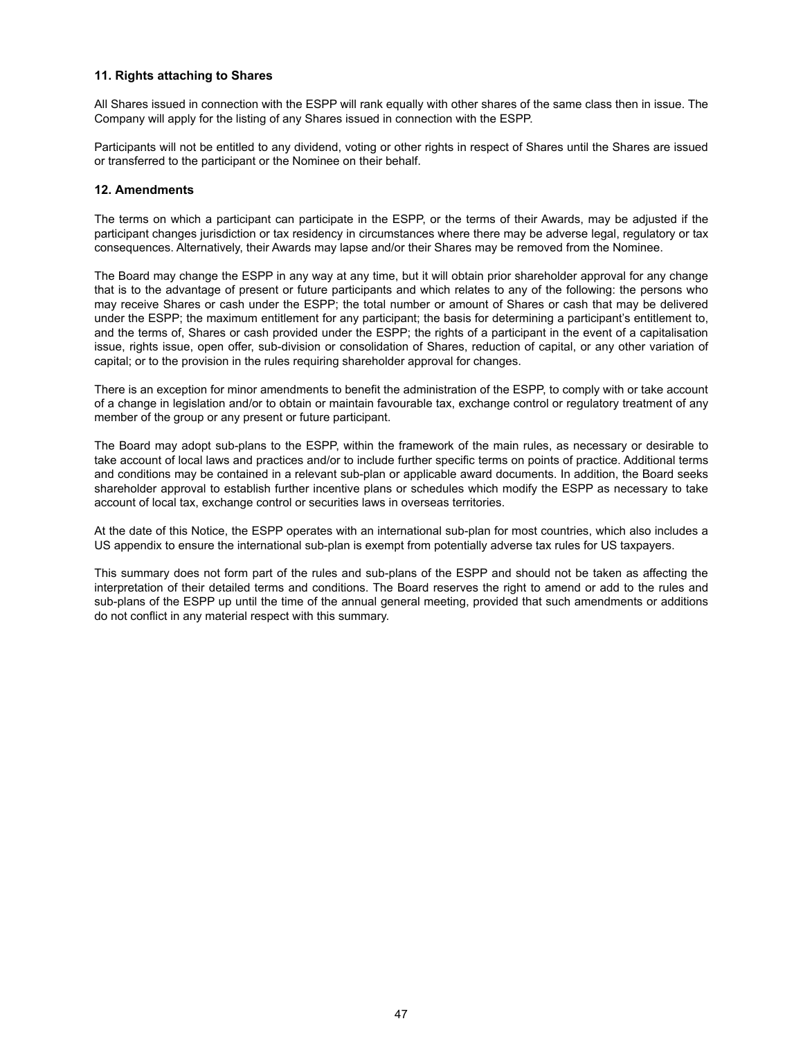### 11. Rights attaching to Shares

All Shares issued in connection with the ESPP will rank equally with other shares of the same class then in issue. The Company will apply for the listing of any Shares issued in connection with the ESPP.

Participants will not be entitled to any dividend, voting or other rights in respect of Shares until the Shares are issued or transferred to the participant or the Nominee on their behalf.

### 12. Amendments

The terms on which a participant can participate in the ESPP, or the terms of their Awards, may be adjusted if the participant changes jurisdiction or tax residency in circumstances where there may be adverse legal, regulatory or tax consequences. Alternatively, their Awards may lapse and/or their Shares may be removed from the Nominee.

The Board may change the ESPP in any way at any time, but it will obtain prior shareholder approval for any change that is to the advantage of present or future participants and which relates to any of the following: the persons who may receive Shares or cash under the ESPP; the total number or amount of Shares or cash that may be delivered under the ESPP; the maximum entitlement for any participant; the basis for determining a participant's entitlement to, and the terms of, Shares or cash provided under the ESPP; the rights of a participant in the event of a capitalisation issue, rights issue, open offer, sub-division or consolidation of Shares, reduction of capital, or any other variation of capital; or to the provision in the rules requiring shareholder approval for changes.

There is an exception for minor amendments to benefit the administration of the ESPP, to comply with or take account of a change in legislation and/or to obtain or maintain favourable tax, exchange control or regulatory treatment of any member of the group or any present or future participant.

The Board may adopt sub-plans to the ESPP, within the framework of the main rules, as necessary or desirable to take account of local laws and practices and/or to include further specific terms on points of practice. Additional terms and conditions may be contained in a relevant sub-plan or applicable award documents. In addition, the Board seeks shareholder approval to establish further incentive plans or schedules which modify the ESPP as necessary to take account of local tax, exchange control or securities laws in overseas territories.

At the date of this Notice, the ESPP operates with an international sub-plan for most countries, which also includes a US appendix to ensure the international sub-plan is exempt from potentially adverse tax rules for US taxpayers.

This summary does not form part of the rules and sub-plans of the ESPP and should not be taken as affecting the interpretation of their detailed terms and conditions. The Board reserves the right to amend or add to the rules and sub-plans of the ESPP up until the time of the annual general meeting, provided that such amendments or additions do not conflict in any material respect with this summary.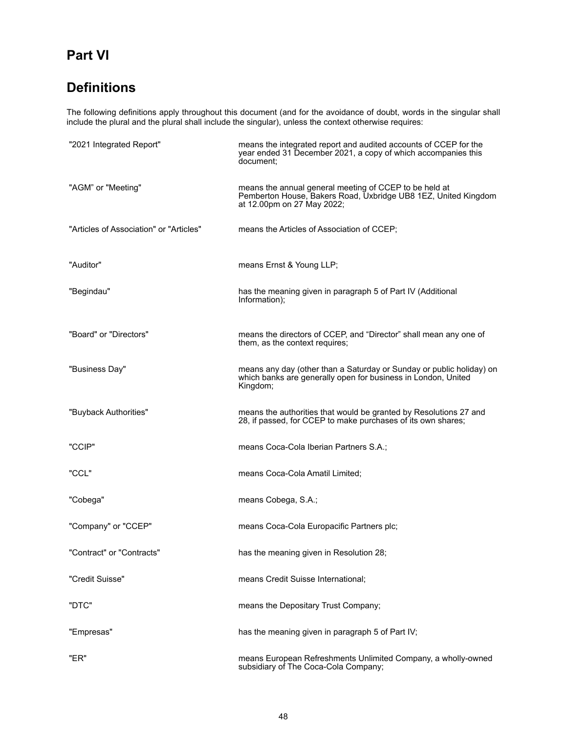# Part VI

# Definitions

The following definitions apply throughout this document (and for the avoidance of doubt, words in the singular shall include the plural and the plural shall include the singular), unless the context otherwise requires:

| | |
|---|---|
| "2021 Integrated Report" | means the integrated report and audited accounts of CCEP for the year ended 31 December 2021, a copy of which accompanies this document; |
| "AGM" or "Meeting" | means the annual general meeting of CCEP to be held at Pemberton House, Bakers Road, Uxbridge UB8 1EZ, United Kingdom at 12.00pm on 27 May 2022; |
| "Articles of Association" or "Articles" | means the Articles of Association of CCEP; |
| "Auditor" | means Ernst & Young LLP; |
| "Begindau" | has the meaning given in paragraph 5 of Part IV (Additional Information); |
| "Board" or "Directors" | means the directors of CCEP, and "Director" shall mean any one of them, as the context requires; |
| "Business Day" | means any day (other than a Saturday or Sunday or public holiday) on which banks are generally open for business in London, United Kingdom; |
| "Buyback Authorities" | means the authorities that would be granted by Resolutions 27 and 28, if passed, for CCEP to make purchases of its own shares; |
| "CCIP" | means Coca-Cola Iberian Partners S.A.; |
| "CCL" | means Coca-Cola Amatil Limited; |
| "Cobega" | means Cobega, S.A.; |
| "Company" or "CCEP" | means Coca-Cola Europacific Partners plc; |
| "Contract" or "Contracts" | has the meaning given in Resolution 28; |
| "Credit Suisse" | means Credit Suisse International; |
| "DTC" | means the Depositary Trust Company; |
| "Empresas" | has the meaning given in paragraph 5 of Part IV; |
| "ER" | means European Refreshments Unlimited Company, a wholly-owned subsidiary of The Coca-Cola Company; |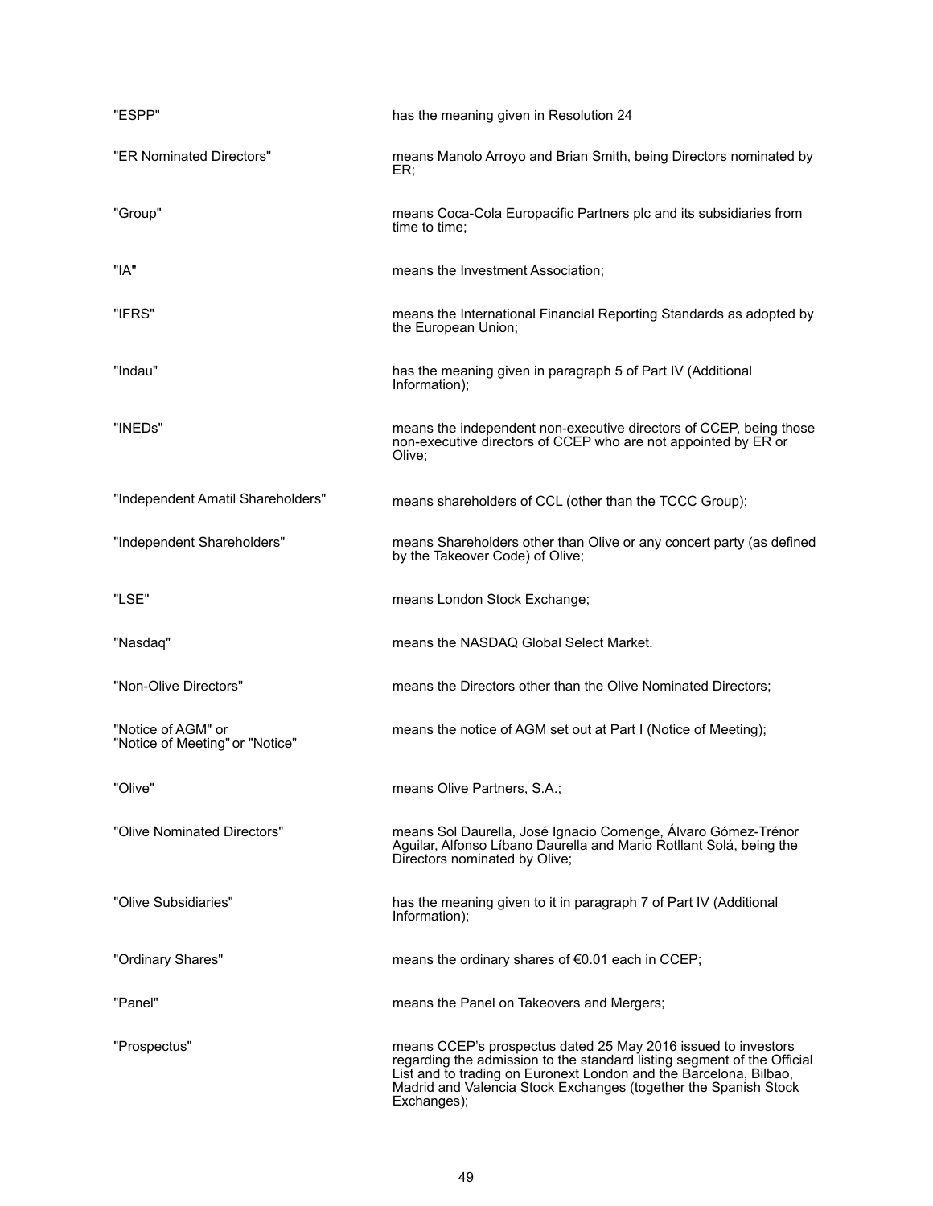| | |
|---|---|
| "ESPP" | has the meaning given in Resolution 24 |
| "ER Nominated Directors" | means Manolo Arroyo and Brian Smith, being Directors nominated by ER; |
| "Group" | means Coca-Cola Europacific Partners plc and its subsidiaries from time to time; |
| "IA" | means the Investment Association; |
| "IFRS" | means the International Financial Reporting Standards as adopted by the European Union; |
| "Indau" | has the meaning given in paragraph 5 of Part IV (Additional Information); |
| "INEDs" | means the independent non-executive directors of CCEP, being those non-executive directors of CCEP who are not appointed by ER or Olive; |
| "Independent Amatil Shareholders" | means shareholders of CCL (other than the TCCC Group); |
| "Independent Shareholders" | means Shareholders other than Olive or any concert party (as defined by the Takeover Code) of Olive; |
| "LSE" | means London Stock Exchange; |
| "Nasdaq" | means the NASDAQ Global Select Market. |
| "Non-Olive Directors" | means the Directors other than the Olive Nominated Directors; |
| "Notice of AGM" or "Notice of Meeting" or "Notice" | means the notice of AGM set out at Part I (Notice of Meeting); |
| "Olive" | means Olive Partners, S.A.; |
| "Olive Nominated Directors" | means Sol Daurella, José Ignacio Comenge, Álvaro Gómez-Trénor Aguilar, Alfonso Líbano Daurella and Mario Rotllant Solá, being the Directors nominated by Olive; |
| "Olive Subsidiaries" | has the meaning given to it in paragraph 7 of Part IV (Additional Information); |
| "Ordinary Shares" | means the ordinary shares of €0.01 each in CCEP; |
| "Panel" | means the Panel on Takeovers and Mergers; |
| "Prospectus" | means CCEP's prospectus dated 25 May 2016 issued to investors regarding the admission to the standard listing segment of the Official List and to trading on Euronext London and the Barcelona, Bilbao, Madrid and Valencia Stock Exchanges (together the Spanish Stock Exchanges); |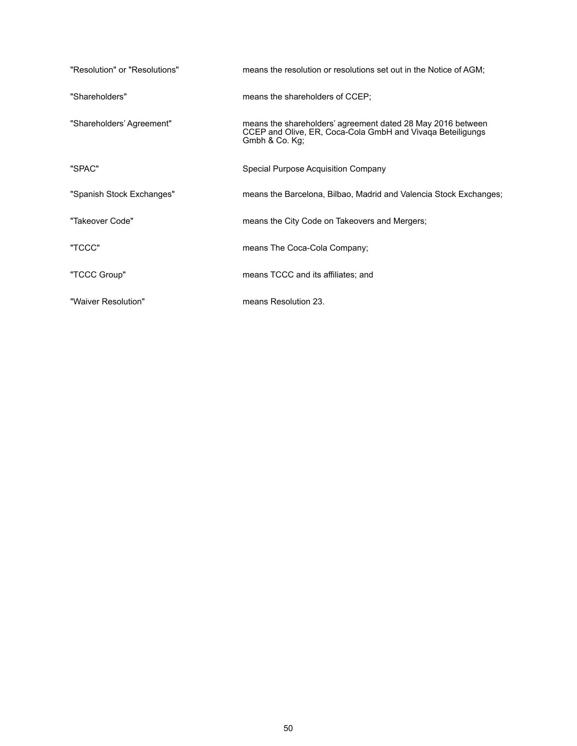| | |
|---|---|
| "Resolution" or "Resolutions" | means the resolution or resolutions set out in the Notice of AGM; |
| "Shareholders" | means the shareholders of CCEP; |
| "Shareholders' Agreement" | means the shareholders' agreement dated 28 May 2016 between CCEP and Olive, ER, Coca-Cola GmbH and Vivaqa Beteiligungs Gmbh & Co. Kg; |
| "SPAC" | Special Purpose Acquisition Company |
| "Spanish Stock Exchanges" | means the Barcelona, Bilbao, Madrid and Valencia Stock Exchanges; |
| "Takeover Code" | means the City Code on Takeovers and Mergers; |
| "TCCC" | means The Coca-Cola Company; |
| "TCCC Group" | means TCCC and its affiliates; and |
| "Waiver Resolution" | means Resolution 23. |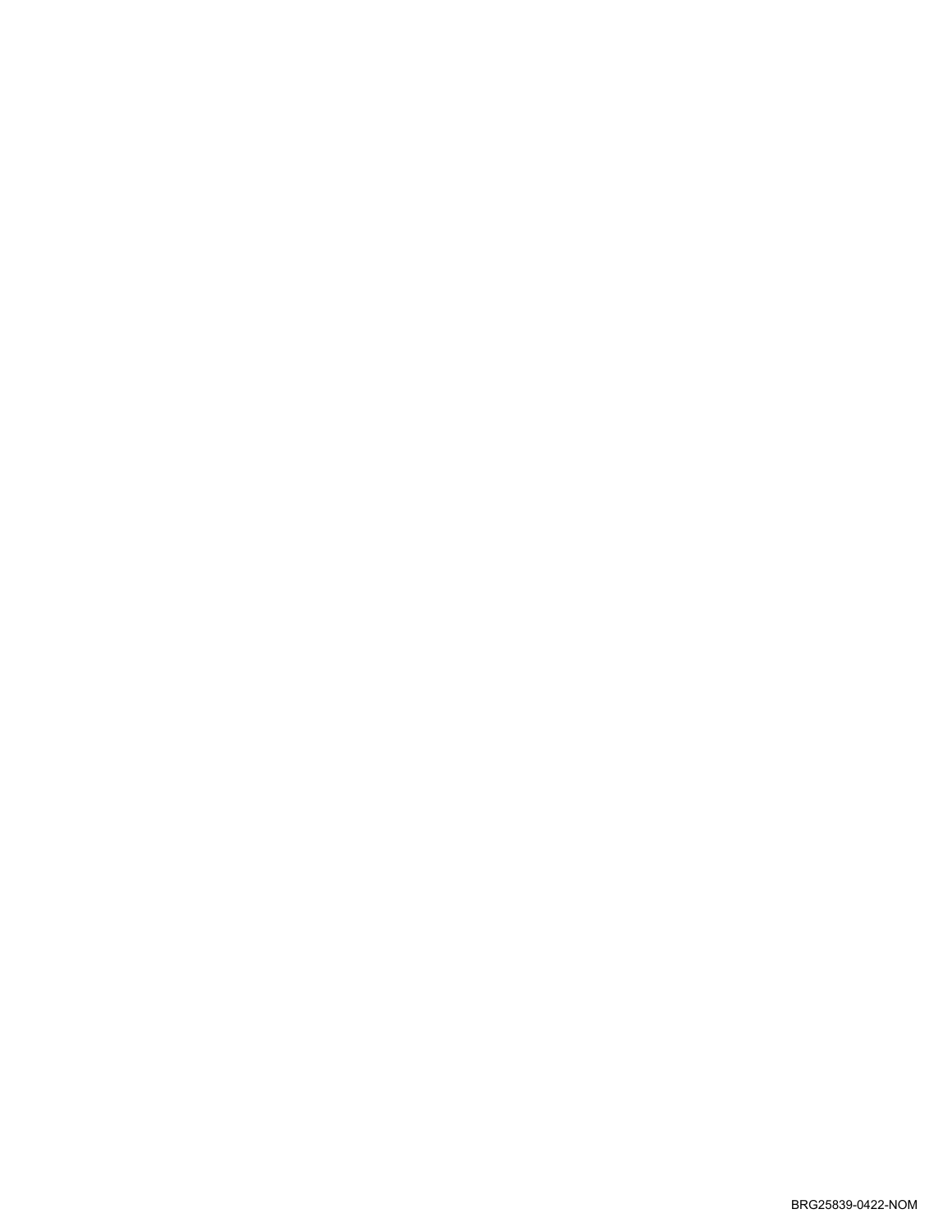BRG25839-0422-NOM